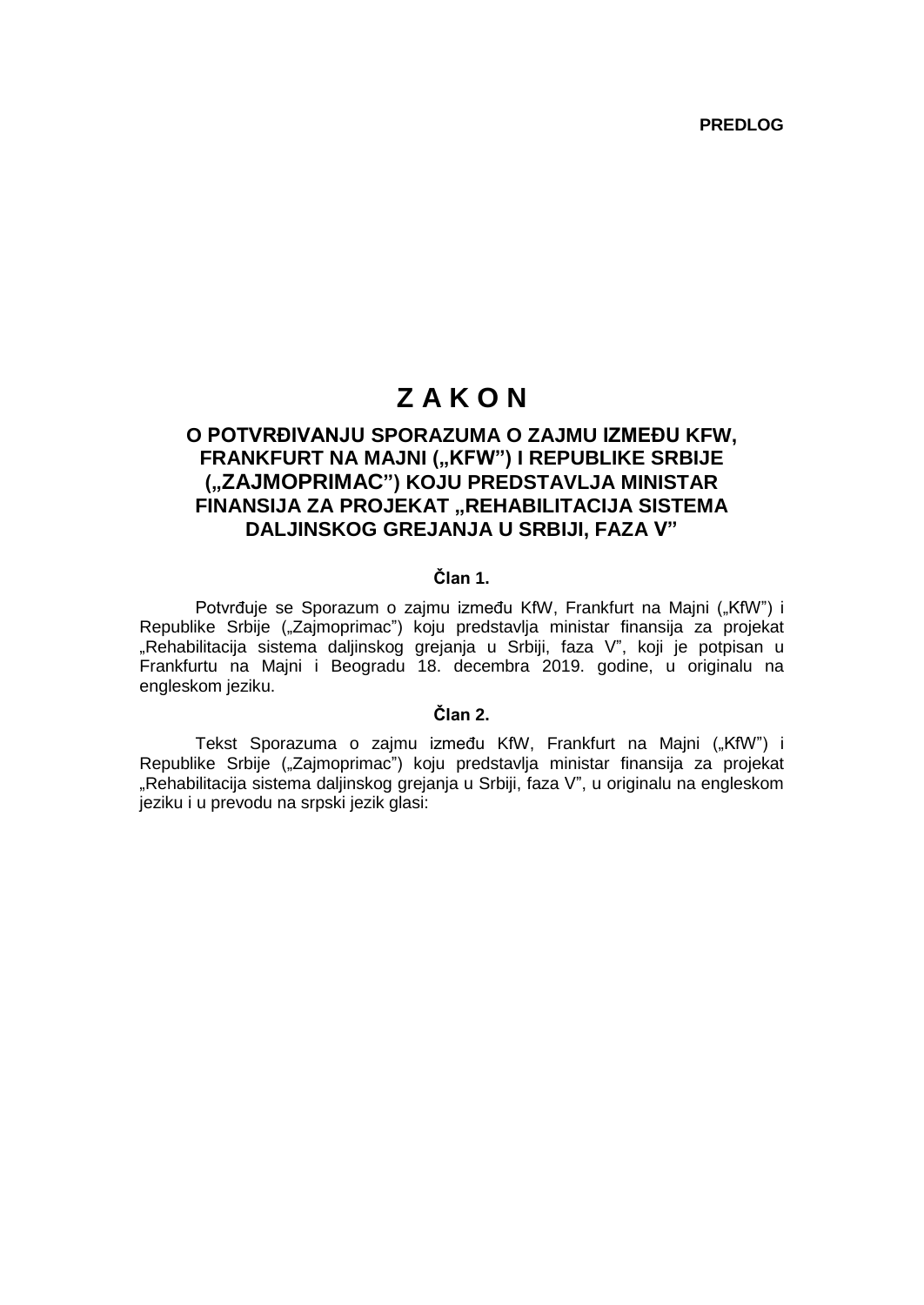**PREDLOG**

# Z A K O N

## O POTVRĐIVANJU SPORAZUMA O ZAJMU IZMEĐU KFW, FRANKFURT NA MAJNI („KFW") I REPUBLIKE SRBIJE („ZAJMOPRIMAC") KOJU PREDSTAVLJA MINISTAR FINANSIJA ZA PROJEKAT „REHABILITACIJA SISTEMA DALJINSKOG GREJANJA U SRBIJI, FAZA V"

### Član 1.

Potvrđuje se Sporazum o zajmu između KfW, Frankfurt na Majni („KfW") i Republike Srbije („Zajmoprimac") koju predstavlja ministar finansija za projekat „Rehabilitacija sistema daljinskog grejanja u Srbiji, faza V", koji je potpisan u Frankfurtu na Majni i Beogradu 18. decembra 2019. godine, u originalu na engleskom jeziku.

### Član 2.

Tekst Sporazuma o zajmu između KfW, Frankfurt na Majni („KfW") i Republike Srbije („Zajmoprimac") koju predstavlja ministar finansija za projekat „Rehabilitacija sistema daljinskog grejanja u Srbiji, faza V", u originalu na engleskom jeziku i u prevodu na srpski jezik glasi: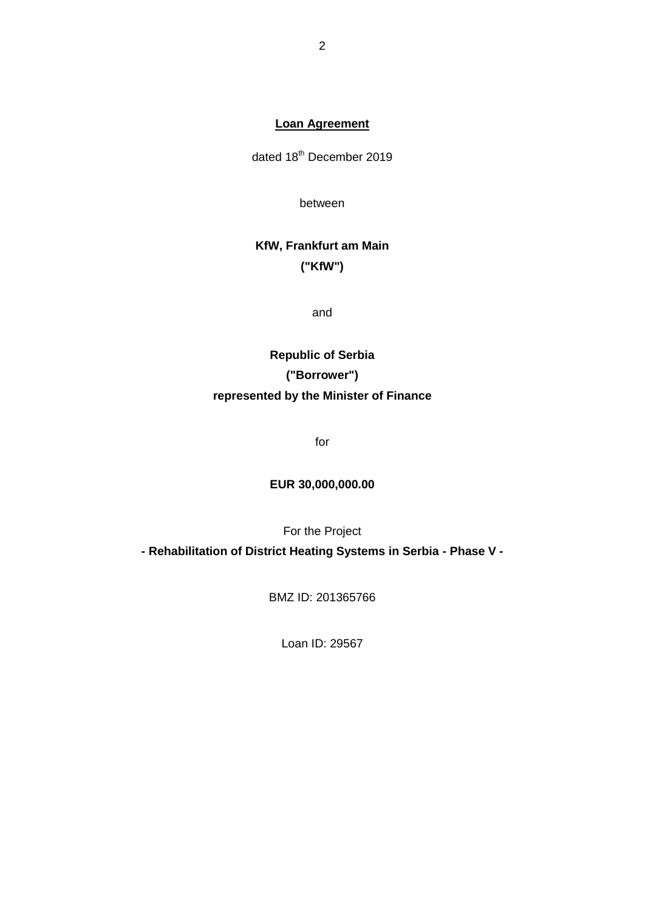# Loan Agreement

dated 18th December 2019

between

**KfW, Frankfurt am Main**
**("KfW")**

and

**Republic of Serbia**
**("Borrower")**
**represented by the Minister of Finance**

for

**EUR 30,000,000.00**

For the Project
**- Rehabilitation of District Heating Systems in Serbia - Phase V -**

BMZ ID: 201365766

Loan ID: 29567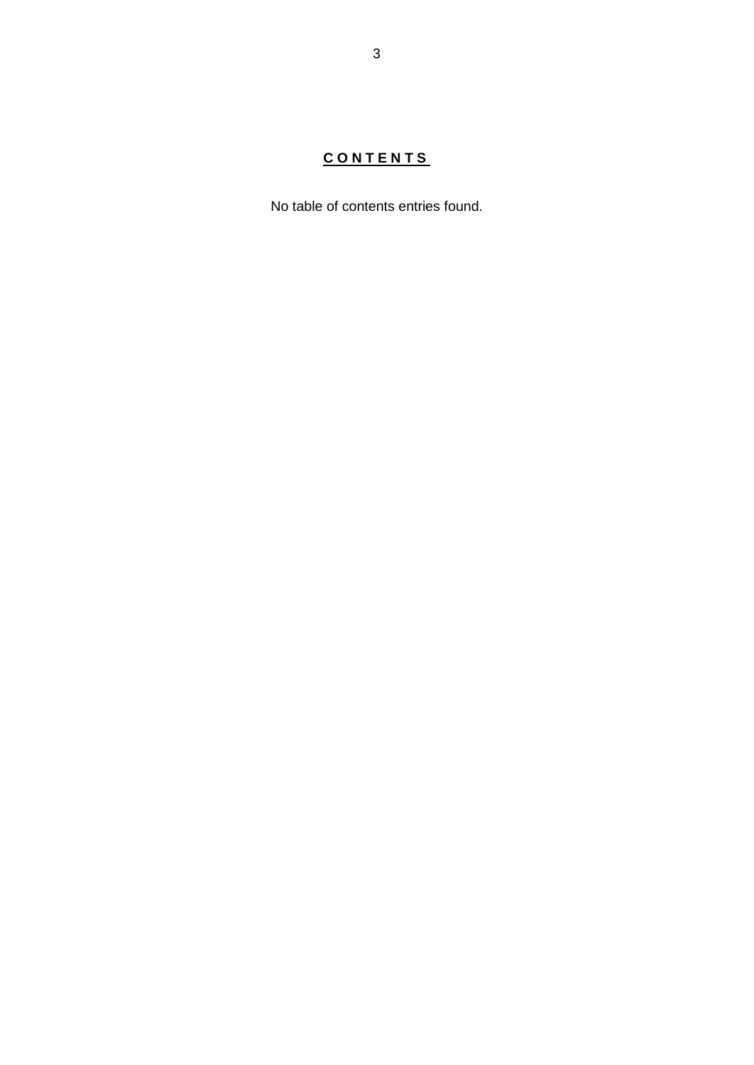## C O N T E N T S

No table of contents entries found.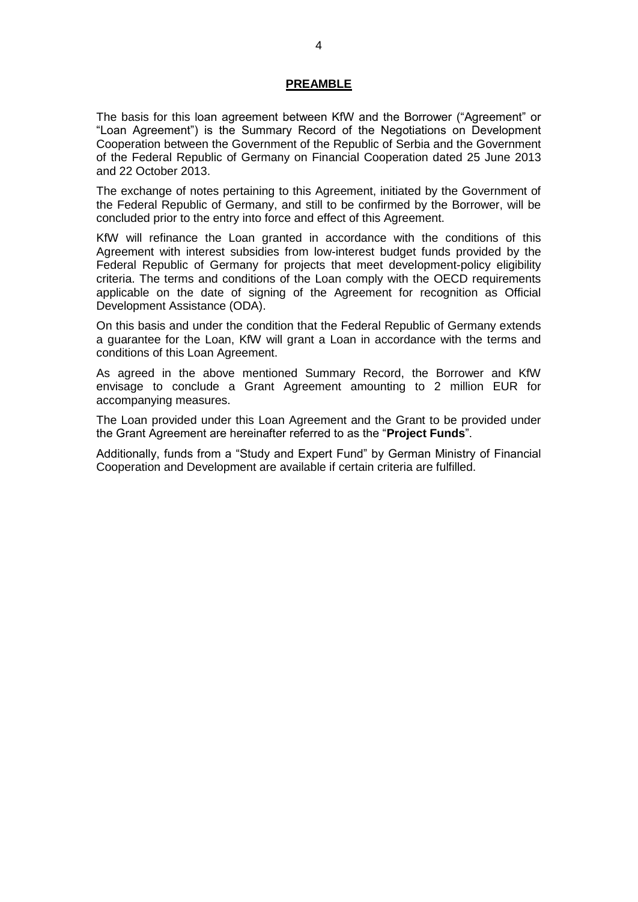## PREAMBLE

The basis for this loan agreement between KfW and the Borrower ("Agreement" or "Loan Agreement") is the Summary Record of the Negotiations on Development Cooperation between the Government of the Republic of Serbia and the Government of the Federal Republic of Germany on Financial Cooperation dated 25 June 2013 and 22 October 2013.

The exchange of notes pertaining to this Agreement, initiated by the Government of the Federal Republic of Germany, and still to be confirmed by the Borrower, will be concluded prior to the entry into force and effect of this Agreement.

KfW will refinance the Loan granted in accordance with the conditions of this Agreement with interest subsidies from low-interest budget funds provided by the Federal Republic of Germany for projects that meet development-policy eligibility criteria. The terms and conditions of the Loan comply with the OECD requirements applicable on the date of signing of the Agreement for recognition as Official Development Assistance (ODA).

On this basis and under the condition that the Federal Republic of Germany extends a guarantee for the Loan, KfW will grant a Loan in accordance with the terms and conditions of this Loan Agreement.

As agreed in the above mentioned Summary Record, the Borrower and KfW envisage to conclude a Grant Agreement amounting to 2 million EUR for accompanying measures.

The Loan provided under this Loan Agreement and the Grant to be provided under the Grant Agreement are hereinafter referred to as the "**Project Funds**".

Additionally, funds from a "Study and Expert Fund" by German Ministry of Financial Cooperation and Development are available if certain criteria are fulfilled.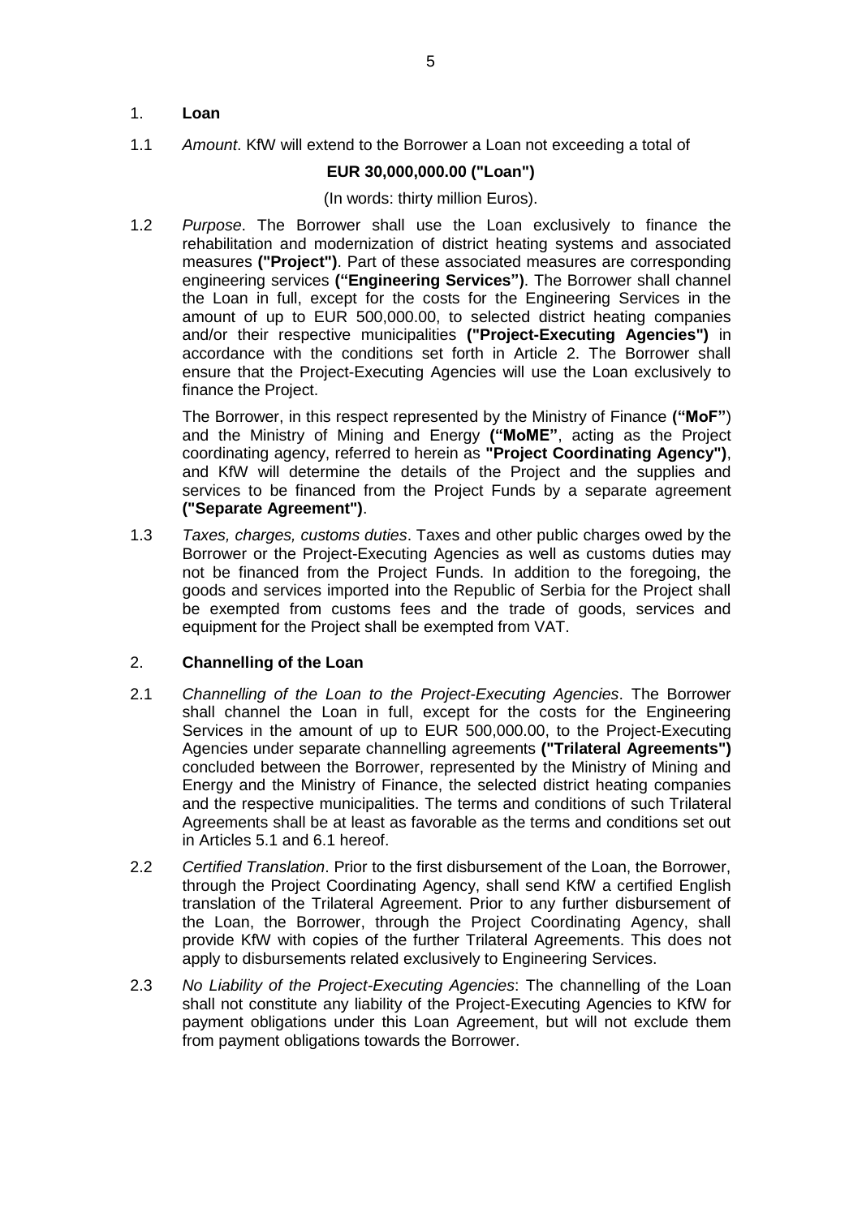## 1. **Loan**

1.1 *Amount*. KfW will extend to the Borrower a Loan not exceeding a total of

**EUR 30,000,000.00 ("Loan")**

(In words: thirty million Euros).

1.2 *Purpose*. The Borrower shall use the Loan exclusively to finance the rehabilitation and modernization of district heating systems and associated measures **("Project")**. Part of these associated measures are corresponding engineering services **("Engineering Services")**. The Borrower shall channel the Loan in full, except for the costs for the Engineering Services in the amount of up to EUR 500,000.00, to selected district heating companies and/or their respective municipalities **("Project-Executing Agencies")** in accordance with the conditions set forth in Article 2. The Borrower shall ensure that the Project-Executing Agencies will use the Loan exclusively to finance the Project.

The Borrower, in this respect represented by the Ministry of Finance **("MoF"**) and the Ministry of Mining and Energy **("MoME"**, acting as the Project coordinating agency, referred to herein as **"Project Coordinating Agency")**, and KfW will determine the details of the Project and the supplies and services to be financed from the Project Funds by a separate agreement **("Separate Agreement")**.

1.3 *Taxes, charges, customs duties*. Taxes and other public charges owed by the Borrower or the Project-Executing Agencies as well as customs duties may not be financed from the Project Funds. In addition to the foregoing, the goods and services imported into the Republic of Serbia for the Project shall be exempted from customs fees and the trade of goods, services and equipment for the Project shall be exempted from VAT.

## 2. **Channelling of the Loan**

2.1 *Channelling of the Loan to the Project-Executing Agencies*. The Borrower shall channel the Loan in full, except for the costs for the Engineering Services in the amount of up to EUR 500,000.00, to the Project-Executing Agencies under separate channelling agreements **("Trilateral Agreements")** concluded between the Borrower, represented by the Ministry of Mining and Energy and the Ministry of Finance, the selected district heating companies and the respective municipalities. The terms and conditions of such Trilateral Agreements shall be at least as favorable as the terms and conditions set out in Articles 5.1 and 6.1 hereof.

2.2 *Certified Translation*. Prior to the first disbursement of the Loan, the Borrower, through the Project Coordinating Agency, shall send KfW a certified English translation of the Trilateral Agreement. Prior to any further disbursement of the Loan, the Borrower, through the Project Coordinating Agency, shall provide KfW with copies of the further Trilateral Agreements. This does not apply to disbursements related exclusively to Engineering Services.

2.3 *No Liability of the Project-Executing Agencies*: The channelling of the Loan shall not constitute any liability of the Project-Executing Agencies to KfW for payment obligations under this Loan Agreement, but will not exclude them from payment obligations towards the Borrower.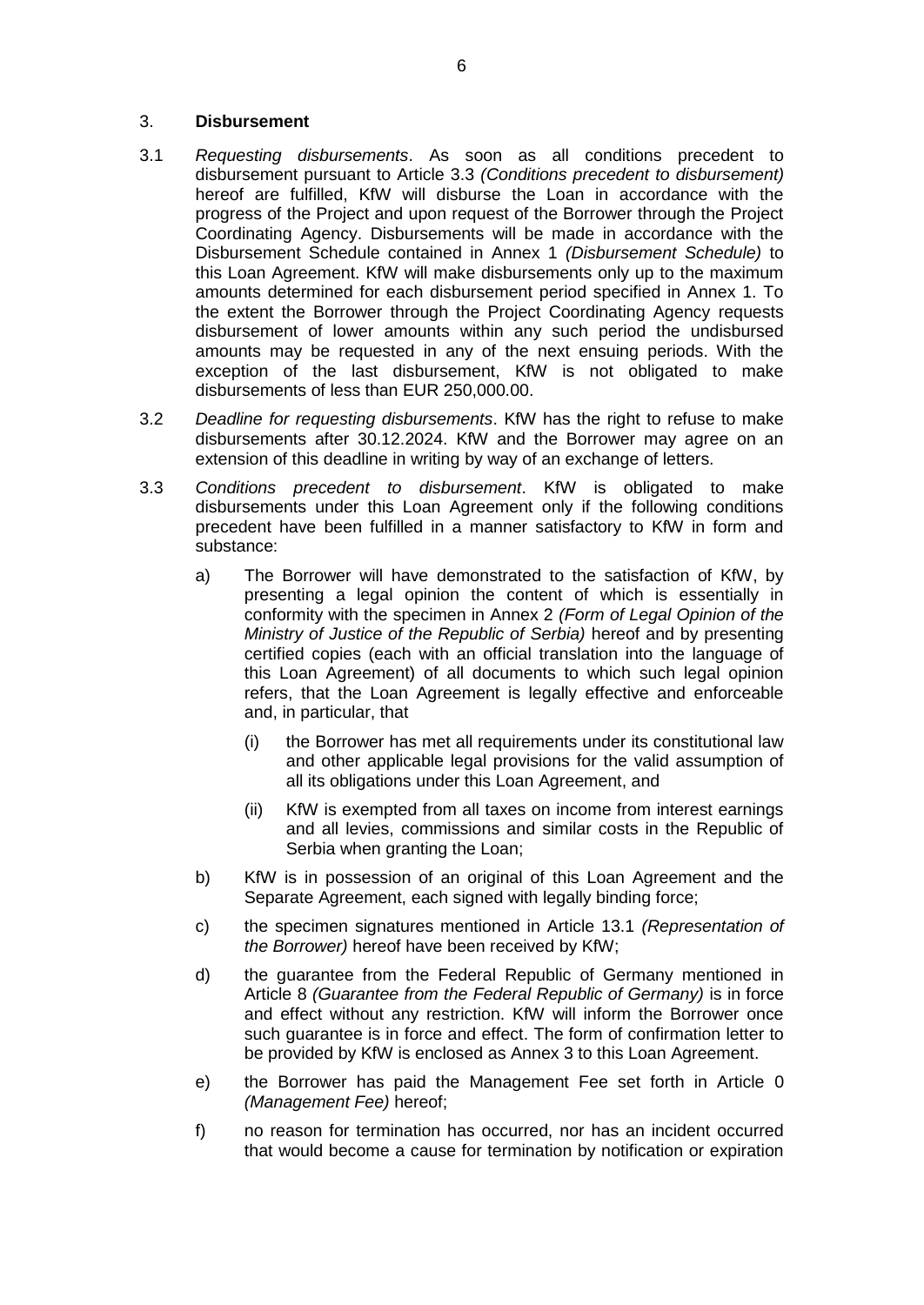## 3. **Disbursement**

3.1 *Requesting disbursements*. As soon as all conditions precedent to disbursement pursuant to Article 3.3 *(Conditions precedent to disbursement)* hereof are fulfilled, KfW will disburse the Loan in accordance with the progress of the Project and upon request of the Borrower through the Project Coordinating Agency. Disbursements will be made in accordance with the Disbursement Schedule contained in Annex 1 *(Disbursement Schedule)* to this Loan Agreement. KfW will make disbursements only up to the maximum amounts determined for each disbursement period specified in Annex 1. To the extent the Borrower through the Project Coordinating Agency requests disbursement of lower amounts within any such period the undisbursed amounts may be requested in any of the next ensuing periods. With the exception of the last disbursement, KfW is not obligated to make disbursements of less than EUR 250,000.00.

3.2 *Deadline for requesting disbursements*. KfW has the right to refuse to make disbursements after 30.12.2024. KfW and the Borrower may agree on an extension of this deadline in writing by way of an exchange of letters.

3.3 *Conditions precedent to disbursement*. KfW is obligated to make disbursements under this Loan Agreement only if the following conditions precedent have been fulfilled in a manner satisfactory to KfW in form and substance:

a) The Borrower will have demonstrated to the satisfaction of KfW, by presenting a legal opinion the content of which is essentially in conformity with the specimen in Annex 2 *(Form of Legal Opinion of the Ministry of Justice of the Republic of Serbia)* hereof and by presenting certified copies (each with an official translation into the language of this Loan Agreement) of all documents to which such legal opinion refers, that the Loan Agreement is legally effective and enforceable and, in particular, that

   (i) the Borrower has met all requirements under its constitutional law and other applicable legal provisions for the valid assumption of all its obligations under this Loan Agreement, and

   (ii) KfW is exempted from all taxes on income from interest earnings and all levies, commissions and similar costs in the Republic of Serbia when granting the Loan;

b) KfW is in possession of an original of this Loan Agreement and the Separate Agreement, each signed with legally binding force;

c) the specimen signatures mentioned in Article 13.1 *(Representation of the Borrower)* hereof have been received by KfW;

d) the guarantee from the Federal Republic of Germany mentioned in Article 8 *(Guarantee from the Federal Republic of Germany)* is in force and effect without any restriction. KfW will inform the Borrower once such guarantee is in force and effect. The form of confirmation letter to be provided by KfW is enclosed as Annex 3 to this Loan Agreement.

e) the Borrower has paid the Management Fee set forth in Article 0 *(Management Fee)* hereof;

f) no reason for termination has occurred, nor has an incident occurred that would become a cause for termination by notification or expiration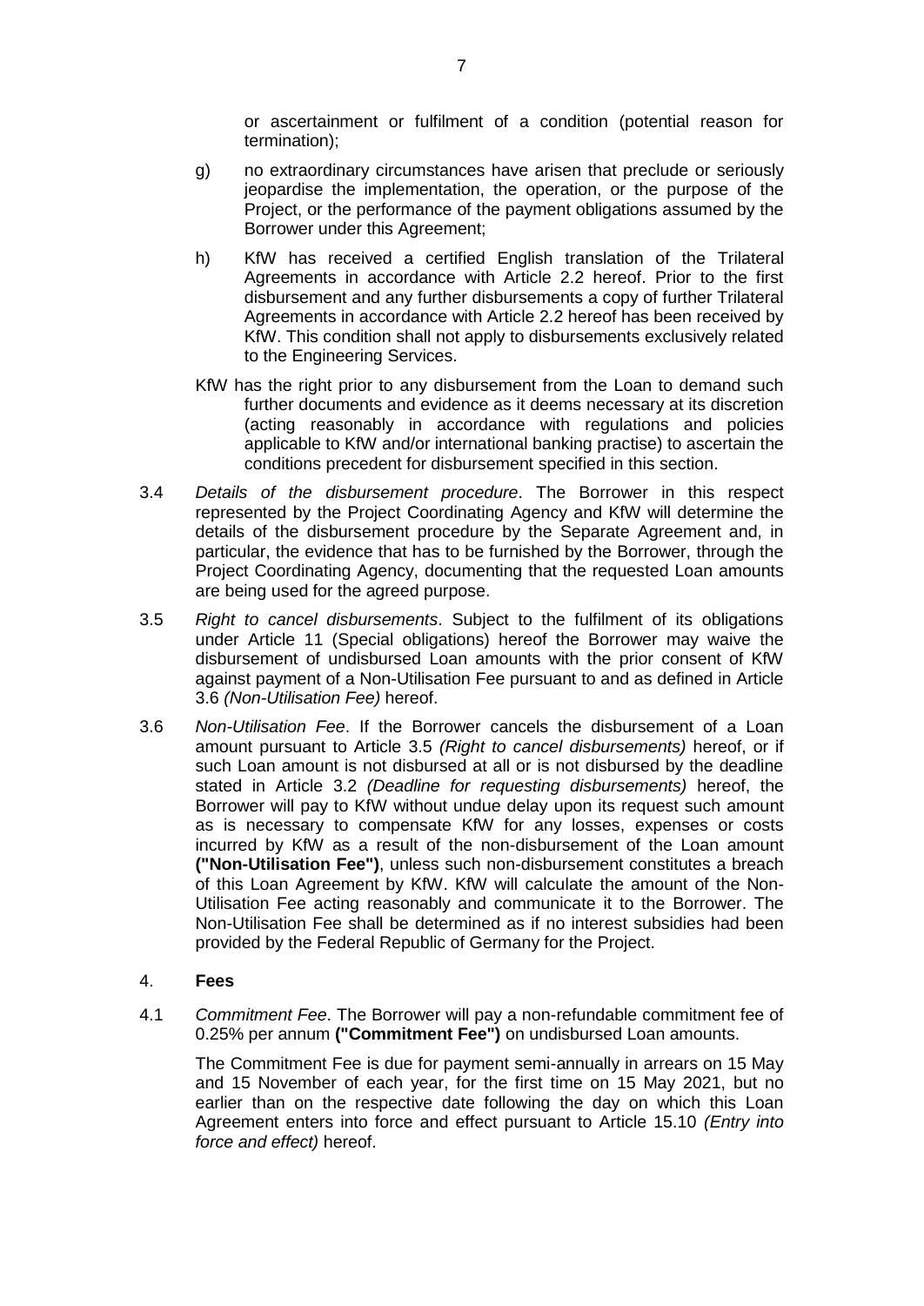or ascertainment or fulfilment of a condition (potential reason for termination);

g) no extraordinary circumstances have arisen that preclude or seriously jeopardise the implementation, the operation, or the purpose of the Project, or the performance of the payment obligations assumed by the Borrower under this Agreement;

h) KfW has received a certified English translation of the Trilateral Agreements in accordance with Article 2.2 hereof. Prior to the first disbursement and any further disbursements a copy of further Trilateral Agreements in accordance with Article 2.2 hereof has been received by KfW. This condition shall not apply to disbursements exclusively related to the Engineering Services.

KfW has the right prior to any disbursement from the Loan to demand such further documents and evidence as it deems necessary at its discretion (acting reasonably in accordance with regulations and policies applicable to KfW and/or international banking practise) to ascertain the conditions precedent for disbursement specified in this section.

3.4 *Details of the disbursement procedure*. The Borrower in this respect represented by the Project Coordinating Agency and KfW will determine the details of the disbursement procedure by the Separate Agreement and, in particular, the evidence that has to be furnished by the Borrower, through the Project Coordinating Agency, documenting that the requested Loan amounts are being used for the agreed purpose.

3.5 *Right to cancel disbursements*. Subject to the fulfilment of its obligations under Article 11 (Special obligations) hereof the Borrower may waive the disbursement of undisbursed Loan amounts with the prior consent of KfW against payment of a Non-Utilisation Fee pursuant to and as defined in Article 3.6 *(Non-Utilisation Fee)* hereof.

3.6 *Non-Utilisation Fee*. If the Borrower cancels the disbursement of a Loan amount pursuant to Article 3.5 *(Right to cancel disbursements)* hereof, or if such Loan amount is not disbursed at all or is not disbursed by the deadline stated in Article 3.2 *(Deadline for requesting disbursements)* hereof, the Borrower will pay to KfW without undue delay upon its request such amount as is necessary to compensate KfW for any losses, expenses or costs incurred by KfW as a result of the non-disbursement of the Loan amount **("Non-Utilisation Fee")**, unless such non-disbursement constitutes a breach of this Loan Agreement by KfW. KfW will calculate the amount of the Non-Utilisation Fee acting reasonably and communicate it to the Borrower. The Non-Utilisation Fee shall be determined as if no interest subsidies had been provided by the Federal Republic of Germany for the Project.

## 4. Fees

4.1 *Commitment Fee*. The Borrower will pay a non-refundable commitment fee of 0.25% per annum **("Commitment Fee")** on undisbursed Loan amounts.

The Commitment Fee is due for payment semi-annually in arrears on 15 May and 15 November of each year, for the first time on 15 May 2021, but no earlier than on the respective date following the day on which this Loan Agreement enters into force and effect pursuant to Article 15.10 *(Entry into force and effect)* hereof.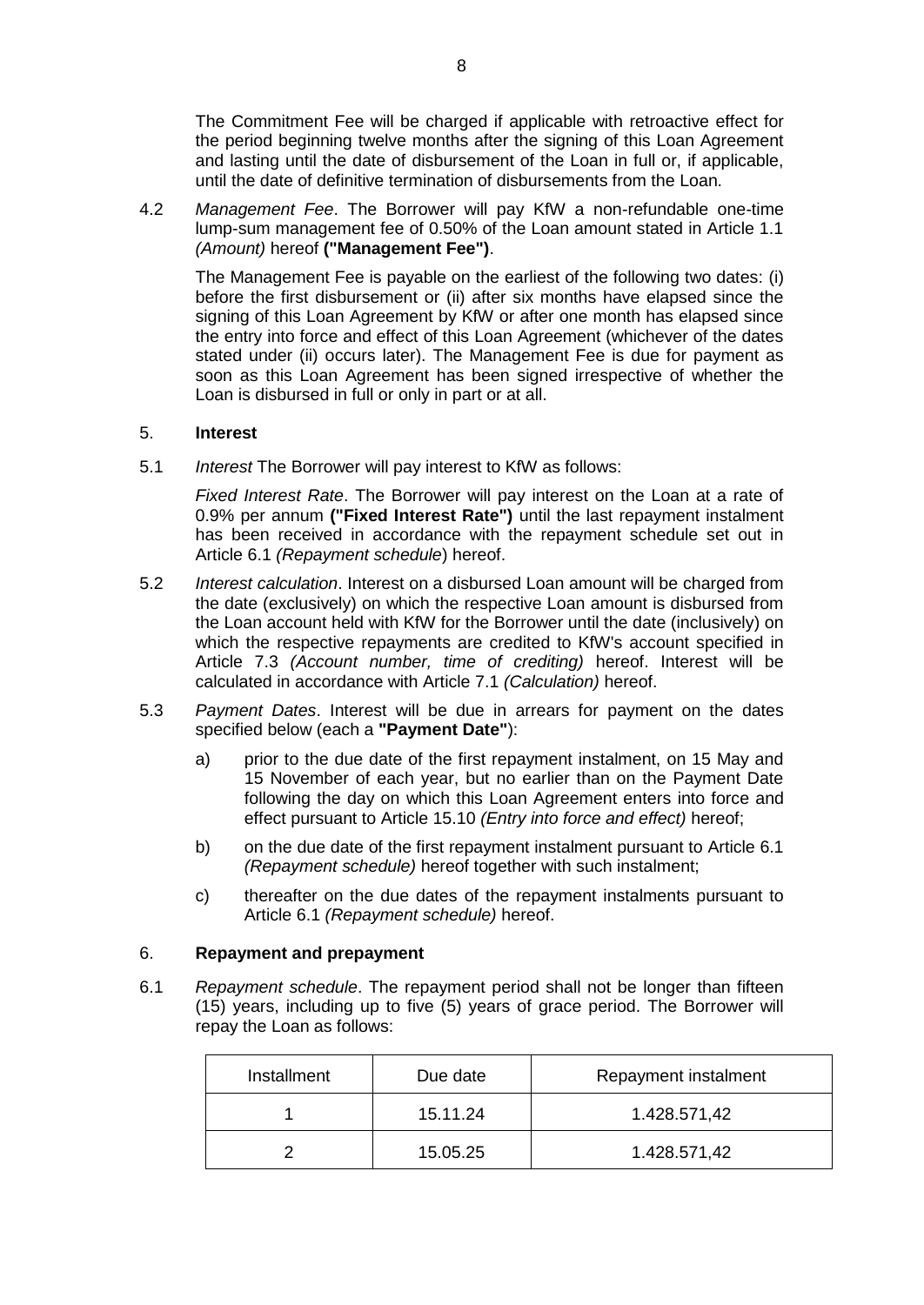The Commitment Fee will be charged if applicable with retroactive effect for the period beginning twelve months after the signing of this Loan Agreement and lasting until the date of disbursement of the Loan in full or, if applicable, until the date of definitive termination of disbursements from the Loan.

4.2 *Management Fee*. The Borrower will pay KfW a non-refundable one-time lump-sum management fee of 0.50% of the Loan amount stated in Article 1.1 *(Amount)* hereof **("Management Fee")**.

The Management Fee is payable on the earliest of the following two dates: (i) before the first disbursement or (ii) after six months have elapsed since the signing of this Loan Agreement by KfW or after one month has elapsed since the entry into force and effect of this Loan Agreement (whichever of the dates stated under (ii) occurs later). The Management Fee is due for payment as soon as this Loan Agreement has been signed irrespective of whether the Loan is disbursed in full or only in part or at all.

## 5. **Interest**

5.1 *Interest* The Borrower will pay interest to KfW as follows:

*Fixed Interest Rate*. The Borrower will pay interest on the Loan at a rate of 0.9% per annum **("Fixed Interest Rate")** until the last repayment instalment has been received in accordance with the repayment schedule set out in Article 6.1 *(Repayment schedule*) hereof.

5.2 *Interest calculation*. Interest on a disbursed Loan amount will be charged from the date (exclusively) on which the respective Loan amount is disbursed from the Loan account held with KfW for the Borrower until the date (inclusively) on which the respective repayments are credited to KfW's account specified in Article 7.3 *(Account number, time of crediting)* hereof. Interest will be calculated in accordance with Article 7.1 *(Calculation)* hereof.

5.3 *Payment Dates*. Interest will be due in arrears for payment on the dates specified below (each a **"Payment Date"**):

a) prior to the due date of the first repayment instalment, on 15 May and 15 November of each year, but no earlier than on the Payment Date following the day on which this Loan Agreement enters into force and effect pursuant to Article 15.10 *(Entry into force and effect)* hereof;

b) on the due date of the first repayment instalment pursuant to Article 6.1 *(Repayment schedule)* hereof together with such instalment;

c) thereafter on the due dates of the repayment instalments pursuant to Article 6.1 *(Repayment schedule)* hereof.

## 6. **Repayment and prepayment**

6.1 *Repayment schedule*. The repayment period shall not be longer than fifteen (15) years, including up to five (5) years of grace period. The Borrower will repay the Loan as follows:

| Installment | Due date | Repayment instalment |
|---|---|---|
| 1 | 15.11.24 | 1.428.571,42 |
| 2 | 15.05.25 | 1.428.571,42 |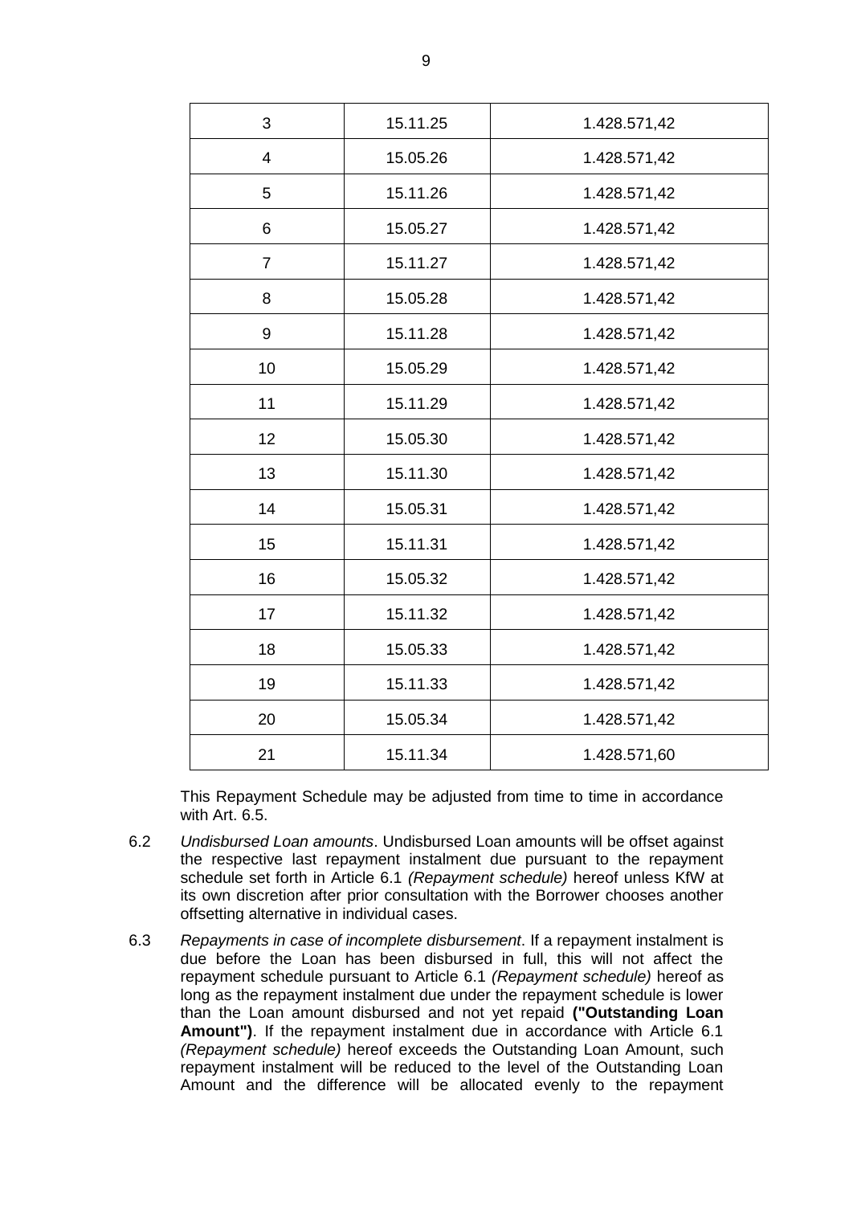| 3 | 15.11.25 | 1.428.571,42 |
|---|---|---|
| 4 | 15.05.26 | 1.428.571,42 |
| 5 | 15.11.26 | 1.428.571,42 |
| 6 | 15.05.27 | 1.428.571,42 |
| 7 | 15.11.27 | 1.428.571,42 |
| 8 | 15.05.28 | 1.428.571,42 |
| 9 | 15.11.28 | 1.428.571,42 |
| 10 | 15.05.29 | 1.428.571,42 |
| 11 | 15.11.29 | 1.428.571,42 |
| 12 | 15.05.30 | 1.428.571,42 |
| 13 | 15.11.30 | 1.428.571,42 |
| 14 | 15.05.31 | 1.428.571,42 |
| 15 | 15.11.31 | 1.428.571,42 |
| 16 | 15.05.32 | 1.428.571,42 |
| 17 | 15.11.32 | 1.428.571,42 |
| 18 | 15.05.33 | 1.428.571,42 |
| 19 | 15.11.33 | 1.428.571,42 |
| 20 | 15.05.34 | 1.428.571,42 |
| 21 | 15.11.34 | 1.428.571,60 |

This Repayment Schedule may be adjusted from time to time in accordance with Art. 6.5.

6.2 *Undisbursed Loan amounts*. Undisbursed Loan amounts will be offset against the respective last repayment instalment due pursuant to the repayment schedule set forth in Article 6.1 *(Repayment schedule)* hereof unless KfW at its own discretion after prior consultation with the Borrower chooses another offsetting alternative in individual cases.

6.3 *Repayments in case of incomplete disbursement*. If a repayment instalment is due before the Loan has been disbursed in full, this will not affect the repayment schedule pursuant to Article 6.1 *(Repayment schedule)* hereof as long as the repayment instalment due under the repayment schedule is lower than the Loan amount disbursed and not yet repaid **("Outstanding Loan Amount")**. If the repayment instalment due in accordance with Article 6.1 *(Repayment schedule)* hereof exceeds the Outstanding Loan Amount, such repayment instalment will be reduced to the level of the Outstanding Loan Amount and the difference will be allocated evenly to the repayment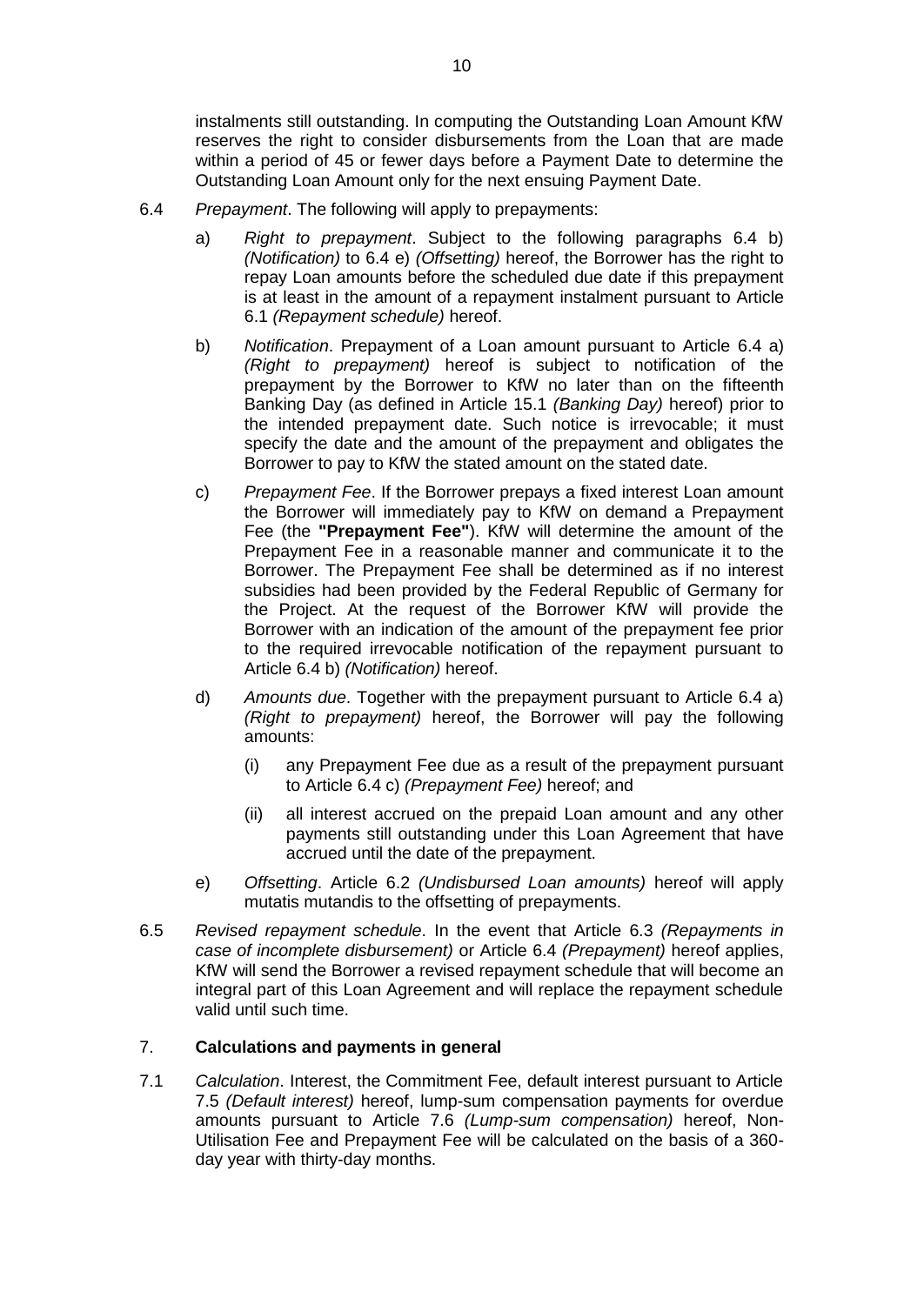instalments still outstanding. In computing the Outstanding Loan Amount KfW reserves the right to consider disbursements from the Loan that are made within a period of 45 or fewer days before a Payment Date to determine the Outstanding Loan Amount only for the next ensuing Payment Date.

6.4 *Prepayment*. The following will apply to prepayments:

a) *Right to prepayment*. Subject to the following paragraphs 6.4 b) *(Notification)* to 6.4 e) *(Offsetting)* hereof, the Borrower has the right to repay Loan amounts before the scheduled due date if this prepayment is at least in the amount of a repayment instalment pursuant to Article 6.1 *(Repayment schedule)* hereof.

b) *Notification*. Prepayment of a Loan amount pursuant to Article 6.4 a) *(Right to prepayment)* hereof is subject to notification of the prepayment by the Borrower to KfW no later than on the fifteenth Banking Day (as defined in Article 15.1 *(Banking Day)* hereof) prior to the intended prepayment date. Such notice is irrevocable; it must specify the date and the amount of the prepayment and obligates the Borrower to pay to KfW the stated amount on the stated date.

c) *Prepayment Fee*. If the Borrower prepays a fixed interest Loan amount the Borrower will immediately pay to KfW on demand a Prepayment Fee (the **"Prepayment Fee"**). KfW will determine the amount of the Prepayment Fee in a reasonable manner and communicate it to the Borrower. The Prepayment Fee shall be determined as if no interest subsidies had been provided by the Federal Republic of Germany for the Project. At the request of the Borrower KfW will provide the Borrower with an indication of the amount of the prepayment fee prior to the required irrevocable notification of the repayment pursuant to Article 6.4 b) *(Notification)* hereof.

d) *Amounts due*. Together with the prepayment pursuant to Article 6.4 a) *(Right to prepayment)* hereof, the Borrower will pay the following amounts:

   (i) any Prepayment Fee due as a result of the prepayment pursuant to Article 6.4 c) *(Prepayment Fee)* hereof; and

   (ii) all interest accrued on the prepaid Loan amount and any other payments still outstanding under this Loan Agreement that have accrued until the date of the prepayment.

e) *Offsetting*. Article 6.2 *(Undisbursed Loan amounts)* hereof will apply mutatis mutandis to the offsetting of prepayments.

6.5 *Revised repayment schedule*. In the event that Article 6.3 *(Repayments in case of incomplete disbursement)* or Article 6.4 *(Prepayment)* hereof applies, KfW will send the Borrower a revised repayment schedule that will become an integral part of this Loan Agreement and will replace the repayment schedule valid until such time.

## 7. Calculations and payments in general

7.1 *Calculation*. Interest, the Commitment Fee, default interest pursuant to Article 7.5 *(Default interest)* hereof, lump-sum compensation payments for overdue amounts pursuant to Article 7.6 *(Lump-sum compensation)* hereof, Non-Utilisation Fee and Prepayment Fee will be calculated on the basis of a 360-day year with thirty-day months.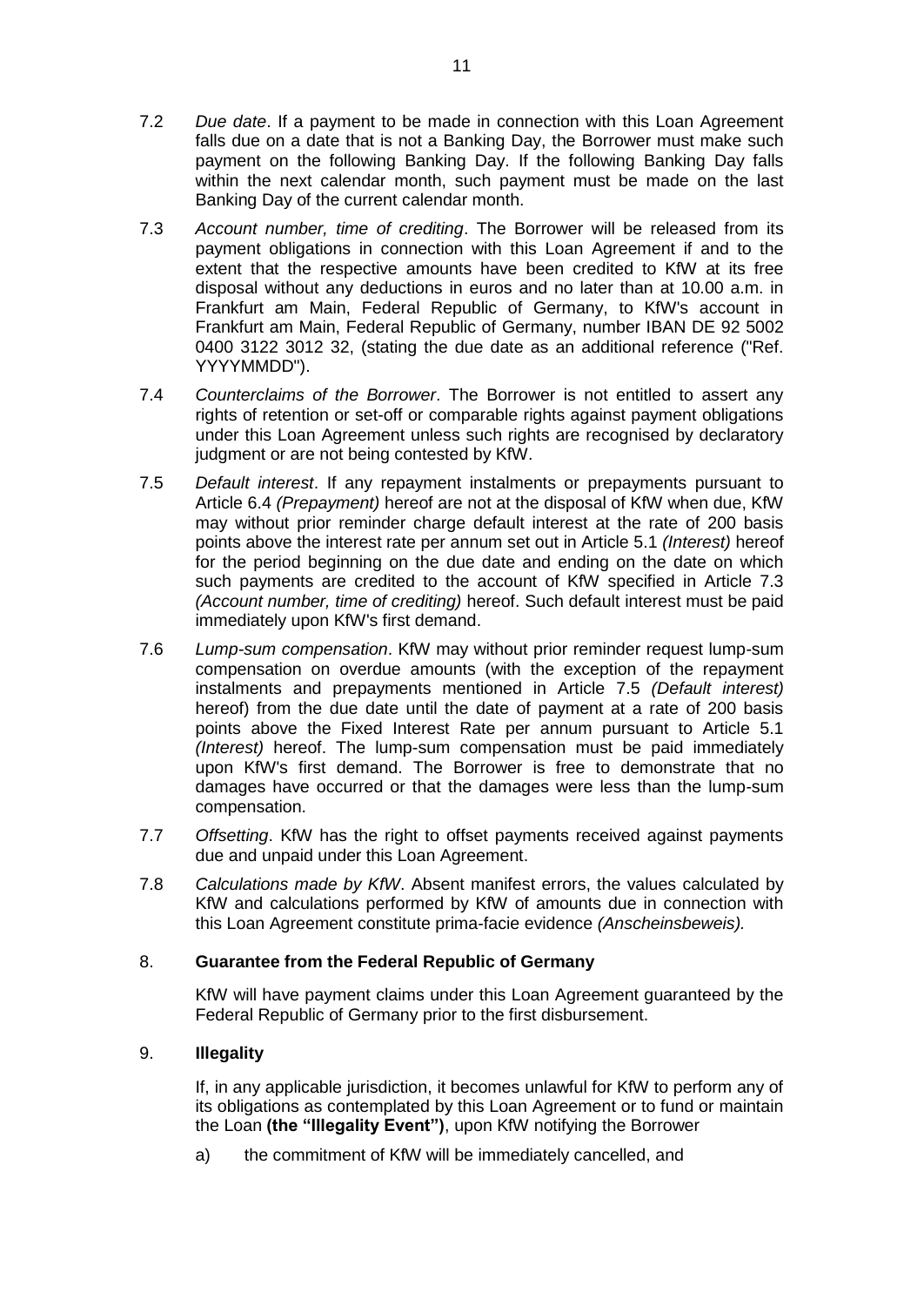7.2 *Due date*. If a payment to be made in connection with this Loan Agreement falls due on a date that is not a Banking Day, the Borrower must make such payment on the following Banking Day. If the following Banking Day falls within the next calendar month, such payment must be made on the last Banking Day of the current calendar month.

7.3 *Account number, time of crediting*. The Borrower will be released from its payment obligations in connection with this Loan Agreement if and to the extent that the respective amounts have been credited to KfW at its free disposal without any deductions in euros and no later than at 10.00 a.m. in Frankfurt am Main, Federal Republic of Germany, to KfW's account in Frankfurt am Main, Federal Republic of Germany, number IBAN DE 92 5002 0400 3122 3012 32, (stating the due date as an additional reference ("Ref. YYYYMMDD").

7.4 *Counterclaims of the Borrower*. The Borrower is not entitled to assert any rights of retention or set-off or comparable rights against payment obligations under this Loan Agreement unless such rights are recognised by declaratory judgment or are not being contested by KfW.

7.5 *Default interest*. If any repayment instalments or prepayments pursuant to Article 6.4 *(Prepayment)* hereof are not at the disposal of KfW when due, KfW may without prior reminder charge default interest at the rate of 200 basis points above the interest rate per annum set out in Article 5.1 *(Interest)* hereof for the period beginning on the due date and ending on the date on which such payments are credited to the account of KfW specified in Article 7.3 *(Account number, time of crediting)* hereof. Such default interest must be paid immediately upon KfW's first demand.

7.6 *Lump-sum compensation*. KfW may without prior reminder request lump-sum compensation on overdue amounts (with the exception of the repayment instalments and prepayments mentioned in Article 7.5 *(Default interest)* hereof) from the due date until the date of payment at a rate of 200 basis points above the Fixed Interest Rate per annum pursuant to Article 5.1 *(Interest)* hereof. The lump-sum compensation must be paid immediately upon KfW's first demand. The Borrower is free to demonstrate that no damages have occurred or that the damages were less than the lump-sum compensation.

7.7 *Offsetting*. KfW has the right to offset payments received against payments due and unpaid under this Loan Agreement.

7.8 *Calculations made by KfW*. Absent manifest errors, the values calculated by KfW and calculations performed by KfW of amounts due in connection with this Loan Agreement constitute prima-facie evidence *(Anscheinsbeweis).*

## 8. Guarantee from the Federal Republic of Germany

KfW will have payment claims under this Loan Agreement guaranteed by the Federal Republic of Germany prior to the first disbursement.

## 9. Illegality

If, in any applicable jurisdiction, it becomes unlawful for KfW to perform any of its obligations as contemplated by this Loan Agreement or to fund or maintain the Loan **(the "Illegality Event")**, upon KfW notifying the Borrower

a) the commitment of KfW will be immediately cancelled, and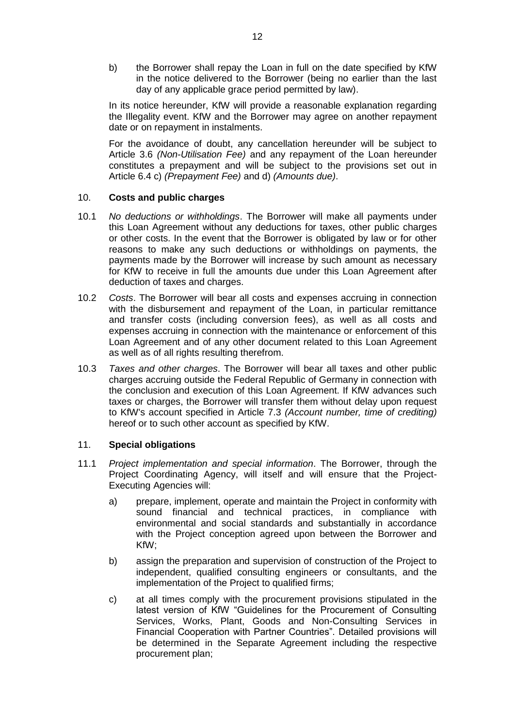b) the Borrower shall repay the Loan in full on the date specified by KfW in the notice delivered to the Borrower (being no earlier than the last day of any applicable grace period permitted by law).

In its notice hereunder, KfW will provide a reasonable explanation regarding the Illegality event. KfW and the Borrower may agree on another repayment date or on repayment in instalments.

For the avoidance of doubt, any cancellation hereunder will be subject to Article 3.6 *(Non-Utilisation Fee)* and any repayment of the Loan hereunder constitutes a prepayment and will be subject to the provisions set out in Article 6.4 c) *(Prepayment Fee)* and d) *(Amounts due)*.

## 10. **Costs and public charges**

10.1 *No deductions or withholdings*. The Borrower will make all payments under this Loan Agreement without any deductions for taxes, other public charges or other costs. In the event that the Borrower is obligated by law or for other reasons to make any such deductions or withholdings on payments, the payments made by the Borrower will increase by such amount as necessary for KfW to receive in full the amounts due under this Loan Agreement after deduction of taxes and charges.

10.2 *Costs*. The Borrower will bear all costs and expenses accruing in connection with the disbursement and repayment of the Loan, in particular remittance and transfer costs (including conversion fees), as well as all costs and expenses accruing in connection with the maintenance or enforcement of this Loan Agreement and of any other document related to this Loan Agreement as well as of all rights resulting therefrom.

10.3 *Taxes and other charges*. The Borrower will bear all taxes and other public charges accruing outside the Federal Republic of Germany in connection with the conclusion and execution of this Loan Agreement. If KfW advances such taxes or charges, the Borrower will transfer them without delay upon request to KfW's account specified in Article 7.3 *(Account number, time of crediting)* hereof or to such other account as specified by KfW.

## 11. **Special obligations**

11.1 *Project implementation and special information*. The Borrower, through the Project Coordinating Agency, will itself and will ensure that the Project-Executing Agencies will:

a) prepare, implement, operate and maintain the Project in conformity with sound financial and technical practices, in compliance with environmental and social standards and substantially in accordance with the Project conception agreed upon between the Borrower and KfW;

b) assign the preparation and supervision of construction of the Project to independent, qualified consulting engineers or consultants, and the implementation of the Project to qualified firms;

c) at all times comply with the procurement provisions stipulated in the latest version of KfW "Guidelines for the Procurement of Consulting Services, Works, Plant, Goods and Non-Consulting Services in Financial Cooperation with Partner Countries". Detailed provisions will be determined in the Separate Agreement including the respective procurement plan;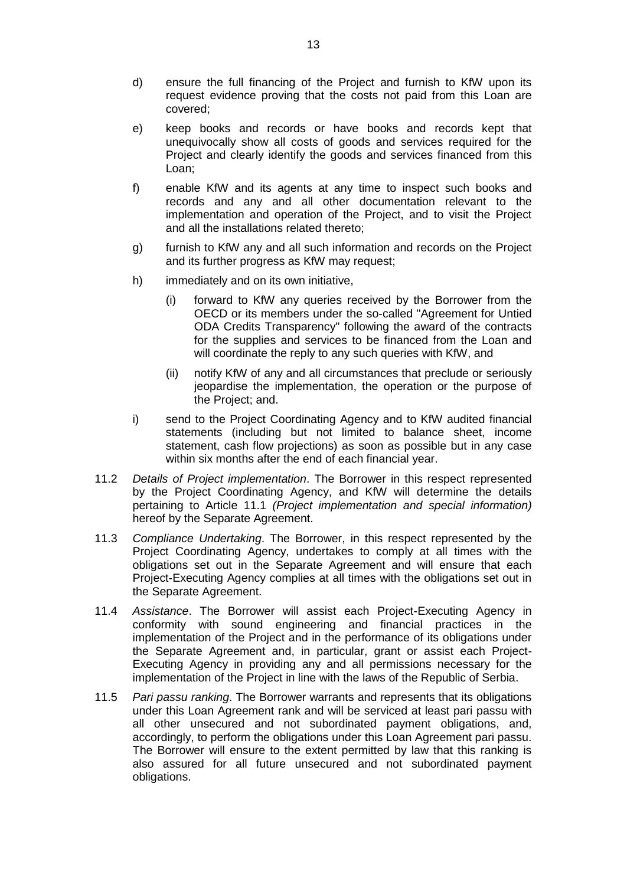d) ensure the full financing of the Project and furnish to KfW upon its request evidence proving that the costs not paid from this Loan are covered;

e) keep books and records or have books and records kept that unequivocally show all costs of goods and services required for the Project and clearly identify the goods and services financed from this Loan;

f) enable KfW and its agents at any time to inspect such books and records and any and all other documentation relevant to the implementation and operation of the Project, and to visit the Project and all the installations related thereto;

g) furnish to KfW any and all such information and records on the Project and its further progress as KfW may request;

h) immediately and on its own initiative,

   (i) forward to KfW any queries received by the Borrower from the OECD or its members under the so-called "Agreement for Untied ODA Credits Transparency" following the award of the contracts for the supplies and services to be financed from the Loan and will coordinate the reply to any such queries with KfW, and

   (ii) notify KfW of any and all circumstances that preclude or seriously jeopardise the implementation, the operation or the purpose of the Project; and.

i) send to the Project Coordinating Agency and to KfW audited financial statements (including but not limited to balance sheet, income statement, cash flow projections) as soon as possible but in any case within six months after the end of each financial year.

11.2 *Details of Project implementation*. The Borrower in this respect represented by the Project Coordinating Agency, and KfW will determine the details pertaining to Article 11.1 *(Project implementation and special information)* hereof by the Separate Agreement.

11.3 *Compliance Undertaking*. The Borrower, in this respect represented by the Project Coordinating Agency, undertakes to comply at all times with the obligations set out in the Separate Agreement and will ensure that each Project-Executing Agency complies at all times with the obligations set out in the Separate Agreement.

11.4 *Assistance*. The Borrower will assist each Project-Executing Agency in conformity with sound engineering and financial practices in the implementation of the Project and in the performance of its obligations under the Separate Agreement and, in particular, grant or assist each Project-Executing Agency in providing any and all permissions necessary for the implementation of the Project in line with the laws of the Republic of Serbia.

11.5 *Pari passu ranking*. The Borrower warrants and represents that its obligations under this Loan Agreement rank and will be serviced at least pari passu with all other unsecured and not subordinated payment obligations, and, accordingly, to perform the obligations under this Loan Agreement pari passu. The Borrower will ensure to the extent permitted by law that this ranking is also assured for all future unsecured and not subordinated payment obligations.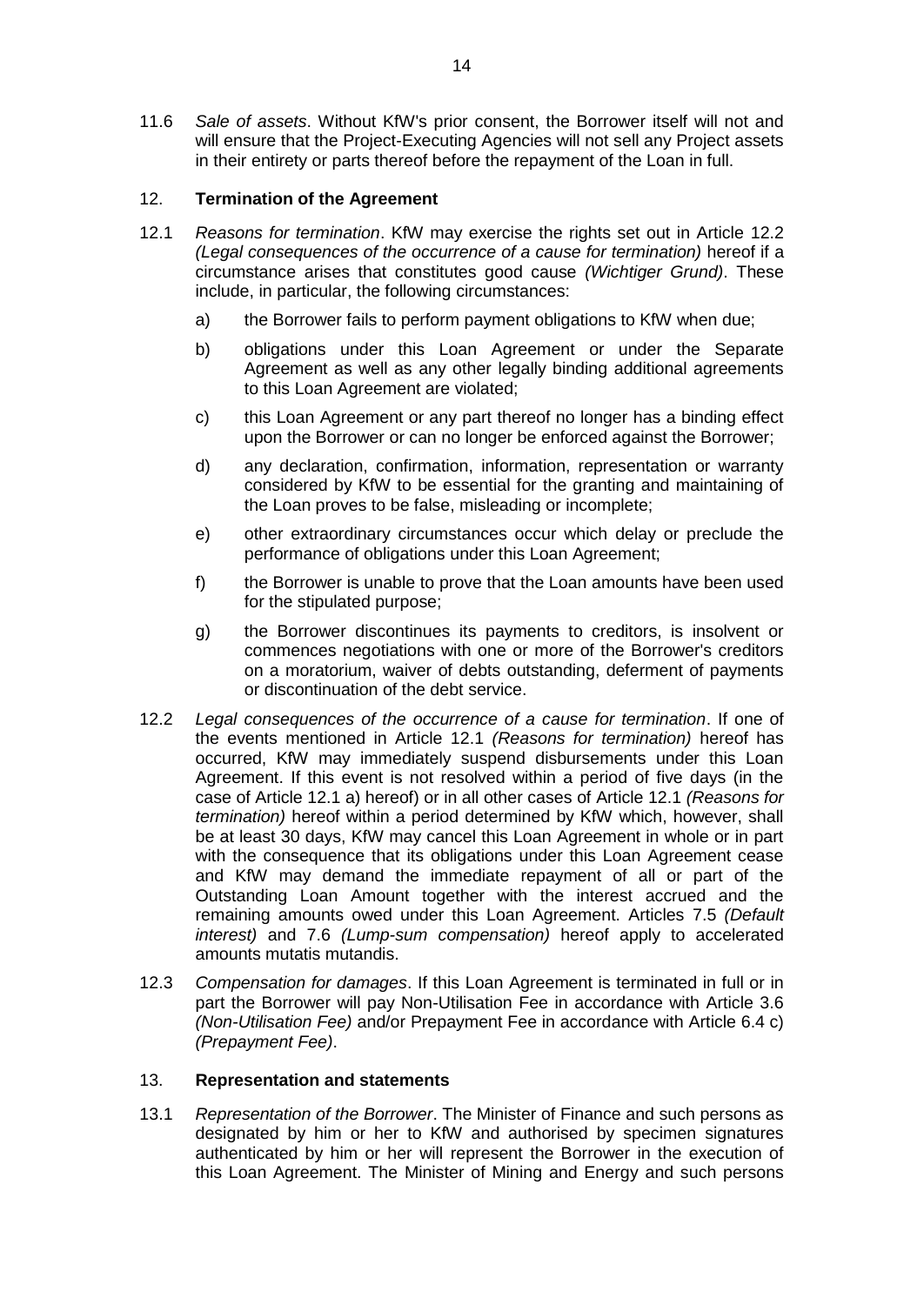11.6 *Sale of assets*. Without KfW's prior consent, the Borrower itself will not and will ensure that the Project-Executing Agencies will not sell any Project assets in their entirety or parts thereof before the repayment of the Loan in full.

## 12. **Termination of the Agreement**

12.1 *Reasons for termination*. KfW may exercise the rights set out in Article 12.2 *(Legal consequences of the occurrence of a cause for termination)* hereof if a circumstance arises that constitutes good cause *(Wichtiger Grund)*. These include, in particular, the following circumstances:

a) the Borrower fails to perform payment obligations to KfW when due;

b) obligations under this Loan Agreement or under the Separate Agreement as well as any other legally binding additional agreements to this Loan Agreement are violated;

c) this Loan Agreement or any part thereof no longer has a binding effect upon the Borrower or can no longer be enforced against the Borrower;

d) any declaration, confirmation, information, representation or warranty considered by KfW to be essential for the granting and maintaining of the Loan proves to be false, misleading or incomplete;

e) other extraordinary circumstances occur which delay or preclude the performance of obligations under this Loan Agreement;

f) the Borrower is unable to prove that the Loan amounts have been used for the stipulated purpose;

g) the Borrower discontinues its payments to creditors, is insolvent or commences negotiations with one or more of the Borrower's creditors on a moratorium, waiver of debts outstanding, deferment of payments or discontinuation of the debt service.

12.2 *Legal consequences of the occurrence of a cause for termination*. If one of the events mentioned in Article 12.1 *(Reasons for termination)* hereof has occurred, KfW may immediately suspend disbursements under this Loan Agreement. If this event is not resolved within a period of five days (in the case of Article 12.1 a) hereof) or in all other cases of Article 12.1 *(Reasons for termination)* hereof within a period determined by KfW which, however, shall be at least 30 days, KfW may cancel this Loan Agreement in whole or in part with the consequence that its obligations under this Loan Agreement cease and KfW may demand the immediate repayment of all or part of the Outstanding Loan Amount together with the interest accrued and the remaining amounts owed under this Loan Agreement. Articles 7.5 *(Default interest)* and 7.6 *(Lump-sum compensation)* hereof apply to accelerated amounts mutatis mutandis.

12.3 *Compensation for damages*. If this Loan Agreement is terminated in full or in part the Borrower will pay Non-Utilisation Fee in accordance with Article 3.6 *(Non-Utilisation Fee)* and/or Prepayment Fee in accordance with Article 6.4 c) *(Prepayment Fee)*.

## 13. **Representation and statements**

13.1 *Representation of the Borrower*. The Minister of Finance and such persons as designated by him or her to KfW and authorised by specimen signatures authenticated by him or her will represent the Borrower in the execution of this Loan Agreement. The Minister of Mining and Energy and such persons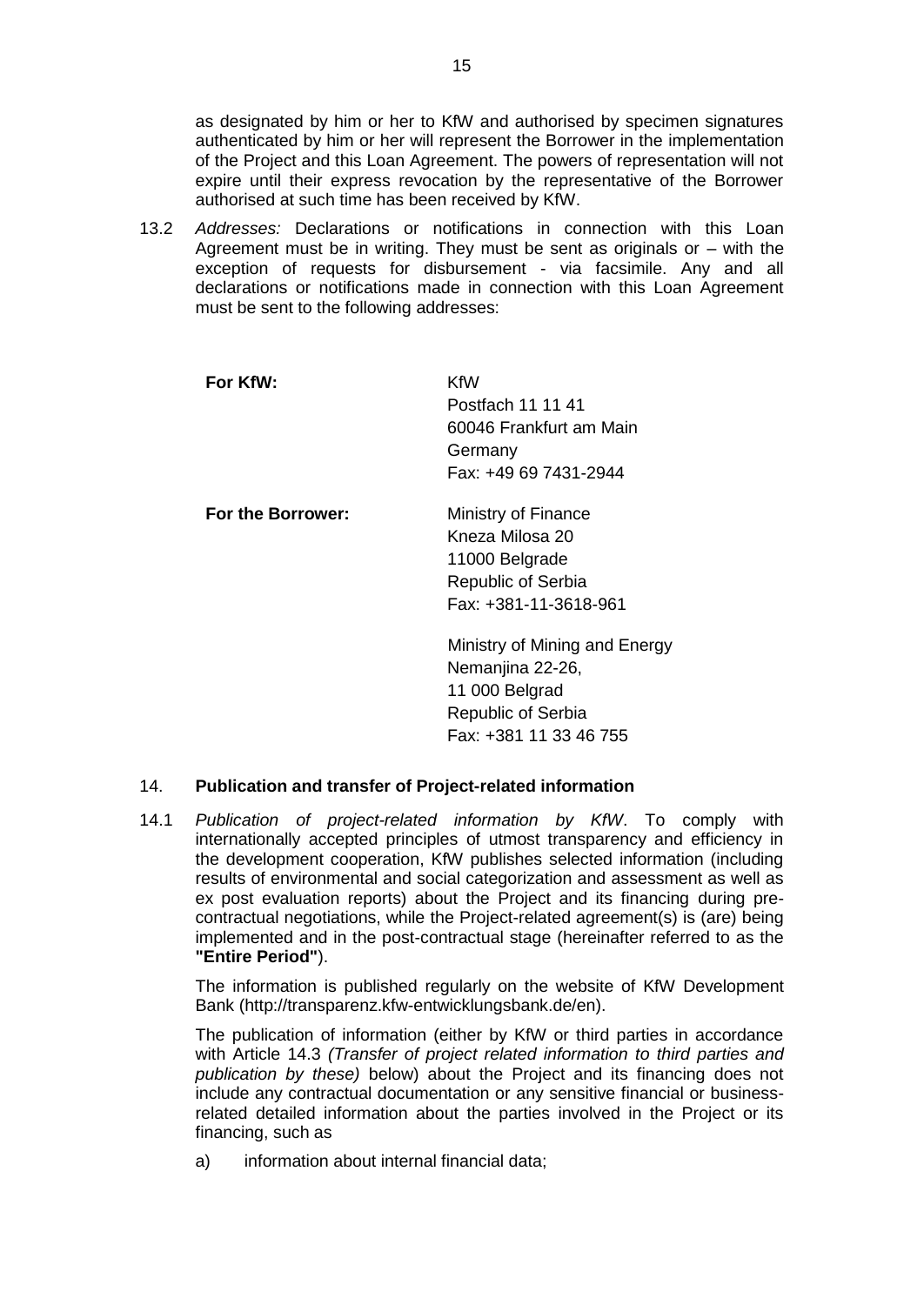as designated by him or her to KfW and authorised by specimen signatures authenticated by him or her will represent the Borrower in the implementation of the Project and this Loan Agreement. The powers of representation will not expire until their express revocation by the representative of the Borrower authorised at such time has been received by KfW.

13.2 *Addresses:* Declarations or notifications in connection with this Loan Agreement must be in writing. They must be sent as originals or – with the exception of requests for disbursement - via facsimile. Any and all declarations or notifications made in connection with this Loan Agreement must be sent to the following addresses:

**For KfW:**

KfW
Postfach 11 11 41
60046 Frankfurt am Main
Germany
Fax: +49 69 7431-2944

**For the Borrower:**

Ministry of Finance
Kneza Milosa 20
11000 Belgrade
Republic of Serbia
Fax: +381-11-3618-961

Ministry of Mining and Energy
Nemanjina 22-26,
11 000 Belgrad
Republic of Serbia
Fax: +381 11 33 46 755

## 14. Publication and transfer of Project-related information

14.1 *Publication of project-related information by KfW*. To comply with internationally accepted principles of utmost transparency and efficiency in the development cooperation, KfW publishes selected information (including results of environmental and social categorization and assessment as well as ex post evaluation reports) about the Project and its financing during pre-contractual negotiations, while the Project-related agreement(s) is (are) being implemented and in the post-contractual stage (hereinafter referred to as the **"Entire Period"**).

The information is published regularly on the website of KfW Development Bank (http://transparenz.kfw-entwicklungsbank.de/en).

The publication of information (either by KfW or third parties in accordance with Article 14.3 *(Transfer of project related information to third parties and publication by these)* below) about the Project and its financing does not include any contractual documentation or any sensitive financial or business-related detailed information about the parties involved in the Project or its financing, such as

a) information about internal financial data;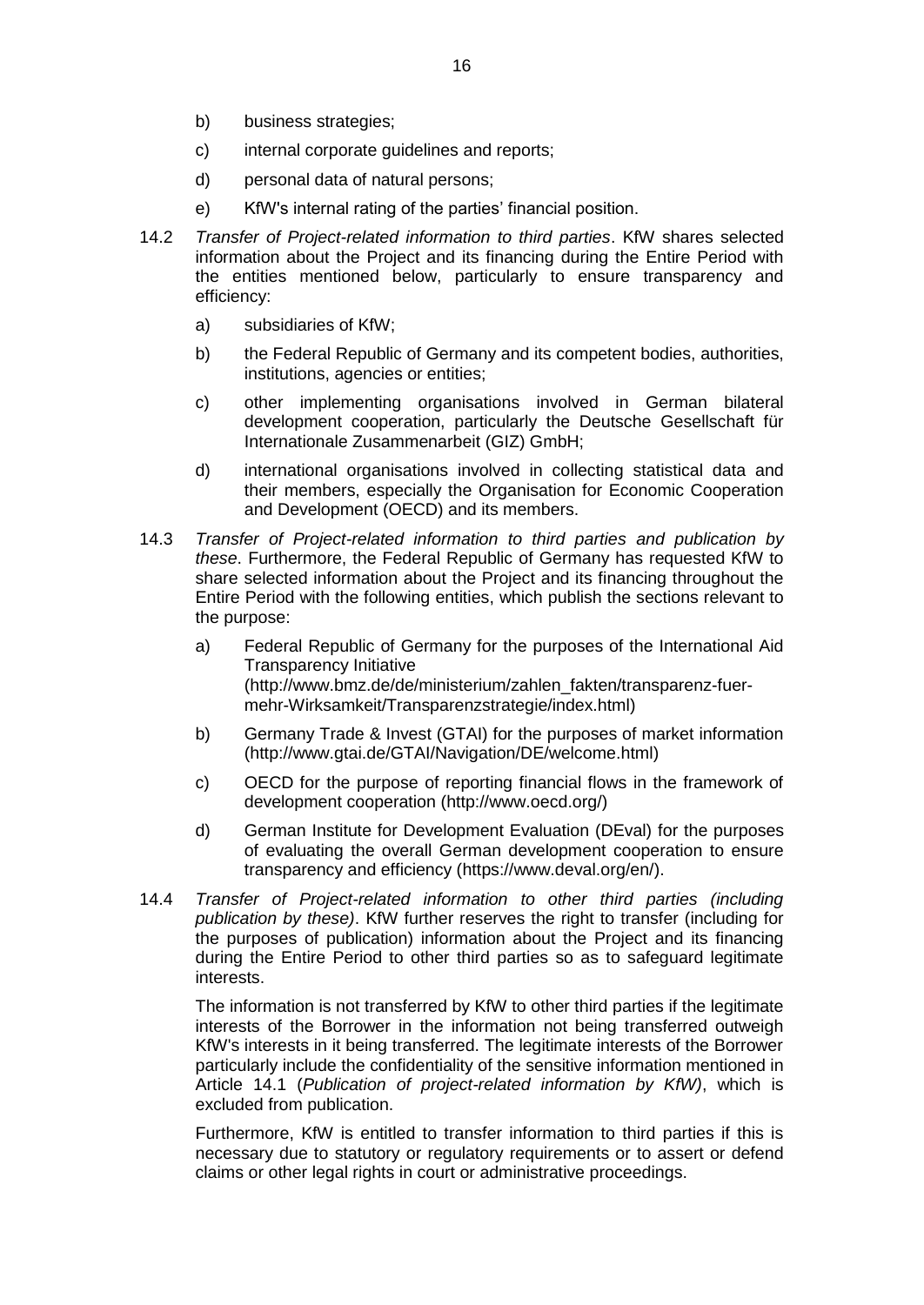b) business strategies;

c) internal corporate guidelines and reports;

d) personal data of natural persons;

e) KfW's internal rating of the parties' financial position.

14.2 *Transfer of Project-related information to third parties*. KfW shares selected information about the Project and its financing during the Entire Period with the entities mentioned below, particularly to ensure transparency and efficiency:

a) subsidiaries of KfW;

b) the Federal Republic of Germany and its competent bodies, authorities, institutions, agencies or entities;

c) other implementing organisations involved in German bilateral development cooperation, particularly the Deutsche Gesellschaft für Internationale Zusammenarbeit (GIZ) GmbH;

d) international organisations involved in collecting statistical data and their members, especially the Organisation for Economic Cooperation and Development (OECD) and its members.

14.3 *Transfer of Project-related information to third parties and publication by these*. Furthermore, the Federal Republic of Germany has requested KfW to share selected information about the Project and its financing throughout the Entire Period with the following entities, which publish the sections relevant to the purpose:

a) Federal Republic of Germany for the purposes of the International Aid Transparency Initiative (http://www.bmz.de/de/ministerium/zahlen_fakten/transparenz-fuer-mehr-Wirksamkeit/Transparenzstrategie/index.html)

b) Germany Trade & Invest (GTAI) for the purposes of market information (http://www.gtai.de/GTAI/Navigation/DE/welcome.html)

c) OECD for the purpose of reporting financial flows in the framework of development cooperation (http://www.oecd.org/)

d) German Institute for Development Evaluation (DEval) for the purposes of evaluating the overall German development cooperation to ensure transparency and efficiency (https://www.deval.org/en/).

14.4 *Transfer of Project-related information to other third parties (including publication by these)*. KfW further reserves the right to transfer (including for the purposes of publication) information about the Project and its financing during the Entire Period to other third parties so as to safeguard legitimate interests.

The information is not transferred by KfW to other third parties if the legitimate interests of the Borrower in the information not being transferred outweigh KfW's interests in it being transferred. The legitimate interests of the Borrower particularly include the confidentiality of the sensitive information mentioned in Article 14.1 (*Publication of project-related information by KfW)*, which is excluded from publication.

Furthermore, KfW is entitled to transfer information to third parties if this is necessary due to statutory or regulatory requirements or to assert or defend claims or other legal rights in court or administrative proceedings.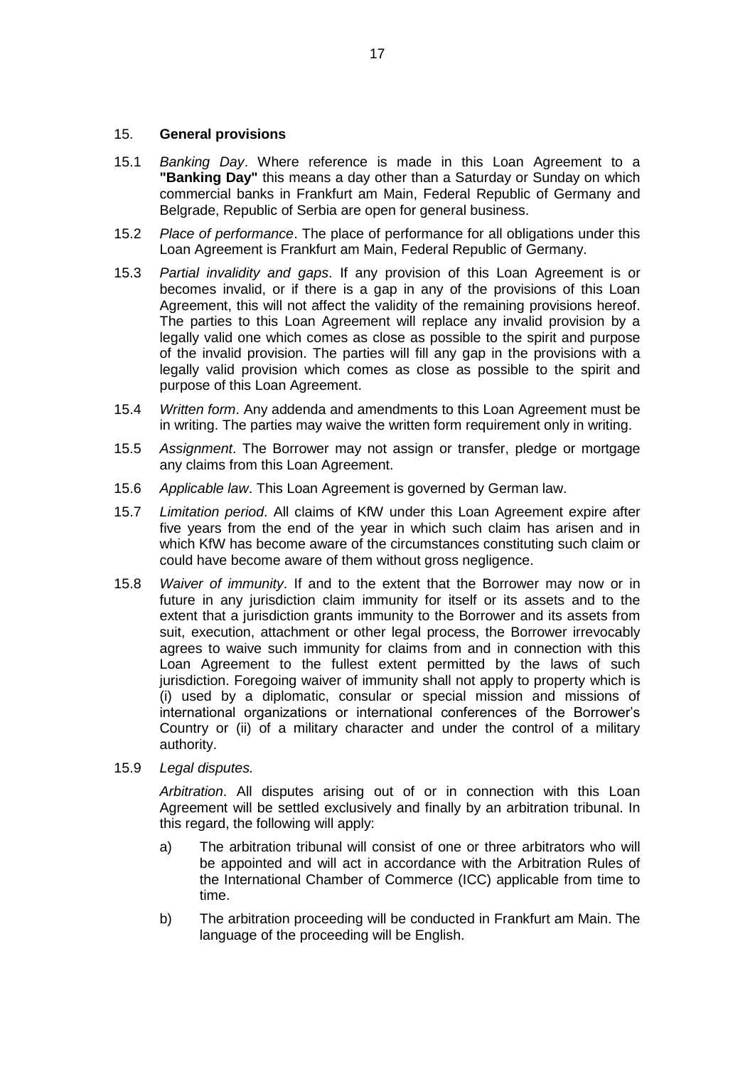## 15. **General provisions**

15.1 *Banking Day*. Where reference is made in this Loan Agreement to a **"Banking Day"** this means a day other than a Saturday or Sunday on which commercial banks in Frankfurt am Main, Federal Republic of Germany and Belgrade, Republic of Serbia are open for general business.

15.2 *Place of performance*. The place of performance for all obligations under this Loan Agreement is Frankfurt am Main, Federal Republic of Germany.

15.3 *Partial invalidity and gaps*. If any provision of this Loan Agreement is or becomes invalid, or if there is a gap in any of the provisions of this Loan Agreement, this will not affect the validity of the remaining provisions hereof. The parties to this Loan Agreement will replace any invalid provision by a legally valid one which comes as close as possible to the spirit and purpose of the invalid provision. The parties will fill any gap in the provisions with a legally valid provision which comes as close as possible to the spirit and purpose of this Loan Agreement.

15.4 *Written form*. Any addenda and amendments to this Loan Agreement must be in writing. The parties may waive the written form requirement only in writing.

15.5 *Assignment*. The Borrower may not assign or transfer, pledge or mortgage any claims from this Loan Agreement.

15.6 *Applicable law*. This Loan Agreement is governed by German law.

15.7 *Limitation period*. All claims of KfW under this Loan Agreement expire after five years from the end of the year in which such claim has arisen and in which KfW has become aware of the circumstances constituting such claim or could have become aware of them without gross negligence.

15.8 *Waiver of immunity*. If and to the extent that the Borrower may now or in future in any jurisdiction claim immunity for itself or its assets and to the extent that a jurisdiction grants immunity to the Borrower and its assets from suit, execution, attachment or other legal process, the Borrower irrevocably agrees to waive such immunity for claims from and in connection with this Loan Agreement to the fullest extent permitted by the laws of such jurisdiction. Foregoing waiver of immunity shall not apply to property which is (i) used by a diplomatic, consular or special mission and missions of international organizations or international conferences of the Borrower's Country or (ii) of a military character and under the control of a military authority.

15.9 *Legal disputes.*

*Arbitration*. All disputes arising out of or in connection with this Loan Agreement will be settled exclusively and finally by an arbitration tribunal. In this regard, the following will apply:

a) The arbitration tribunal will consist of one or three arbitrators who will be appointed and will act in accordance with the Arbitration Rules of the International Chamber of Commerce (ICC) applicable from time to time.

b) The arbitration proceeding will be conducted in Frankfurt am Main. The language of the proceeding will be English.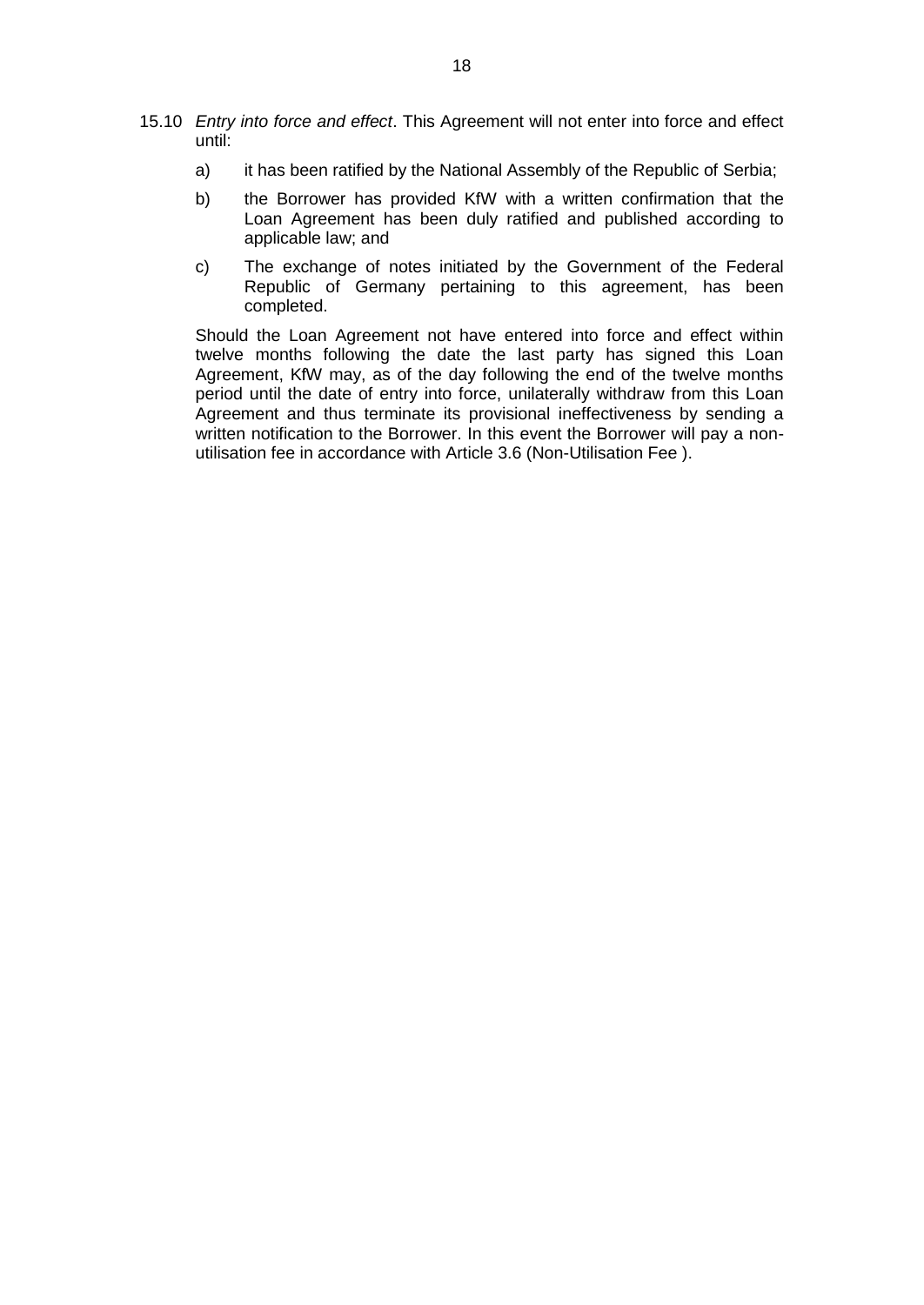15.10 *Entry into force and effect*. This Agreement will not enter into force and effect until:

a) it has been ratified by the National Assembly of the Republic of Serbia;

b) the Borrower has provided KfW with a written confirmation that the Loan Agreement has been duly ratified and published according to applicable law; and

c) The exchange of notes initiated by the Government of the Federal Republic of Germany pertaining to this agreement, has been completed.

Should the Loan Agreement not have entered into force and effect within twelve months following the date the last party has signed this Loan Agreement, KfW may, as of the day following the end of the twelve months period until the date of entry into force, unilaterally withdraw from this Loan Agreement and thus terminate its provisional ineffectiveness by sending a written notification to the Borrower. In this event the Borrower will pay a non-utilisation fee in accordance with Article 3.6 (Non-Utilisation Fee ).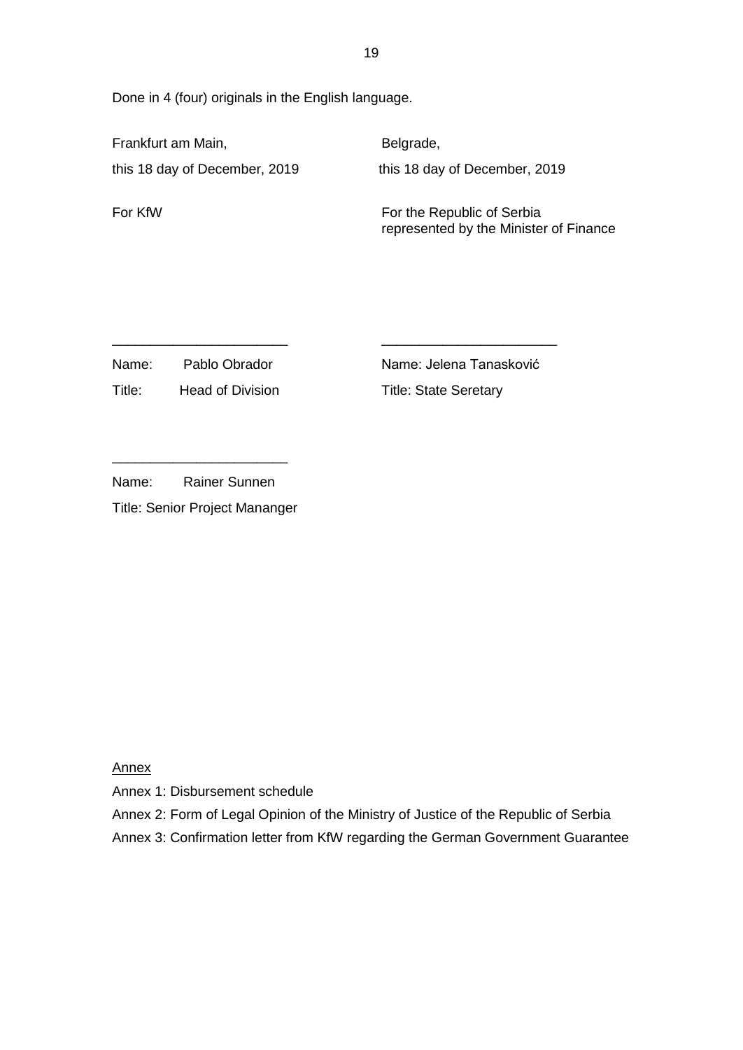Done in 4 (four) originals in the English language.

| Frankfurt am Main, | Belgrade, |
|---|---|
| this 18 day of December, 2019 | this 18 day of December, 2019 |
| For KfW | For the Republic of Serbia represented by the Minister of Finance |

_______________________ 

Name: Pablo Obrador

Title: Head of Division

_______________________ 

Name: Jelena Tanasković

Title: State Seretary

_______________________ 

Name: Rainer Sunnen

Title: Senior Project Mananger

Annex

Annex 1: Disbursement schedule

Annex 2: Form of Legal Opinion of the Ministry of Justice of the Republic of Serbia

Annex 3: Confirmation letter from KfW regarding the German Government Guarantee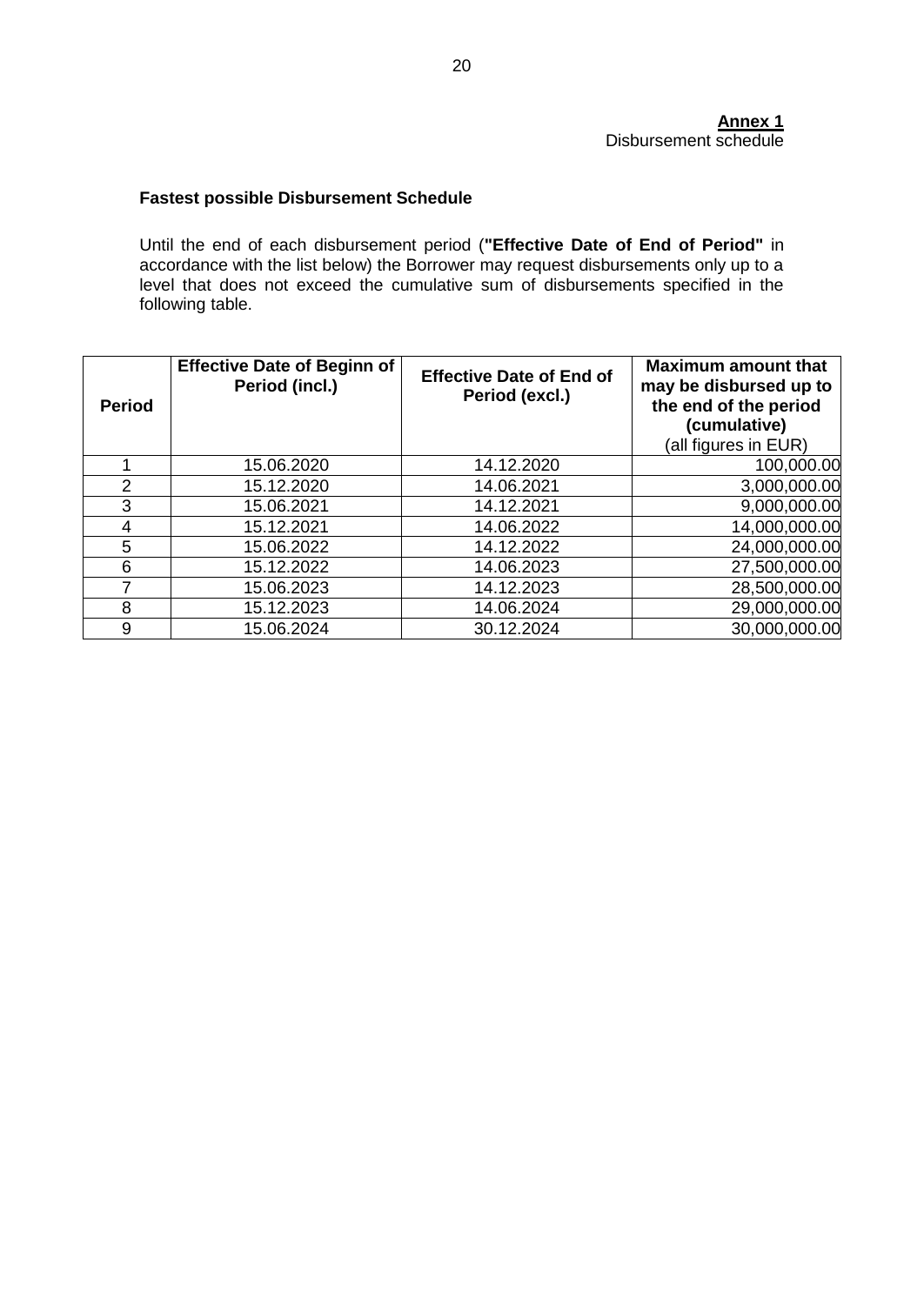**Annex 1**
Disbursement schedule

**Fastest possible Disbursement Schedule**

Until the end of each disbursement period (**"Effective Date of End of Period"** in accordance with the list below) the Borrower may request disbursements only up to a level that does not exceed the cumulative sum of disbursements specified in the following table.

| **Period** | **Effective Date of Beginn of Period (incl.)** | **Effective Date of End of Period (excl.)** | **Maximum amount that may be disbursed up to the end of the period (cumulative)** (all figures in EUR) |
|---|---|---|---|
| 1 | 15.06.2020 | 14.12.2020 | 100,000.00 |
| 2 | 15.12.2020 | 14.06.2021 | 3,000,000.00 |
| 3 | 15.06.2021 | 14.12.2021 | 9,000,000.00 |
| 4 | 15.12.2021 | 14.06.2022 | 14,000,000.00 |
| 5 | 15.06.2022 | 14.12.2022 | 24,000,000.00 |
| 6 | 15.12.2022 | 14.06.2023 | 27,500,000.00 |
| 7 | 15.06.2023 | 14.12.2023 | 28,500,000.00 |
| 8 | 15.12.2023 | 14.06.2024 | 29,000,000.00 |
| 9 | 15.06.2024 | 30.12.2024 | 30,000,000.00 |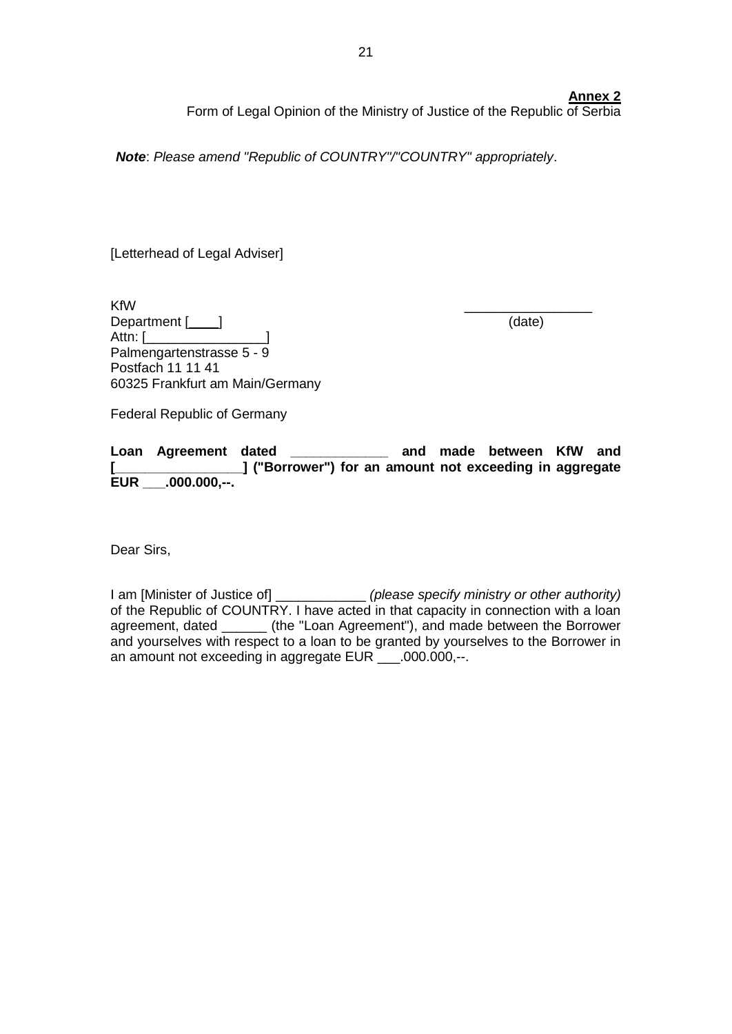**Annex 2**

Form of Legal Opinion of the Ministry of Justice of the Republic of Serbia

***Note***: *Please amend "Republic of COUNTRY"/"COUNTRY" appropriately*.

[Letterhead of Legal Adviser]

KfW
Department [____]
Attn: [________________]
Palmengartenstrasse 5 - 9
Postfach 11 11 41
60325 Frankfurt am Main/Germany

_________________
(date)

Federal Republic of Germany

**Loan Agreement dated _____________ and made between KfW and [_________________] ("Borrower") for an amount not exceeding in aggregate EUR ___.000.000,--.**

Dear Sirs,

I am [Minister of Justice of] ____________ *(please specify ministry or other authority)* of the Republic of COUNTRY. I have acted in that capacity in connection with a loan agreement, dated ______ (the "Loan Agreement"), and made between the Borrower and yourselves with respect to a loan to be granted by yourselves to the Borrower in an amount not exceeding in aggregate EUR ___.000.000,--.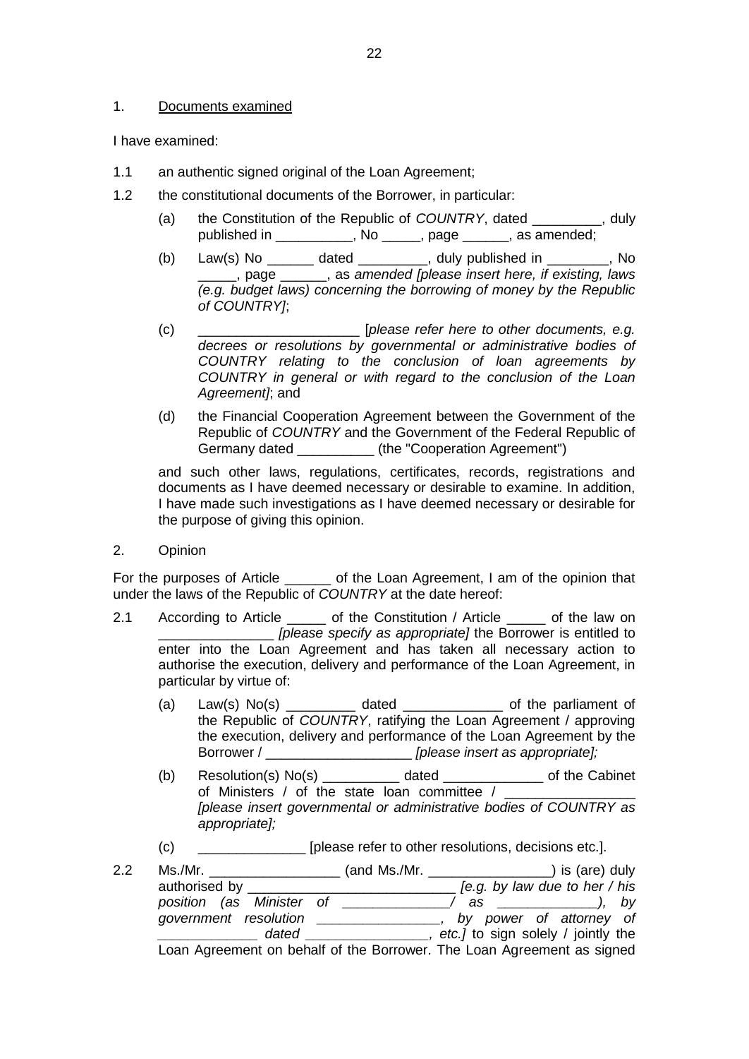1. <u>Documents examined</u>

I have examined:

1.1 an authentic signed original of the Loan Agreement;

1.2 the constitutional documents of the Borrower, in particular:

   (a) the Constitution of the Republic of *COUNTRY*, dated _________, duly published in __________, No _____, page ______, as amended;

   (b) Law(s) No ______ dated _________, duly published in ________, No _____, page ______, as *amended [please insert here, if existing, laws (e.g. budget laws) concerning the borrowing of money by the Republic of COUNTRY]*;

   (c) _____________________ [*please refer here to other documents, e.g. decrees or resolutions by governmental or administrative bodies of COUNTRY relating to the conclusion of loan agreements by COUNTRY in general or with regard to the conclusion of the Loan Agreement]*; and

   (d) the Financial Cooperation Agreement between the Government of the Republic of *COUNTRY* and the Government of the Federal Republic of Germany dated __________ (the "Cooperation Agreement")

   and such other laws, regulations, certificates, records, registrations and documents as I have deemed necessary or desirable to examine. In addition, I have made such investigations as I have deemed necessary or desirable for the purpose of giving this opinion.

2. Opinion

For the purposes of Article ______ of the Loan Agreement, I am of the opinion that under the laws of the Republic of *COUNTRY* at the date hereof:

2.1 According to Article _____ of the Constitution / Article _____ of the law on _______________ *[please specify as appropriate]* the Borrower is entitled to enter into the Loan Agreement and has taken all necessary action to authorise the execution, delivery and performance of the Loan Agreement, in particular by virtue of:

   (a) Law(s) No(s) _________ dated _____________ of the parliament of the Republic of *COUNTRY*, ratifying the Loan Agreement / approving the execution, delivery and performance of the Loan Agreement by the Borrower / ___________________ *[please insert as appropriate];*

   (b) Resolution(s) No(s) __________ dated _____________ of the Cabinet of Ministers / of the state loan committee / ________________ *[please insert governmental or administrative bodies of COUNTRY as appropriate];*

   (c) ______________ [please refer to other resolutions, decisions etc.].

2.2 Ms./Mr. _________________ (and Ms./Mr. ________________) is (are) duly authorised by ___________________________ *[e.g. by law due to her / his position (as Minister of _____________/ as ____________), by government resolution _______________, by power of attorney of _____________ dated ________________, etc.]* to sign solely / jointly the Loan Agreement on behalf of the Borrower. The Loan Agreement as signed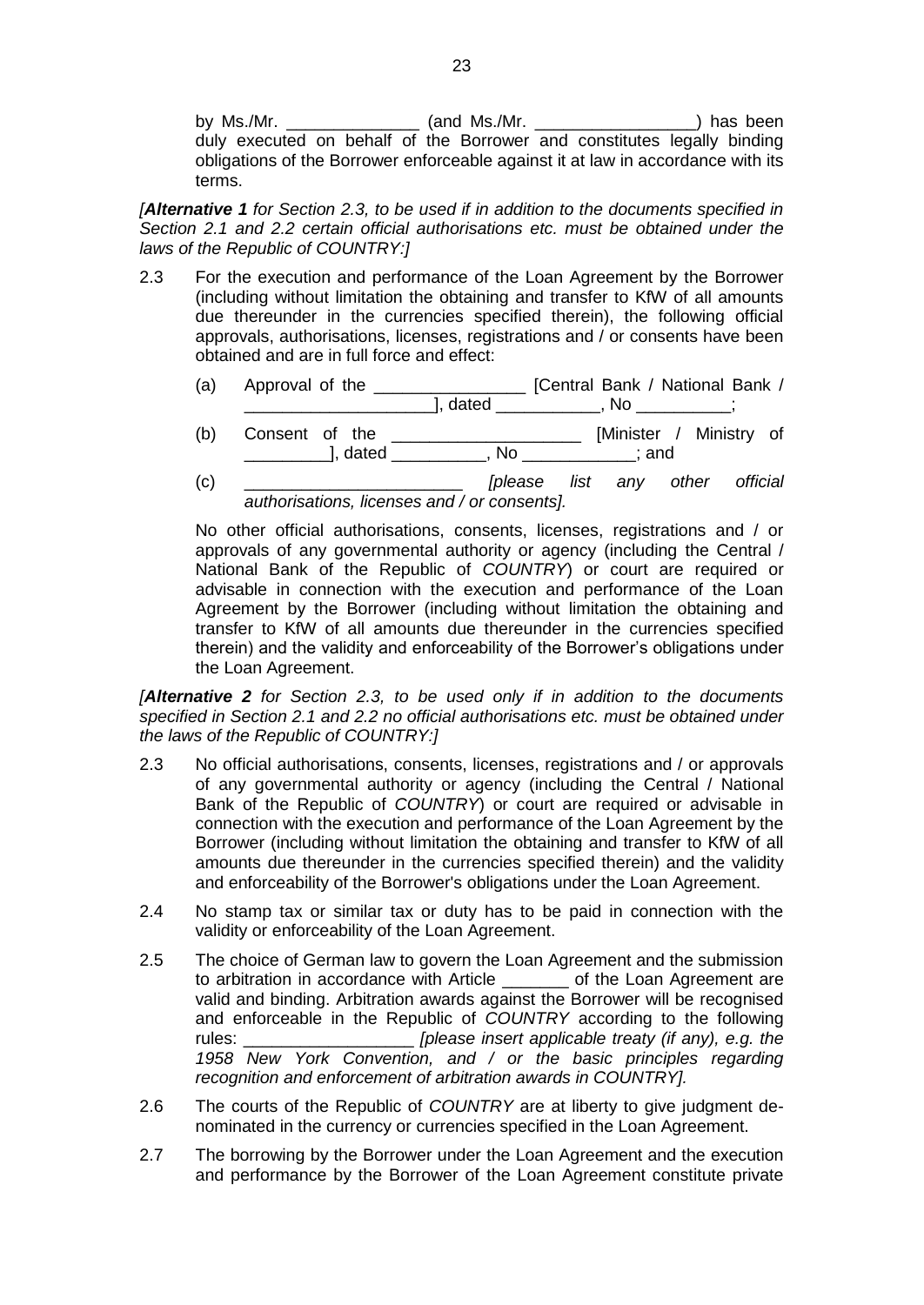by Ms./Mr. ______________ (and Ms./Mr. _________________) has been duly executed on behalf of the Borrower and constitutes legally binding obligations of the Borrower enforceable against it at law in accordance with its terms.

*[**Alternative 1** for Section 2.3, to be used if in addition to the documents specified in Section 2.1 and 2.2 certain official authorisations etc. must be obtained under the laws of the Republic of COUNTRY:]*

2.3 For the execution and performance of the Loan Agreement by the Borrower (including without limitation the obtaining and transfer to KfW of all amounts due thereunder in the currencies specified therein), the following official approvals, authorisations, licenses, registrations and / or consents have been obtained and are in full force and effect:

(a) Approval of the ________________ [Central Bank / National Bank / ____________________], dated ___________, No __________;

(b) Consent of the ____________________ [Minister / Ministry of _________], dated __________, No ____________; and

(c) _______________________ *[please list any other official authorisations, licenses and / or consents].*

No other official authorisations, consents, licenses, registrations and / or approvals of any governmental authority or agency (including the Central / National Bank of the Republic of *COUNTRY*) or court are required or advisable in connection with the execution and performance of the Loan Agreement by the Borrower (including without limitation the obtaining and transfer to KfW of all amounts due thereunder in the currencies specified therein) and the validity and enforceability of the Borrower's obligations under the Loan Agreement.

*[**Alternative 2** for Section 2.3, to be used only if in addition to the documents specified in Section 2.1 and 2.2 no official authorisations etc. must be obtained under the laws of the Republic of COUNTRY:]*

2.3 No official authorisations, consents, licenses, registrations and / or approvals of any governmental authority or agency (including the Central / National Bank of the Republic of *COUNTRY*) or court are required or advisable in connection with the execution and performance of the Loan Agreement by the Borrower (including without limitation the obtaining and transfer to KfW of all amounts due thereunder in the currencies specified therein) and the validity and enforceability of the Borrower's obligations under the Loan Agreement.

2.4 No stamp tax or similar tax or duty has to be paid in connection with the validity or enforceability of the Loan Agreement.

2.5 The choice of German law to govern the Loan Agreement and the submission to arbitration in accordance with Article _______ of the Loan Agreement are valid and binding. Arbitration awards against the Borrower will be recognised and enforceable in the Republic of *COUNTRY* according to the following rules: __________________ *[please insert applicable treaty (if any), e.g. the 1958 New York Convention, and / or the basic principles regarding recognition and enforcement of arbitration awards in COUNTRY].*

2.6 The courts of the Republic of *COUNTRY* are at liberty to give judgment denominated in the currency or currencies specified in the Loan Agreement.

2.7 The borrowing by the Borrower under the Loan Agreement and the execution and performance by the Borrower of the Loan Agreement constitute private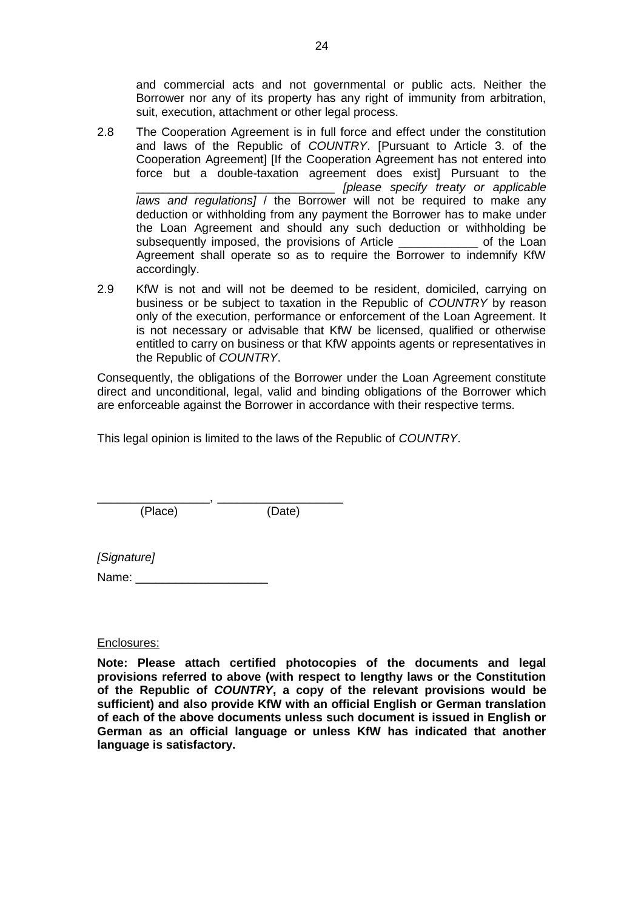and commercial acts and not governmental or public acts. Neither the Borrower nor any of its property has any right of immunity from arbitration, suit, execution, attachment or other legal process.

2.8 The Cooperation Agreement is in full force and effect under the constitution and laws of the Republic of *COUNTRY*. [Pursuant to Article 3. of the Cooperation Agreement] [If the Cooperation Agreement has not entered into force but a double-taxation agreement does exist] Pursuant to the ______________________________ *[please specify treaty or applicable laws and regulations]* / the Borrower will not be required to make any deduction or withholding from any payment the Borrower has to make under the Loan Agreement and should any such deduction or withholding be subsequently imposed, the provisions of Article ____________ of the Loan Agreement shall operate so as to require the Borrower to indemnify KfW accordingly.

2.9 KfW is not and will not be deemed to be resident, domiciled, carrying on business or be subject to taxation in the Republic of *COUNTRY* by reason only of the execution, performance or enforcement of the Loan Agreement. It is not necessary or advisable that KfW be licensed, qualified or otherwise entitled to carry on business or that KfW appoints agents or representatives in the Republic of *COUNTRY*.

Consequently, the obligations of the Borrower under the Loan Agreement constitute direct and unconditional, legal, valid and binding obligations of the Borrower which are enforceable against the Borrower in accordance with their respective terms.

This legal opinion is limited to the laws of the Republic of *COUNTRY*.

________________, __________________
(Place) (Date)

*[Signature]*

Name: ____________________

Enclosures:

**Note: Please attach certified photocopies of the documents and legal provisions referred to above (with respect to lengthy laws or the Constitution of the Republic of *COUNTRY*, a copy of the relevant provisions would be sufficient) and also provide KfW with an official English or German translation of each of the above documents unless such document is issued in English or German as an official language or unless KfW has indicated that another language is satisfactory.**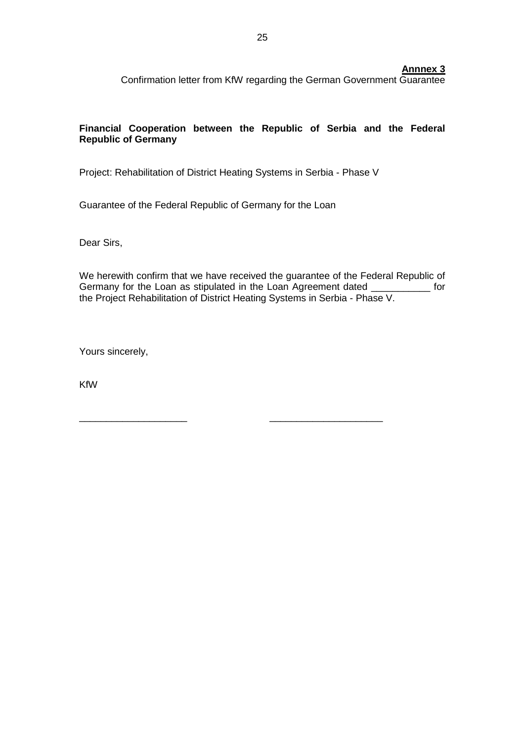**Annnex 3**

Confirmation letter from KfW regarding the German Government Guarantee

**Financial Cooperation between the Republic of Serbia and the Federal Republic of Germany**

Project: Rehabilitation of District Heating Systems in Serbia - Phase V

Guarantee of the Federal Republic of Germany for the Loan

Dear Sirs,

We herewith confirm that we have received the guarantee of the Federal Republic of Germany for the Loan as stipulated in the Loan Agreement dated ___________ for the Project Rehabilitation of District Heating Systems in Serbia - Phase V.

Yours sincerely,

KfW

____________________ ____________________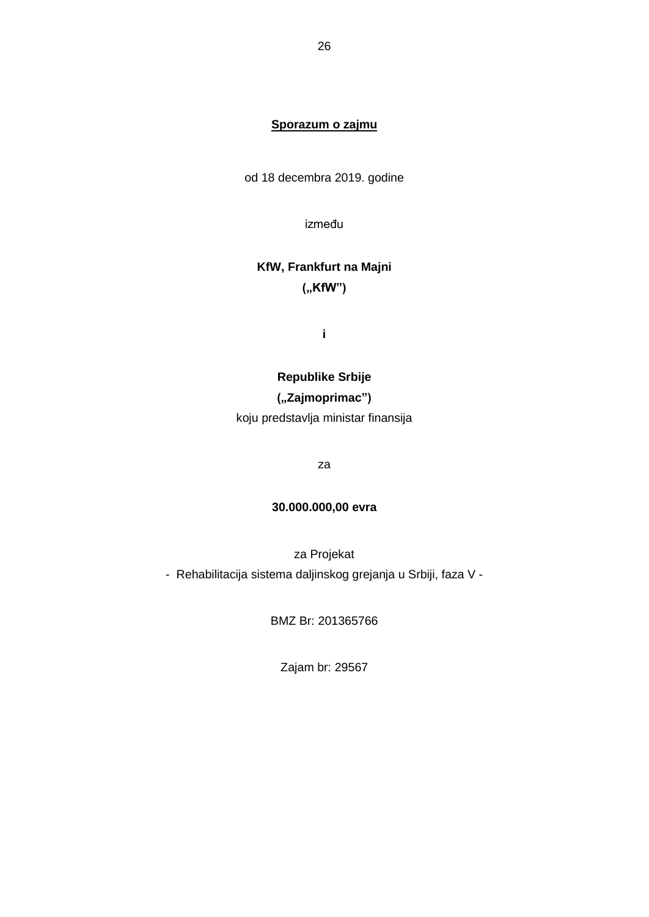**Sporazum o zajmu**

od 18 decembra 2019. godine

između

**KfW, Frankfurt na Majni**
**(„KfW”)**

**i**

**Republike Srbije**
**(„Zajmoprimac”)**
koju predstavlja ministar finansija

za

**30.000.000,00 evra**

za Projekat
- Rehabilitacija sistema daljinskog grejanja u Srbiji, faza V -

BMZ Br: 201365766

Zajam br: 29567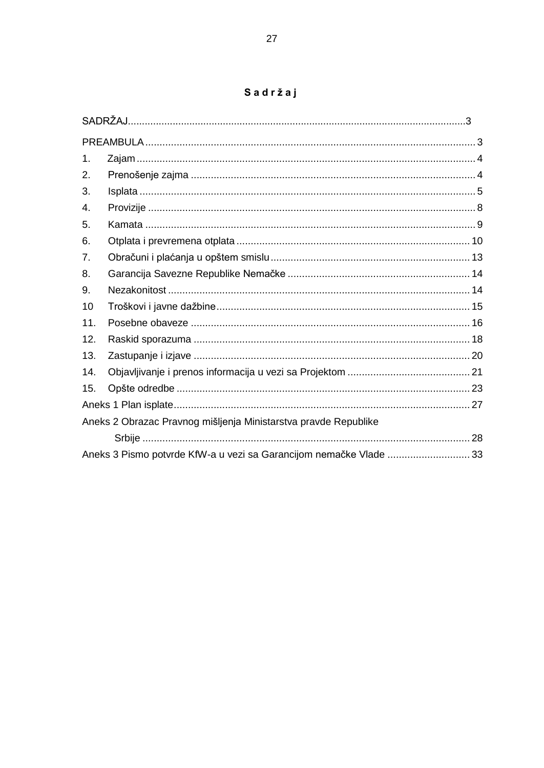# S a d r ž a j

SADRŽAJ....................................................................................................................3

PREAMBULA ................................................................................................................... 3
1. Zajam ....................................................................................................................... 4
2. Prenošenje zajma .................................................................................................... 4
3. Isplata ...................................................................................................................... 5
4. Provizije ................................................................................................................... 8
5. Kamata .................................................................................................................... 9
6. Otplata i prevremena otplata .................................................................................. 10
7. Obračuni i plaćanja u opštem smislu ...................................................................... 13
8. Garancija Savezne Republike Nemačke ................................................................ 14
9. Nezakonitost .......................................................................................................... 14
10 Troškovi i javne dažbine......................................................................................... 15
11. Posebne obaveze .................................................................................................. 16
12. Raskid sporazuma ................................................................................................. 18
13. Zastupanje i izjave ................................................................................................. 20
14. Objavljivanje i prenos informacija u vezi sa Projektom ........................................... 21
15. Opšte odredbe ....................................................................................................... 23
Aneks 1 Plan isplate........................................................................................................ 27
Aneks 2 Obrazac Pravnog mišljenja Ministarstva pravde Republike Srbije ................................................................................................................... 28
Aneks 3 Pismo potvrde KfW-a u vezi sa Garancijom nemačke Vlade ............................. 33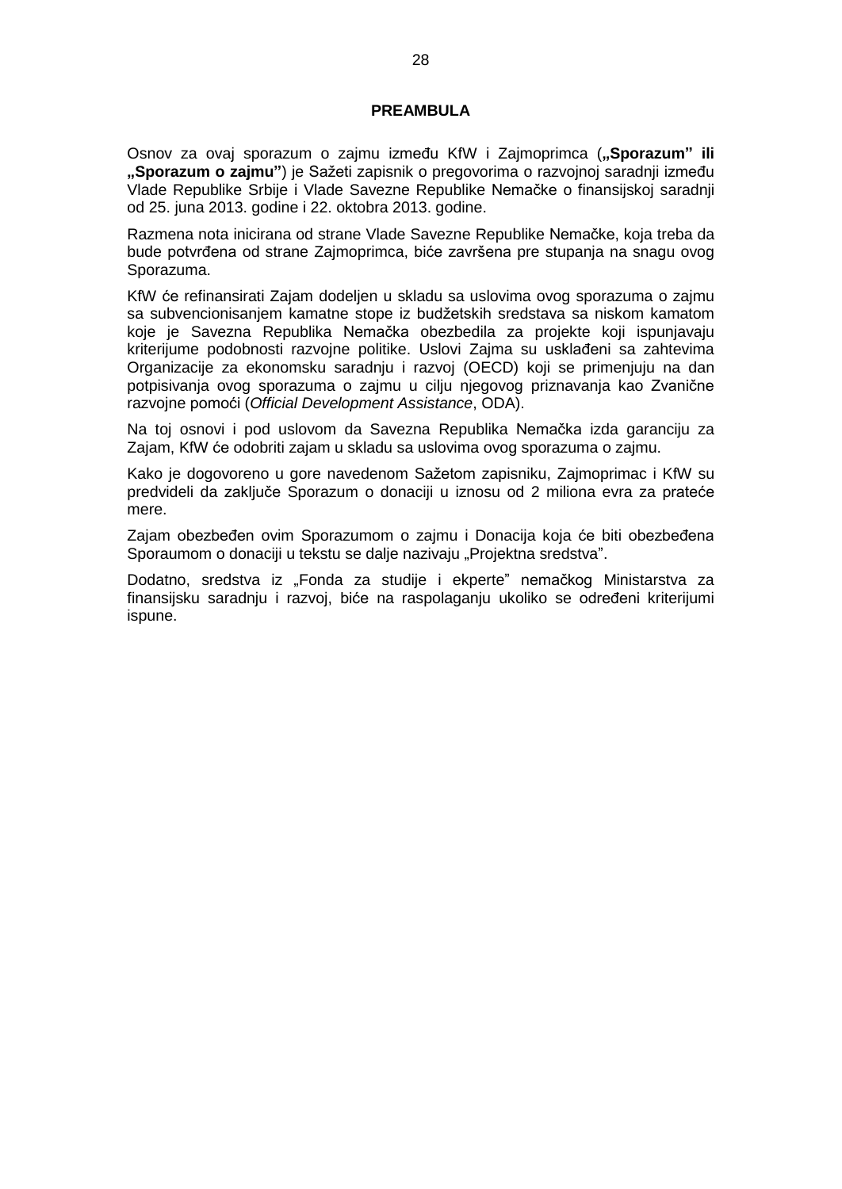## PREAMBULA

Osnov za ovaj sporazum o zajmu između KfW i Zajmoprimca (**„Sporazum” ili „Sporazum o zajmu”**) je Sažeti zapisnik o pregovorima o razvojnoj saradnji između Vlade Republike Srbije i Vlade Savezne Republike Nemačke o finansijskoj saradnji od 25. juna 2013. godine i 22. oktobra 2013. godine.

Razmena nota inicirana od strane Vlade Savezne Republike Nemačke, koja treba da bude potvrđena od strane Zajmoprimca, biće završena pre stupanja na snagu ovog Sporazuma.

KfW će refinansirati Zajam dodeljen u skladu sa uslovima ovog sporazuma o zajmu sa subvencionisanjem kamatne stope iz budžetskih sredstava sa niskom kamatom koje je Savezna Republika Nemačka obezbedila za projekte koji ispunjavaju kriterijume podobnosti razvojne politike. Uslovi Zajma su usklađeni sa zahtevima Organizacije za ekonomsku saradnju i razvoj (OECD) koji se primenjuju na dan potpisivanja ovog sporazuma o zajmu u cilju njegovog priznavanja kao Zvanične razvojne pomoći (*Official Development Assistance*, ODA).

Na toj osnovi i pod uslovom da Savezna Republika Nemačka izda garanciju za Zajam, KfW će odobriti zajam u skladu sa uslovima ovog sporazuma o zajmu.

Kako je dogovoreno u gore navedenom Sažetom zapisniku, Zajmoprimac i KfW su predvideli da zaključe Sporazum o donaciji u iznosu od 2 miliona evra za prateće mere.

Zajam obezbeđen ovim Sporazumom o zajmu i Donacija koja će biti obezbeđena Sporaumom o donaciji u tekstu se dalje nazivaju „Projektna sredstva”.

Dodatno, sredstva iz „Fonda za studije i ekperte” nemačkog Ministarstva za finansijsku saradnju i razvoj, biće na raspolaganju ukoliko se određeni kriterijumi ispune.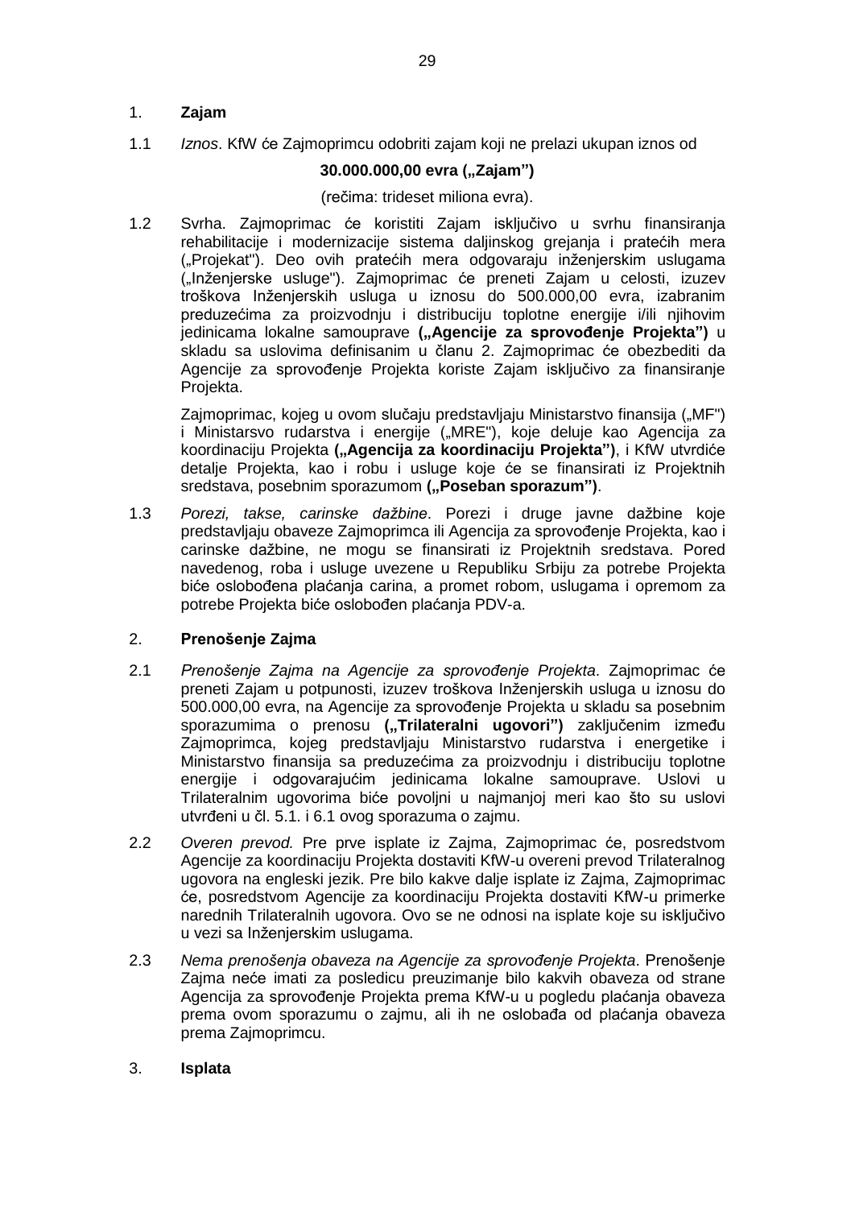1. **Zajam**

1.1 *Iznos*. KfW će Zajmoprimcu odobriti zajam koji ne prelazi ukupan iznos od

**30.000.000,00 evra („Zajam")**

(rečima: trideset miliona evra).

1.2 Svrha. Zajmoprimac će koristiti Zajam isključivo u svrhu finansiranja rehabilitacije i modernizacije sistema daljinskog grejanja i pratećih mera („Projekat"). Deo ovih pratećih mera odgovaraju inženjerskim uslugama („Inženjerske usluge"). Zajmoprimac će preneti Zajam u celosti, izuzev troškova Inženjerskih usluga u iznosu do 500.000,00 evra, izabranim preduzećima za proizvodnju i distribuciju toplotne energije i/ili njihovim jedinicama lokalne samouprave **(„Agencije za sprovođenje Projekta")** u skladu sa uslovima definisanim u članu 2. Zajmoprimac će obezbediti da Agencije za sprovođenje Projekta koriste Zajam isključivo za finansiranje Projekta.

Zajmoprimac, kojeg u ovom slučaju predstavljaju Ministarstvo finansija („MF") i Ministarsvo rudarstva i energije („MRE"), koje deluje kao Agencija za koordinaciju Projekta **(„Agencija za koordinaciju Projekta")**, i KfW utvrdiće detalje Projekta, kao i robu i usluge koje će se finansirati iz Projektnih sredstava, posebnim sporazumom **(„Poseban sporazum")**.

1.3 *Porezi, takse, carinske dažbine*. Porezi i druge javne dažbine koje predstavljaju obaveze Zajmoprimca ili Agencija za sprovođenje Projekta, kao i carinske dažbine, ne mogu se finansirati iz Projektnih sredstava. Pored navedenog, roba i usluge uvezene u Republiku Srbiju za potrebe Projekta biće oslobođena plaćanja carina, a promet robom, uslugama i opremom za potrebe Projekta biće oslobođen plaćanja PDV-a.

2. **Prenošenje Zajma**

2.1 *Prenošenje Zajma na Agencije za sprovođenje Projekta*. Zajmoprimac će preneti Zajam u potpunosti, izuzev troškova Inženjerskih usluga u iznosu do 500.000,00 evra, na Agencije za sprovođenje Projekta u skladu sa posebnim sporazumima o prenosu **(„Trilateralni ugovori")** zaključenim između Zajmoprimca, kojeg predstavljaju Ministarstvo rudarstva i energetike i Ministarstvo finansija sa preduzećima za proizvodnju i distribuciju toplotne energije i odgovarajućim jedinicama lokalne samouprave. Uslovi u Trilateralnim ugovorima biće povoljni u najmanjoj meri kao što su uslovi utvrđeni u čl. 5.1. i 6.1 ovog sporazuma o zajmu.

2.2 *Overen prevod.* Pre prve isplate iz Zajma, Zajmoprimac će, posredstvom Agencije za koordinaciju Projekta dostaviti KfW-u overeni prevod Trilateralnog ugovora na engleski jezik. Pre bilo kakve dalje isplate iz Zajma, Zajmoprimac će, posredstvom Agencije za koordinaciju Projekta dostaviti KfW-u primerke narednih Trilateralnih ugovora. Ovo se ne odnosi na isplate koje su isključivo u vezi sa Inženjerskim uslugama.

2.3 *Nema prenošenja obaveza na Agencije za sprovođenje Projekta*. Prenošenje Zajma neće imati za posledicu preuzimanje bilo kakvih obaveza od strane Agencija za sprovođenje Projekta prema KfW-u u pogledu plaćanja obaveza prema ovom sporazumu o zajmu, ali ih ne oslobađa od plaćanja obaveza prema Zajmoprimcu.

3. **Isplata**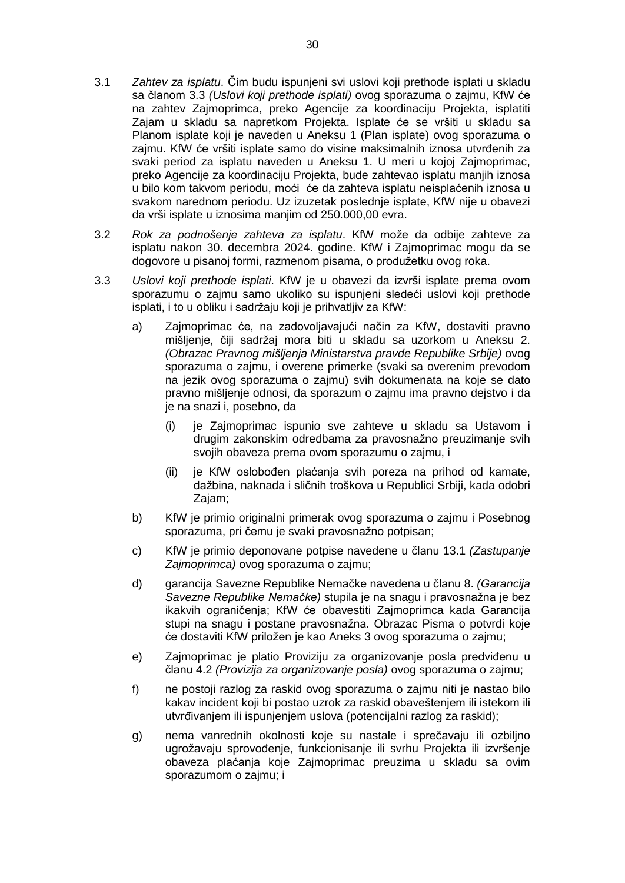3.1 *Zahtev za isplatu*. Čim budu ispunjeni svi uslovi koji prethode isplati u skladu sa članom 3.3 *(Uslovi koji prethode isplati)* ovog sporazuma o zajmu, KfW će na zahtev Zajmoprimca, preko Agencije za koordinaciju Projekta, isplatiti Zajam u skladu sa napretkom Projekta. Isplate će se vršiti u skladu sa Planom isplate koji je naveden u Aneksu 1 (Plan isplate) ovog sporazuma o zajmu. KfW će vršiti isplate samo do visine maksimalnih iznosa utvrđenih za svaki period za isplatu naveden u Aneksu 1. U meri u kojoj Zajmoprimac, preko Agencije za koordinaciju Projekta, bude zahtevao isplatu manjih iznosa u bilo kom takvom periodu, moći će da zahteva isplatu neisplaćenih iznosa u svakom narednom periodu. Uz izuzetak poslednje isplate, KfW nije u obavezi da vrši isplate u iznosima manjim od 250.000,00 evra.

3.2 *Rok za podnošenje zahteva za isplatu*. KfW može da odbije zahteve za isplatu nakon 30. decembra 2024. godine. KfW i Zajmoprimac mogu da se dogovore u pisanoj formi, razmenom pisama, o produžetku ovog roka.

3.3 *Uslovi koji prethode isplati*. KfW je u obavezi da izvrši isplate prema ovom sporazumu o zajmu samo ukoliko su ispunjeni sledeći uslovi koji prethode isplati, i to u obliku i sadržaju koji je prihvatljiv za KfW:

a) Zajmoprimac će, na zadovoljavajući način za KfW, dostaviti pravno mišljenje, čiji sadržaj mora biti u skladu sa uzorkom u Aneksu 2. *(Obrazac Pravnog mišljenja Ministarstva pravde Republike Srbije)* ovog sporazuma o zajmu, i overene primerke (svaki sa overenim prevodom na jezik ovog sporazuma o zajmu) svih dokumenata na koje se dato pravno mišljenje odnosi, da sporazum o zajmu ima pravno dejstvo i da je na snazi i, posebno, da

   (i) je Zajmoprimac ispunio sve zahteve u skladu sa Ustavom i drugim zakonskim odredbama za pravosnažno preuzimanje svih svojih obaveza prema ovom sporazumu o zajmu, i

   (ii) je KfW oslobođen plaćanja svih poreza na prihod od kamate, dažbina, naknada i sličnih troškova u Republici Srbiji, kada odobri Zajam;

b) KfW je primio originalni primerak ovog sporazuma o zajmu i Posebnog sporazuma, pri čemu je svaki pravosnažno potpisan;

c) KfW je primio deponovane potpise navedene u članu 13.1 *(Zastupanje Zajmoprimca)* ovog sporazuma o zajmu;

d) garancija Savezne Republike Nemačke navedena u članu 8. *(Garancija Savezne Republike Nemačke)* stupila je na snagu i pravosnažna je bez ikakvih ograničenja; KfW će obavestiti Zajmoprimca kada Garancija stupi na snagu i postane pravosnažna. Obrazac Pisma o potvrdi koje će dostaviti KfW priložen je kao Aneks 3 ovog sporazuma o zajmu;

e) Zajmoprimac je platio Proviziju za organizovanje posla predviđenu u članu 4.2 *(Provizija za organizovanje posla)* ovog sporazuma o zajmu;

f) ne postoji razlog za raskid ovog sporazuma o zajmu niti je nastao bilo kakav incident koji bi postao uzrok za raskid obaveštenjem ili istekom ili utvrđivanjem ili ispunjenjem uslova (potencijalni razlog za raskid);

g) nema vanrednih okolnosti koje su nastale i sprečavaju ili ozbiljno ugrožavaju sprovođenje, funkcionisanje ili svrhu Projekta ili izvršenje obaveza plaćanja koje Zajmoprimac preuzima u skladu sa ovim sporazumom o zajmu; i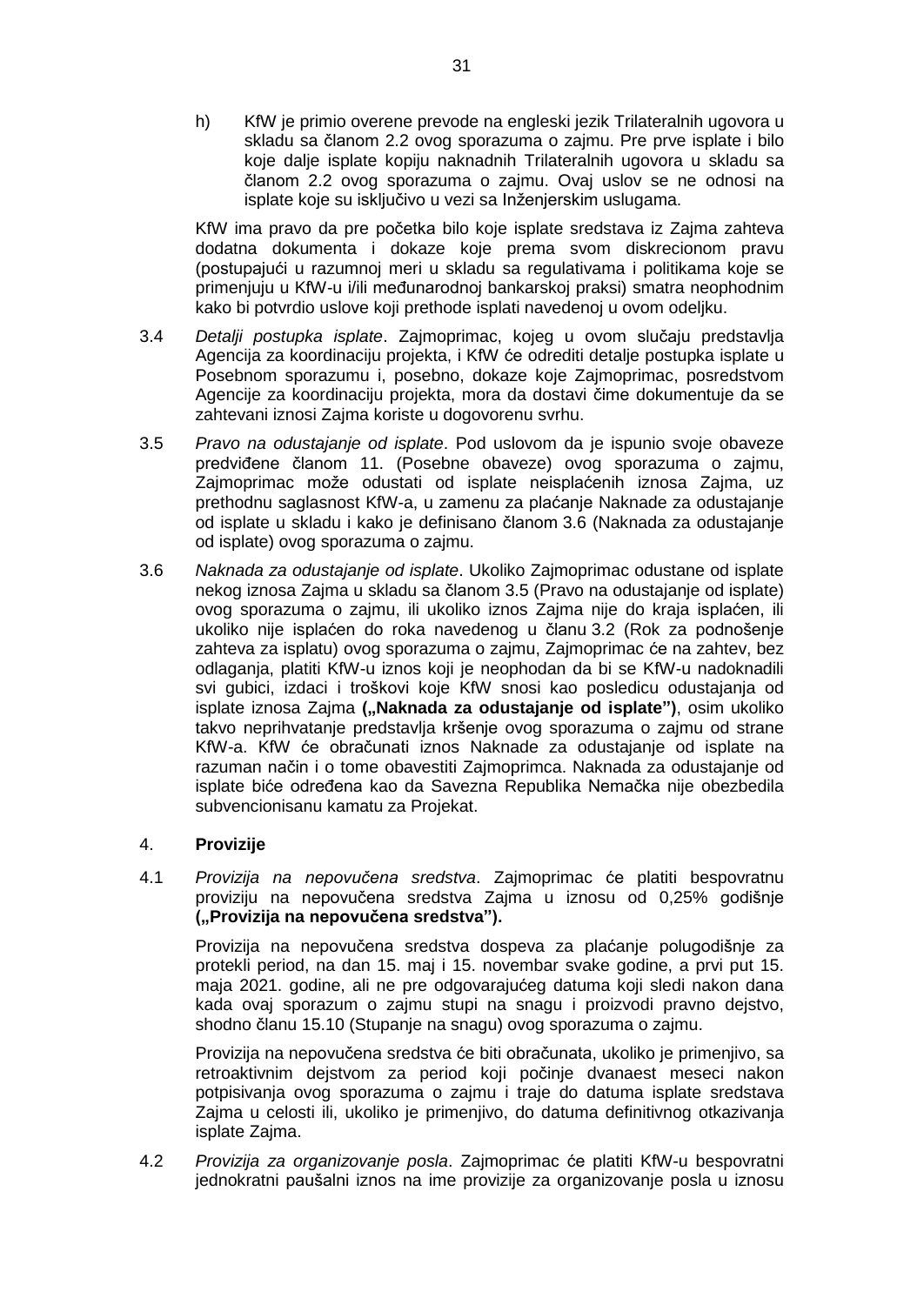h) KfW je primio overene prevode na engleski jezik Trilateralnih ugovora u skladu sa članom 2.2 ovog sporazuma o zajmu. Pre prve isplate i bilo koje dalje isplate kopiju naknadnih Trilateralnih ugovora u skladu sa članom 2.2 ovog sporazuma o zajmu. Ovaj uslov se ne odnosi na isplate koje su isključivo u vezi sa Inženjerskim uslugama.

KfW ima pravo da pre početka bilo koje isplate sredstava iz Zajma zahteva dodatna dokumenta i dokaze koje prema svom diskrecionom pravu (postupajući u razumnoj meri u skladu sa regulativama i politikama koje se primenjuju u KfW-u i/ili međunarodnoj bankarskoj praksi) smatra neophodnim kako bi potvrdio uslove koji prethode isplati navedenoj u ovom odeljku.

3.4 *Detalji postupka isplate*. Zajmoprimac, kojeg u ovom slučaju predstavlja Agencija za koordinaciju projekta, i KfW će odrediti detalje postupka isplate u Posebnom sporazumu i, posebno, dokaze koje Zajmoprimac, posredstvom Agencije za koordinaciju projekta, mora da dostavi čime dokumentuje da se zahtevani iznosi Zajma koriste u dogovorenu svrhu.

3.5 *Pravo na odustajanje od isplate*. Pod uslovom da je ispunio svoje obaveze predviđene članom 11. (Posebne obaveze) ovog sporazuma o zajmu, Zajmoprimac može odustati od isplate neisplaćenih iznosa Zajma, uz prethodnu saglasnost KfW-a, u zamenu za plaćanje Naknade za odustajanje od isplate u skladu i kako je definisano članom 3.6 (Naknada za odustajanje od isplate) ovog sporazuma o zajmu.

3.6 *Naknada za odustajanje od isplate*. Ukoliko Zajmoprimac odustane od isplate nekog iznosa Zajma u skladu sa članom 3.5 (Pravo na odustajanje od isplate) ovog sporazuma o zajmu, ili ukoliko iznos Zajma nije do kraja isplaćen, ili ukoliko nije isplaćen do roka navedenog u članu 3.2 (Rok za podnošenje zahteva za isplatu) ovog sporazuma o zajmu, Zajmoprimac će na zahtev, bez odlaganja, platiti KfW-u iznos koji je neophodan da bi se KfW-u nadoknadili svi gubici, izdaci i troškovi koje KfW snosi kao posledicu odustajanja od isplate iznosa Zajma **(„Naknada za odustajanje od isplate”)**, osim ukoliko takvo neprihvatanje predstavlja kršenje ovog sporazuma o zajmu od strane KfW-a. KfW će obračunati iznos Naknade za odustajanje od isplate na razuman način i o tome obavestiti Zajmoprimca. Naknada za odustajanje od isplate biće određena kao da Savezna Republika Nemačka nije obezbedila subvencionisanu kamatu za Projekat.

## 4. Provizije

4.1 *Provizija na nepovučena sredstva*. Zajmoprimac će platiti bespovratnu proviziju na nepovučena sredstva Zajma u iznosu od 0,25% godišnje **(„Provizija na nepovučena sredstva”).**

Provizija na nepovučena sredstva dospeva za plaćanje polugodišnje za protekli period, na dan 15. maj i 15. novembar svake godine, a prvi put 15. maja 2021. godine, ali ne pre odgovarajućeg datuma koji sledi nakon dana kada ovaj sporazum o zajmu stupi na snagu i proizvodi pravno dejstvo, shodno članu 15.10 (Stupanje na snagu) ovog sporazuma o zajmu.

Provizija na nepovučena sredstva će biti obračunata, ukoliko je primenjivo, sa retroaktivnim dejstvom za period koji počinje dvanaest meseci nakon potpisivanja ovog sporazuma o zajmu i traje do datuma isplate sredstava Zajma u celosti ili, ukoliko je primenjivo, do datuma definitivnog otkazivanja isplate Zajma.

4.2 *Provizija za organizovanje posla*. Zajmoprimac će platiti KfW-u bespovratni jednokratni paušalni iznos na ime provizije za organizovanje posla u iznosu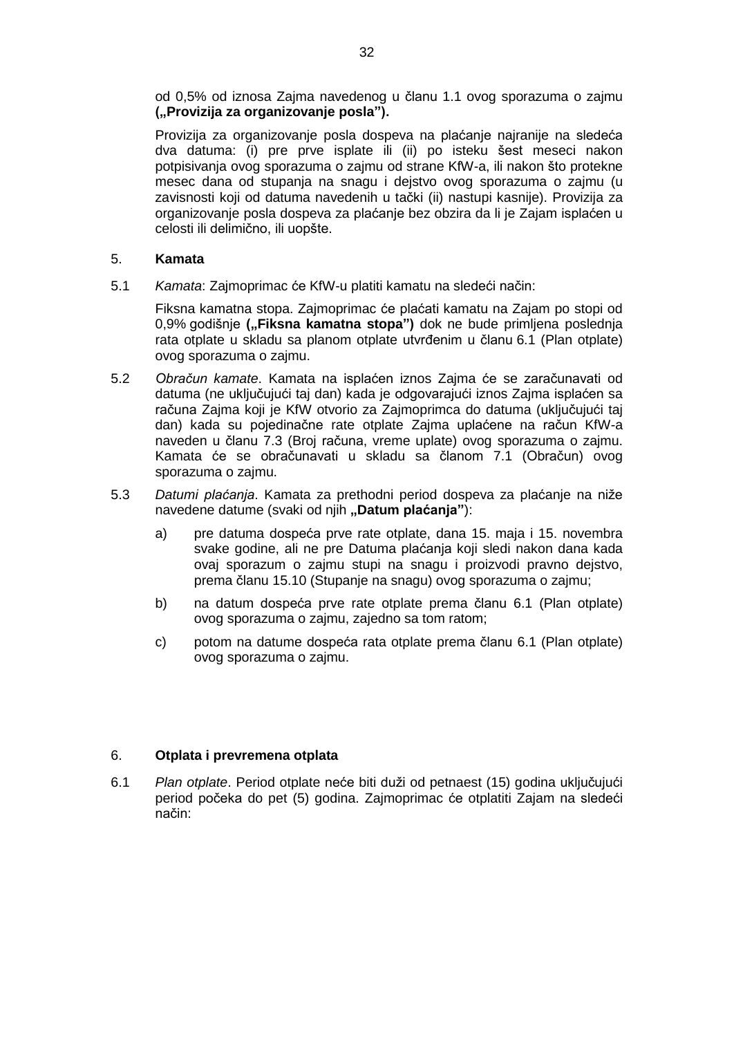od 0,5% od iznosa Zajma navedenog u članu 1.1 ovog sporazuma o zajmu **(„Provizija za organizovanje posla”).**

Provizija za organizovanje posla dospeva na plaćanje najranije na sledeća dva datuma: (i) pre prve isplate ili (ii) po isteku šest meseci nakon potpisivanja ovog sporazuma o zajmu od strane KfW-a, ili nakon što protekne mesec dana od stupanja na snagu i dejstvo ovog sporazuma o zajmu (u zavisnosti koji od datuma navedenih u tački (ii) nastupi kasnije). Provizija za organizovanje posla dospeva za plaćanje bez obzira da li je Zajam isplaćen u celosti ili delimično, ili uopšte.

5. **Kamata**

5.1 *Kamata*: Zajmoprimac će KfW-u platiti kamatu na sledeći način:

Fiksna kamatna stopa. Zajmoprimac će plaćati kamatu na Zajam po stopi od 0,9% godišnje **(„Fiksna kamatna stopa”)** dok ne bude primljena poslednja rata otplate u skladu sa planom otplate utvrđenim u članu 6.1 (Plan otplate) ovog sporazuma o zajmu.

5.2 *Obračun kamate*. Kamata na isplaćen iznos Zajma će se zaračunavati od datuma (ne uključujući taj dan) kada je odgovarajući iznos Zajma isplaćen sa računa Zajma koji je KfW otvorio za Zajmoprimca do datuma (uključujući taj dan) kada su pojedinačne rate otplate Zajma uplaćene na račun KfW-a naveden u članu 7.3 (Broj računa, vreme uplate) ovog sporazuma o zajmu. Kamata će se obračunavati u skladu sa članom 7.1 (Obračun) ovog sporazuma o zajmu.

5.3 *Datumi plaćanja*. Kamata za prethodni period dospeva za plaćanje na niže navedene datume (svaki od njih **„Datum plaćanja”**):

a) pre datuma dospeća prve rate otplate, dana 15. maja i 15. novembra svake godine, ali ne pre Datuma plaćanja koji sledi nakon dana kada ovaj sporazum o zajmu stupi na snagu i proizvodi pravno dejstvo, prema članu 15.10 (Stupanje na snagu) ovog sporazuma o zajmu;

b) na datum dospeća prve rate otplate prema članu 6.1 (Plan otplate) ovog sporazuma o zajmu, zajedno sa tom ratom;

c) potom na datume dospeća rata otplate prema članu 6.1 (Plan otplate) ovog sporazuma o zajmu.

6. **Otplata i prevremena otplata**

6.1 *Plan otplate*. Period otplate neće biti duži od petnaest (15) godina uključujući period počeka do pet (5) godina. Zajmoprimac će otplatiti Zajam na sledeći način: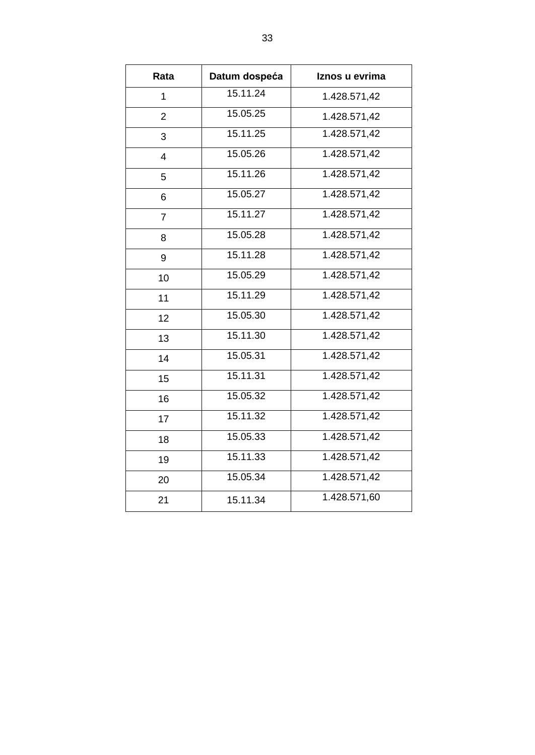| Rata | Datum dospeća | Iznos u evrima |
|---|---|---|
| 1 | 15.11.24 | 1.428.571,42 |
| 2 | 15.05.25 | 1.428.571,42 |
| 3 | 15.11.25 | 1.428.571,42 |
| 4 | 15.05.26 | 1.428.571,42 |
| 5 | 15.11.26 | 1.428.571,42 |
| 6 | 15.05.27 | 1.428.571,42 |
| 7 | 15.11.27 | 1.428.571,42 |
| 8 | 15.05.28 | 1.428.571,42 |
| 9 | 15.11.28 | 1.428.571,42 |
| 10 | 15.05.29 | 1.428.571,42 |
| 11 | 15.11.29 | 1.428.571,42 |
| 12 | 15.05.30 | 1.428.571,42 |
| 13 | 15.11.30 | 1.428.571,42 |
| 14 | 15.05.31 | 1.428.571,42 |
| 15 | 15.11.31 | 1.428.571,42 |
| 16 | 15.05.32 | 1.428.571,42 |
| 17 | 15.11.32 | 1.428.571,42 |
| 18 | 15.05.33 | 1.428.571,42 |
| 19 | 15.11.33 | 1.428.571,42 |
| 20 | 15.05.34 | 1.428.571,42 |
| 21 | 15.11.34 | 1.428.571,60 |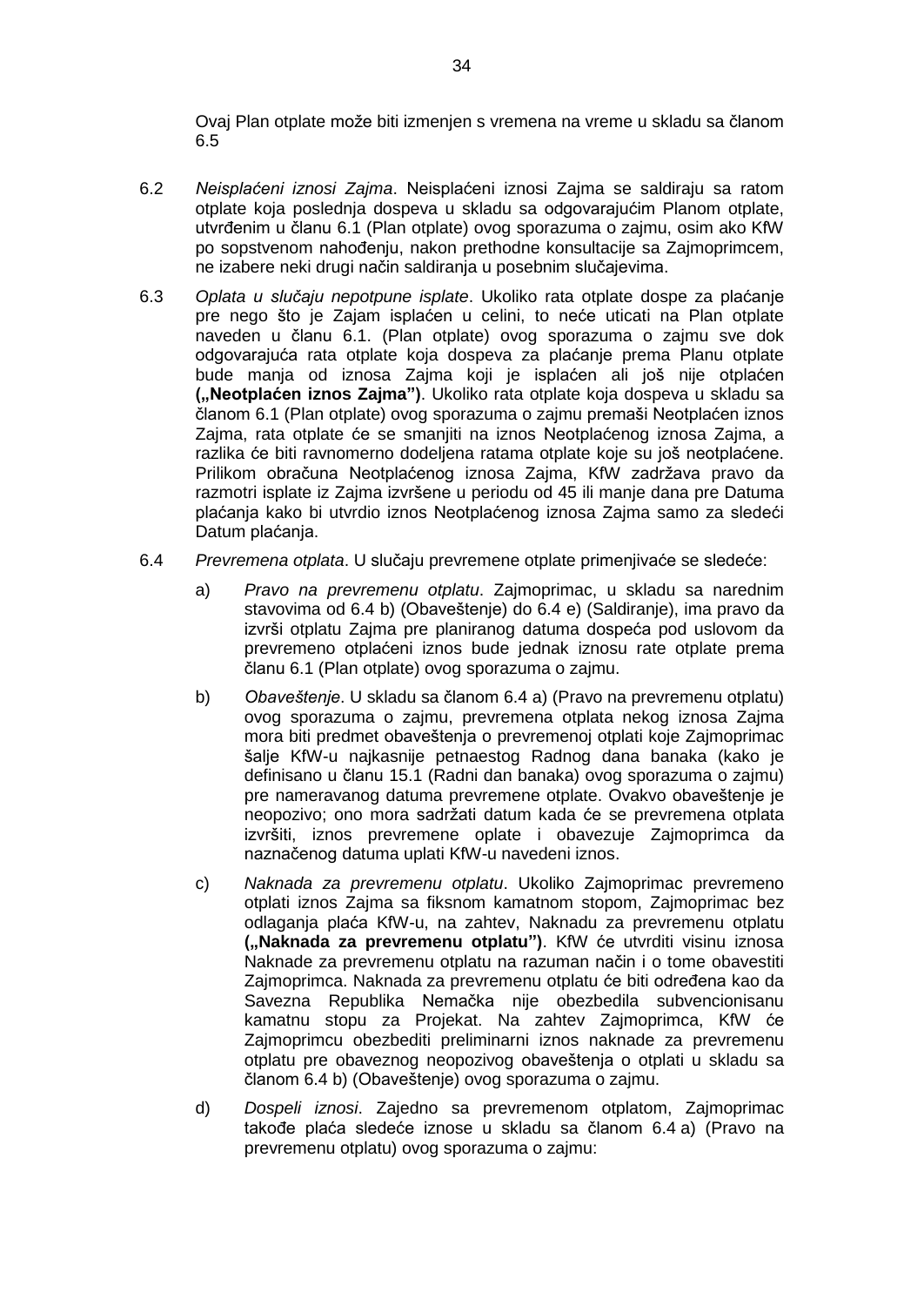Ovaj Plan otplate može biti izmenjen s vremena na vreme u skladu sa članom 6.5

6.2 *Neisplaćeni iznosi Zajma*. Neisplaćeni iznosi Zajma se saldiraju sa ratom otplate koja poslednja dospeva u skladu sa odgovarajućim Planom otplate, utvrđenim u članu 6.1 (Plan otplate) ovog sporazuma o zajmu, osim ako KfW po sopstvenom nahođenju, nakon prethodne konsultacije sa Zajmoprimcem, ne izabere neki drugi način saldiranja u posebnim slučajevima.

6.3 *Oplata u slučaju nepotpune isplate*. Ukoliko rata otplate dospe za plaćanje pre nego što je Zajam isplaćen u celini, to neće uticati na Plan otplate naveden u članu 6.1. (Plan otplate) ovog sporazuma o zajmu sve dok odgovarajuća rata otplate koja dospeva za plaćanje prema Planu otplate bude manja od iznosa Zajma koji je isplaćen ali još nije otplaćen **(„Neotplaćen iznos Zajma")**. Ukoliko rata otplate koja dospeva u skladu sa članom 6.1 (Plan otplate) ovog sporazuma o zajmu premaši Neotplaćen iznos Zajma, rata otplate će se smanjiti na iznos Neotplaćenog iznosa Zajma, a razlika će biti ravnomerno dodeljena ratama otplate koje su još neotplaćene. Prilikom obračuna Neotplaćenog iznosa Zajma, KfW zadržava pravo da razmotri isplate iz Zajma izvršene u periodu od 45 ili manje dana pre Datuma plaćanja kako bi utvrdio iznos Neotplaćenog iznosa Zajma samo za sledeći Datum plaćanja.

6.4 *Prevremena otplata*. U slučaju prevremene otplate primenjivaće se sledeće:

a) *Pravo na prevremenu otplatu*. Zajmoprimac, u skladu sa narednim stavovima od 6.4 b) (Obaveštenje) do 6.4 e) (Saldiranje), ima pravo da izvrši otplatu Zajma pre planiranog datuma dospeća pod uslovom da prevremeno otplaćeni iznos bude jednak iznosu rate otplate prema članu 6.1 (Plan otplate) ovog sporazuma o zajmu.

b) *Obaveštenje*. U skladu sa članom 6.4 a) (Pravo na prevremenu otplatu) ovog sporazuma o zajmu, prevremena otplata nekog iznosa Zajma mora biti predmet obaveštenja o prevremenoj otplati koje Zajmoprimac šalje KfW-u najkasnije petnaestog Radnog dana banaka (kako je definisano u članu 15.1 (Radni dan banaka) ovog sporazuma o zajmu) pre nameravanog datuma prevremene otplate. Ovakvo obaveštenje je neopozivo; ono mora sadržati datum kada će se prevremena otplata izvršiti, iznos prevremene oplate i obavezuje Zajmoprimca da naznačenog datuma uplati KfW-u navedeni iznos.

c) *Naknada za prevremenu otplatu*. Ukoliko Zajmoprimac prevremeno otplati iznos Zajma sa fiksnom kamatnom stopom, Zajmoprimac bez odlaganja plaća KfW-u, na zahtev, Naknadu za prevremenu otplatu **(„Naknada za prevremenu otplatu")**. KfW će utvrditi visinu iznosa Naknade za prevremenu otplatu na razuman način i o tome obavestiti Zajmoprimca. Naknada za prevremenu otplatu će biti određena kao da Savezna Republika Nemačka nije obezbedila subvencionisanu kamatnu stopu za Projekat. Na zahtev Zajmoprimca, KfW će Zajmoprimcu obezbediti preliminarni iznos naknade za prevremenu otplatu pre obaveznog neopozivog obaveštenja o otplati u skladu sa članom 6.4 b) (Obaveštenje) ovog sporazuma o zajmu.

d) *Dospeli iznosi*. Zajedno sa prevremenom otplatom, Zajmoprimac takođe plaća sledeće iznose u skladu sa članom 6.4 a) (Pravo na prevremenu otplatu) ovog sporazuma o zajmu: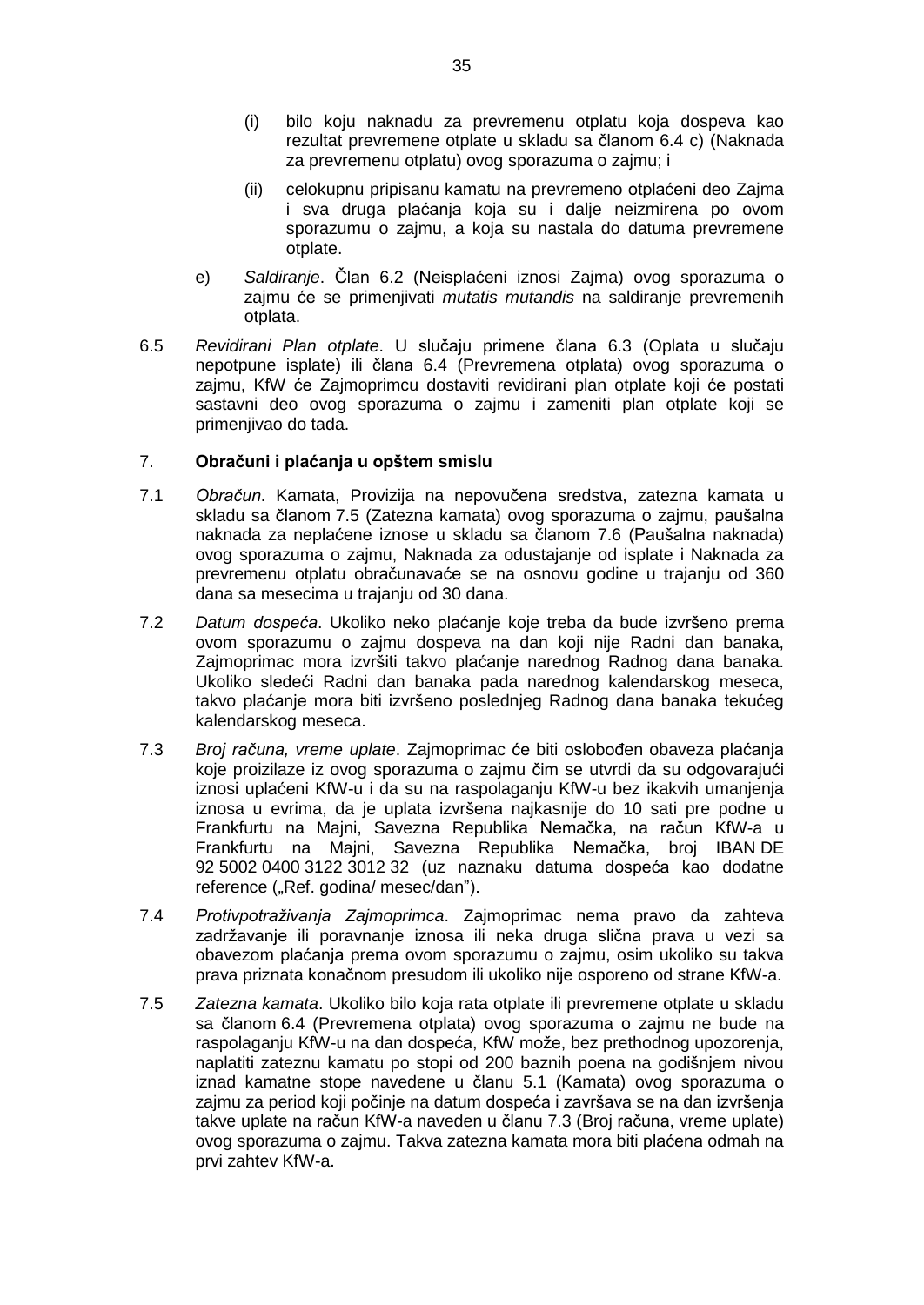(i) bilo koju naknadu za prevremenu otplatu koja dospeva kao rezultat prevremene otplate u skladu sa članom 6.4 c) (Naknada za prevremenu otplatu) ovog sporazuma o zajmu; i

(ii) celokupnu pripisanu kamatu na prevremeno otplaćeni deo Zajma i sva druga plaćanja koja su i dalje neizmirena po ovom sporazumu o zajmu, a koja su nastala do datuma prevremene otplate.

e) *Saldiranje*. Član 6.2 (Neisplaćeni iznosi Zajma) ovog sporazuma o zajmu će se primenjivati *mutatis mutandis* na saldiranje prevremenih otplata.

6.5 *Revidirani Plan otplate*. U slučaju primene člana 6.3 (Oplata u slučaju nepotpune isplate) ili člana 6.4 (Prevremena otplata) ovog sporazuma o zajmu, KfW će Zajmoprimcu dostaviti revidirani plan otplate koji će postati sastavni deo ovog sporazuma o zajmu i zameniti plan otplate koji se primenjivao do tada.

7. **Obračuni i plaćanja u opštem smislu**

7.1 *Obračun*. Kamata, Provizija na nepovučena sredstva, zatezna kamata u skladu sa članom 7.5 (Zatezna kamata) ovog sporazuma o zajmu, paušalna naknada za neplaćene iznose u skladu sa članom 7.6 (Paušalna naknada) ovog sporazuma o zajmu, Naknada za odustajanje od isplate i Naknada za prevremenu otplatu obračunavaće se na osnovu godine u trajanju od 360 dana sa mesecima u trajanju od 30 dana.

7.2 *Datum dospeća*. Ukoliko neko plaćanje koje treba da bude izvršeno prema ovom sporazumu o zajmu dospeva na dan koji nije Radni dan banaka, Zajmoprimac mora izvršiti takvo plaćanje narednog Radnog dana banaka. Ukoliko sledeći Radni dan banaka pada narednog kalendarskog meseca, takvo plaćanje mora biti izvršeno poslednjeg Radnog dana banaka tekućeg kalendarskog meseca.

7.3 *Broj računa, vreme uplate*. Zajmoprimac će biti oslobođen obaveza plaćanja koje proizilaze iz ovog sporazuma o zajmu čim se utvrdi da su odgovarajući iznosi uplaćeni KfW-u i da su na raspolaganju KfW-u bez ikakvih umanjenja iznosa u evrima, da je uplata izvršena najkasnije do 10 sati pre podne u Frankfurtu na Majni, Savezna Republika Nemačka, na račun KfW-a u Frankfurtu na Majni, Savezna Republika Nemačka, broj IBAN DE 92 5002 0400 3122 3012 32 (uz naznaku datuma dospeća kao dodatne reference („Ref. godina/ mesec/dan").

7.4 *Protivpotraživanja Zajmoprimca*. Zajmoprimac nema pravo da zahteva zadržavanje ili poravnanje iznosa ili neka druga slična prava u vezi sa obavezom plaćanja prema ovom sporazumu o zajmu, osim ukoliko su takva prava priznata konačnom presudom ili ukoliko nije osporeno od strane KfW-a.

7.5 *Zatezna kamata*. Ukoliko bilo koja rata otplate ili prevremene otplate u skladu sa članom 6.4 (Prevremena otplata) ovog sporazuma o zajmu ne bude na raspolaganju KfW-u na dan dospeća, KfW može, bez prethodnog upozorenja, naplatiti zateznu kamatu po stopi od 200 baznih poena na godišnjem nivou iznad kamatne stope navedene u članu 5.1 (Kamata) ovog sporazuma o zajmu za period koji počinje na datum dospeća i završava se na dan izvršenja takve uplate na račun KfW-a naveden u članu 7.3 (Broj računa, vreme uplate) ovog sporazuma o zajmu. Takva zatezna kamata mora biti plaćena odmah na prvi zahtev KfW-a.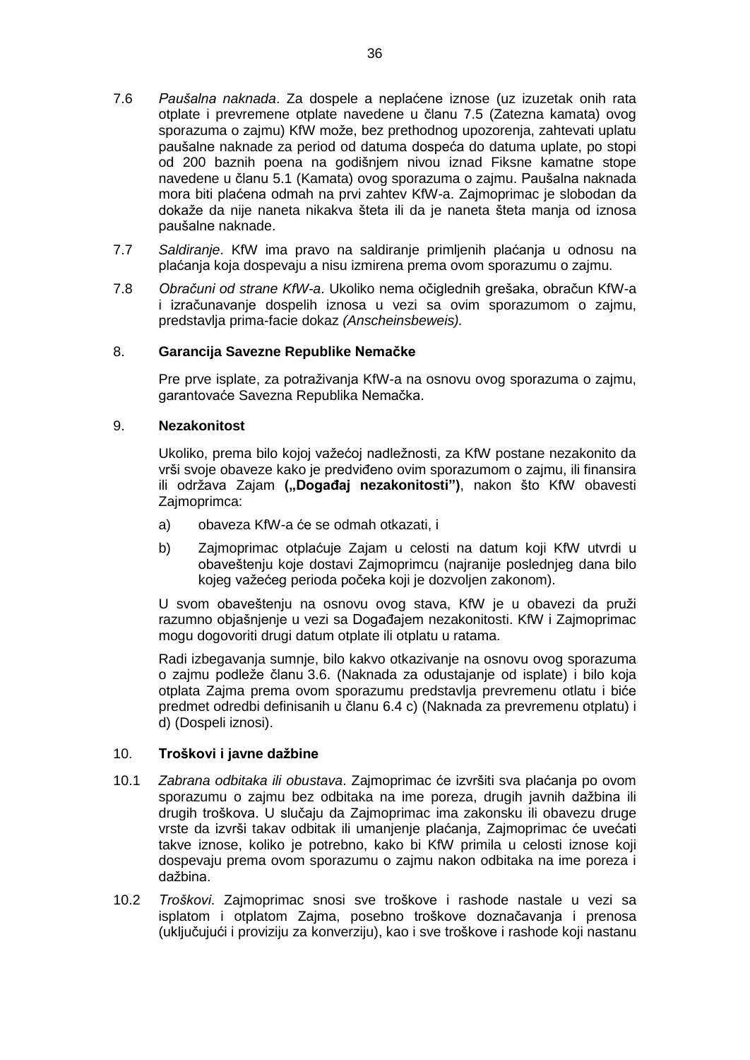7.6 *Paušalna naknada*. Za dospele a neplaćene iznose (uz izuzetak onih rata otplate i prevremene otplate navedene u članu 7.5 (Zatezna kamata) ovog sporazuma o zajmu) KfW može, bez prethodnog upozorenja, zahtevati uplatu paušalne naknade za period od datuma dospeća do datuma uplate, po stopi od 200 baznih poena na godišnjem nivou iznad Fiksne kamatne stope navedene u članu 5.1 (Kamata) ovog sporazuma o zajmu. Paušalna naknada mora biti plaćena odmah na prvi zahtev KfW-a. Zajmoprimac je slobodan da dokaže da nije naneta nikakva šteta ili da je naneta šteta manja od iznosa paušalne naknade.

7.7 *Saldiranje*. KfW ima pravo na saldiranje primljenih plaćanja u odnosu na plaćanja koja dospevaju a nisu izmirena prema ovom sporazumu o zajmu.

7.8 *Obračuni od strane KfW-a*. Ukoliko nema očiglednih grešaka, obračun KfW-a i izračunavanje dospelih iznosa u vezi sa ovim sporazumom o zajmu, predstavlja prima-facie dokaz *(Anscheinsbeweis).*

## 8. Garancija Savezne Republike Nemačke

Pre prve isplate, za potraživanja KfW-a na osnovu ovog sporazuma o zajmu, garantovaće Savezna Republika Nemačka.

## 9. Nezakonitost

Ukoliko, prema bilo kojoj važećoj nadležnosti, za KfW postane nezakonito da vrši svoje obaveze kako je predviđeno ovim sporazumom o zajmu, ili finansira ili održava Zajam **(„Događaj nezakonitosti")**, nakon što KfW obavesti Zajmoprimca:

a) obaveza KfW-a će se odmah otkazati, i

b) Zajmoprimac otplaćuje Zajam u celosti na datum koji KfW utvrdi u obaveštenju koje dostavi Zajmoprimcu (najranije poslednjeg dana bilo kojeg važećeg perioda počeka koji je dozvoljen zakonom).

U svom obaveštenju na osnovu ovog stava, KfW je u obavezi da pruži razumno objašnjenje u vezi sa Događajem nezakonitosti. KfW i Zajmoprimac mogu dogovoriti drugi datum otplate ili otplatu u ratama.

Radi izbegavanja sumnje, bilo kakvo otkazivanje na osnovu ovog sporazuma o zajmu podleže članu 3.6. (Naknada za odustajanje od isplate) i bilo koja otplata Zajma prema ovom sporazumu predstavlja prevremenu otlatu i biće predmet odredbi definisanih u članu 6.4 c) (Naknada za prevremenu otplatu) i d) (Dospeli iznosi).

## 10. Troškovi i javne dažbine

10.1 *Zabrana odbitaka ili obustava*. Zajmoprimac će izvršiti sva plaćanja po ovom sporazumu o zajmu bez odbitaka na ime poreza, drugih javnih dažbina ili drugih troškova. U slučaju da Zajmoprimac ima zakonsku ili obavezu druge vrste da izvrši takav odbitak ili umanjenje plaćanja, Zajmoprimac će uvećati takve iznose, koliko je potrebno, kako bi KfW primila u celosti iznose koji dospevaju prema ovom sporazumu o zajmu nakon odbitaka na ime poreza i dažbina.

10.2 *Troškovi*. Zajmoprimac snosi sve troškove i rashode nastale u vezi sa isplatom i otplatom Zajma, posebno troškove doznačavanja i prenosa (uključujući i proviziju za konverziju), kao i sve troškove i rashode koji nastanu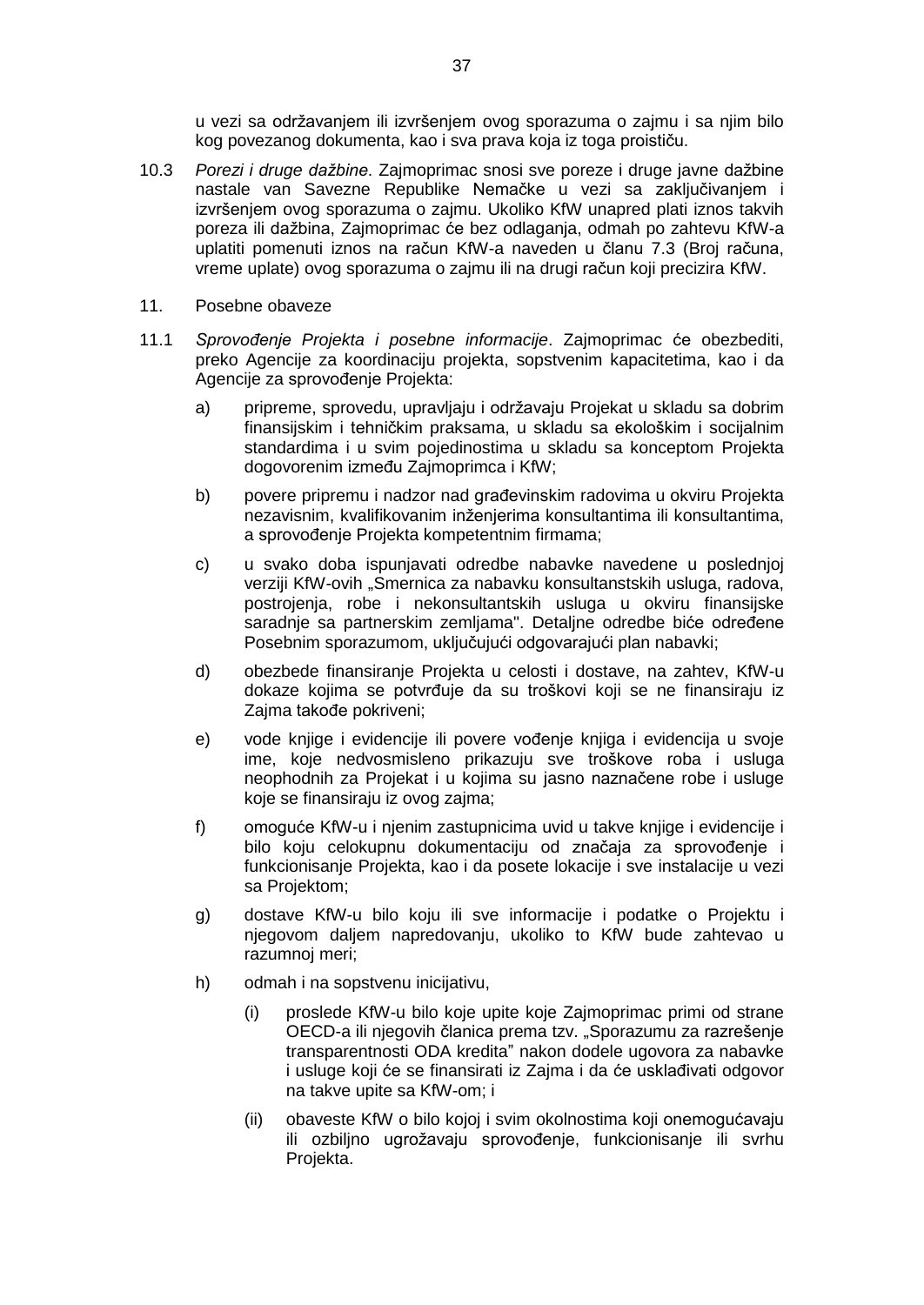u vezi sa održavanjem ili izvršenjem ovog sporazuma o zajmu i sa njim bilo kog povezanog dokumenta, kao i sva prava koja iz toga proističu.

10.3 *Porezi i druge dažbine.* Zajmoprimac snosi sve poreze i druge javne dažbine nastale van Savezne Republike Nemačke u vezi sa zaključivanjem i izvršenjem ovog sporazuma o zajmu. Ukoliko KfW unapred plati iznos takvih poreza ili dažbina, Zajmoprimac će bez odlaganja, odmah po zahtevu KfW-a uplatiti pomenuti iznos na račun KfW-a naveden u članu 7.3 (Broj računa, vreme uplate) ovog sporazuma o zajmu ili na drugi račun koji precizira KfW.

11. Posebne obaveze

11.1 *Sprovođenje Projekta i posebne informacije*. Zajmoprimac će obezbediti, preko Agencije za koordinaciju projekta, sopstvenim kapacitetima, kao i da Agencije za sprovođenje Projekta:

a) pripreme, sprovedu, upravljaju i održavaju Projekat u skladu sa dobrim finansijskim i tehničkim praksama, u skladu sa ekološkim i socijalnim standardima i u svim pojedinostima u skladu sa konceptom Projekta dogovorenim između Zajmoprimca i KfW;

b) povere pripremu i nadzor nad građevinskim radovima u okviru Projekta nezavisnim, kvalifikovanim inženjerima konsultantima ili konsultantima, a sprovođenje Projekta kompetentnim firmama;

c) u svako doba ispunjavati odredbe nabavke navedene u poslednjoj verziji KfW-ovih „Smernica za nabavku konsultanstskih usluga, radova, postrojenja, robe i nekonsultantskih usluga u okviru finansijske saradnje sa partnerskim zemljama". Detaljne odredbe biće određene Posebnim sporazumom, uključujući odgovarajući plan nabavki;

d) obezbede finansiranje Projekta u celosti i dostave, na zahtev, KfW-u dokaze kojima se potvrđuje da su troškovi koji se ne finansiraju iz Zajma takođe pokriveni;

e) vode knjige i evidencije ili povere vođenje knjiga i evidencija u svoje ime, koje nedvosmisleno prikazuju sve troškove roba i usluga neophodnih za Projekat i u kojima su jasno naznačene robe i usluge koje se finansiraju iz ovog zajma;

f) omoguće KfW-u i njenim zastupnicima uvid u takve knjige i evidencije i bilo koju celokupnu dokumentaciju od značaja za sprovođenje i funkcionisanje Projekta, kao i da posete lokacije i sve instalacije u vezi sa Projektom;

g) dostave KfW-u bilo koju ili sve informacije i podatke o Projektu i njegovom daljem napredovanju, ukoliko to KfW bude zahtevao u razumnoj meri;

h) odmah i na sopstvenu inicijativu,

   (i) proslede KfW-u bilo koje upite koje Zajmoprimac primi od strane OECD-a ili njegovih članica prema tzv. „Sporazumu za razrešenje transparentnosti ODA kredita" nakon dodele ugovora za nabavke i usluge koji će se finansirati iz Zajma i da će usklađivati odgovor na takve upite sa KfW-om; i

   (ii) obaveste KfW o bilo kojoj i svim okolnostima koji onemogućavaju ili ozbiljno ugrožavaju sprovođenje, funkcionisanje ili svrhu Projekta.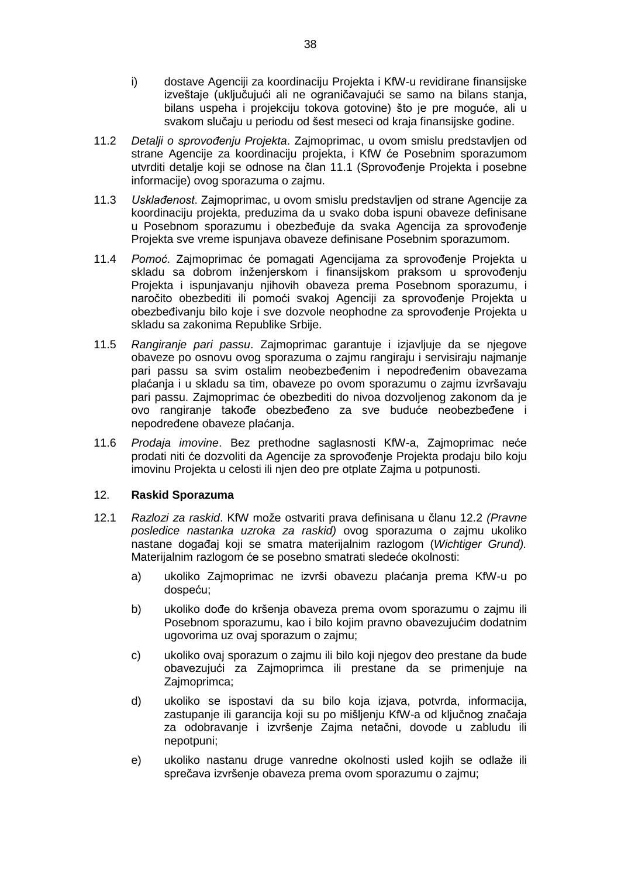i) dostave Agenciji za koordinaciju Projekta i KfW-u revidirane finansijske izveštaje (uključujući ali ne ograničavajući se samo na bilans stanja, bilans uspeha i projekciju tokova gotovine) što je pre moguće, ali u svakom slučaju u periodu od šest meseci od kraja finansijske godine.

11.2 *Detalji o sprovođenju Projekta*. Zajmoprimac, u ovom smislu predstavljen od strane Agencije za koordinaciju projekta, i KfW će Posebnim sporazumom utvrditi detalje koji se odnose na član 11.1 (Sprovođenje Projekta i posebne informacije) ovog sporazuma o zajmu.

11.3 *Usklađenost*. Zajmoprimac, u ovom smislu predstavljen od strane Agencije za koordinaciju projekta, preduzima da u svako doba ispuni obaveze definisane u Posebnom sporazumu i obezbeđuje da svaka Agencija za sprovođenje Projekta sve vreme ispunjava obaveze definisane Posebnim sporazumom.

11.4 *Pomoć*. Zajmoprimac će pomagati Agencijama za sprovođenje Projekta u skladu sa dobrom inženjerskom i finansijskom praksom u sprovođenju Projekta i ispunjavanju njihovih obaveza prema Posebnom sporazumu, i naročito obezbediti ili pomoći svakoj Agenciji za sprovođenje Projekta u obezbeđivanju bilo koje i sve dozvole neophodne za sprovođenje Projekta u skladu sa zakonima Republike Srbije.

11.5 *Rangiranje pari passu*. Zajmoprimac garantuje i izjavljuje da se njegove obaveze po osnovu ovog sporazuma o zajmu rangiraju i servisiraju najmanje pari passu sa svim ostalim neobezbeđenim i nepodređenim obavezama plaćanja i u skladu sa tim, obaveze po ovom sporazumu o zajmu izvršavaju pari passu. Zajmoprimac će obezbediti do nivoa dozvoljenog zakonom da je ovo rangiranje takođe obezbeđeno za sve buduće neobezbeđene i nepodređene obaveze plaćanja.

11.6 *Prodaja imovine*. Bez prethodne saglasnosti KfW-a, Zajmoprimac neće prodati niti će dozvoliti da Agencije za sprovođenje Projekta prodaju bilo koju imovinu Projekta u celosti ili njen deo pre otplate Zajma u potpunosti.

## 12. **Raskid Sporazuma**

12.1 *Razlozi za raskid*. KfW može ostvariti prava definisana u članu 12.2 *(Pravne posledice nastanka uzroka za raskid)* ovog sporazuma o zajmu ukoliko nastane događaj koji se smatra materijalnim razlogom (*Wichtiger Grund).* Materijalnim razlogom će se posebno smatrati sledeće okolnosti:

a) ukoliko Zajmoprimac ne izvrši obavezu plaćanja prema KfW-u po dospeću;

b) ukoliko dođe do kršenja obaveza prema ovom sporazumu o zajmu ili Posebnom sporazumu, kao i bilo kojim pravno obavezujućim dodatnim ugovorima uz ovaj sporazum o zajmu;

c) ukoliko ovaj sporazum o zajmu ili bilo koji njegov deo prestane da bude obavezujući za Zajmoprimca ili prestane da se primenjuje na Zajmoprimca;

d) ukoliko se ispostavi da su bilo koja izjava, potvrda, informacija, zastupanje ili garancija koji su po mišljenju KfW-a od ključnog značaja za odobravanje i izvršenje Zajma netačni, dovode u zabludu ili nepotpuni;

e) ukoliko nastanu druge vanredne okolnosti usled kojih se odlaže ili sprečava izvršenje obaveza prema ovom sporazumu o zajmu;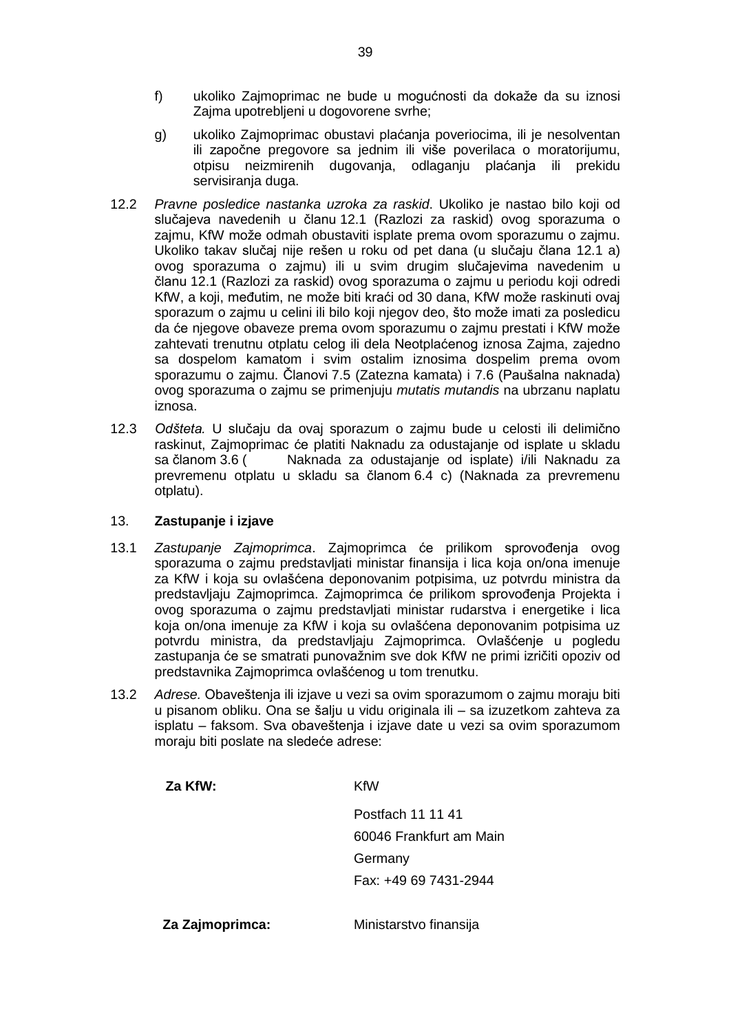f) ukoliko Zajmoprimac ne bude u mogućnosti da dokaže da su iznosi Zajma upotrebljeni u dogovorene svrhe;

g) ukoliko Zajmoprimac obustavi plaćanja poveriocima, ili je nesolventan ili započne pregovore sa jednim ili više poverilaca o moratorijumu, otpisu neizmirenih dugovanja, odlaganju plaćanja ili prekidu servisiranja duga.

12.2 *Pravne posledice nastanka uzroka za raskid*. Ukoliko je nastao bilo koji od slučajeva navedenih u članu 12.1 (Razlozi za raskid) ovog sporazuma o zajmu, KfW može odmah obustaviti isplate prema ovom sporazumu o zajmu. Ukoliko takav slučaj nije rešen u roku od pet dana (u slučaju člana 12.1 a) ovog sporazuma o zajmu) ili u svim drugim slučajevima navedenim u članu 12.1 (Razlozi za raskid) ovog sporazuma o zajmu u periodu koji odredi KfW, a koji, međutim, ne može biti kraći od 30 dana, KfW može raskinuti ovaj sporazum o zajmu u celini ili bilo koji njegov deo, što može imati za posledicu da će njegove obaveze prema ovom sporazumu o zajmu prestati i KfW može zahtevati trenutnu otplatu celog ili dela Neotplaćenog iznosa Zajma, zajedno sa dospelom kamatom i svim ostalim iznosima dospelim prema ovom sporazumu o zajmu. Članovi 7.5 (Zatezna kamata) i 7.6 (Paušalna naknada) ovog sporazuma o zajmu se primenjuju *mutatis mutandis* na ubrzanu naplatu iznosa.

12.3 *Odšteta.* U slučaju da ovaj sporazum o zajmu bude u celosti ili delimično raskinut, Zajmoprimac će platiti Naknadu za odustajanje od isplate u skladu sa članom 3.6 ( Naknada za odustajanje od isplate) i/ili Naknadu za prevremenu otplatu u skladu sa članom 6.4 c) (Naknada za prevremenu otplatu).

## 13. Zastupanje i izjave

13.1 *Zastupanje Zajmoprimca*. Zajmoprimca će prilikom sprovođenja ovog sporazuma o zajmu predstavljati ministar finansija i lica koja on/ona imenuje za KfW i koja su ovlašćena deponovanim potpisima, uz potvrdu ministra da predstavljaju Zajmoprimca. Zajmoprimca će prilikom sprovođenja Projekta i ovog sporazuma o zajmu predstavljati ministar rudarstva i energetike i lica koja on/ona imenuje za KfW i koja su ovlašćena deponovanim potpisima uz potvrdu ministra, da predstavljaju Zajmoprimca. Ovlašćenje u pogledu zastupanja će se smatrati punovažnim sve dok KfW ne primi izričiti opoziv od predstavnika Zajmoprimca ovlašćenog u tom trenutku.

13.2 *Adrese*. Obaveštenja ili izjave u vezi sa ovim sporazumom o zajmu moraju biti u pisanom obliku. Ona se šalju u vidu originala ili – sa izuzetkom zahteva za isplatu – faksom. Sva obaveštenja i izjave date u vezi sa ovim sporazumom moraju biti poslate na sledeće adrese:

**Za KfW:** KfW
Postfach 11 11 41
60046 Frankfurt am Main
Germany
Fax: +49 69 7431-2944

**Za Zajmoprimca:** Ministarstvo finansija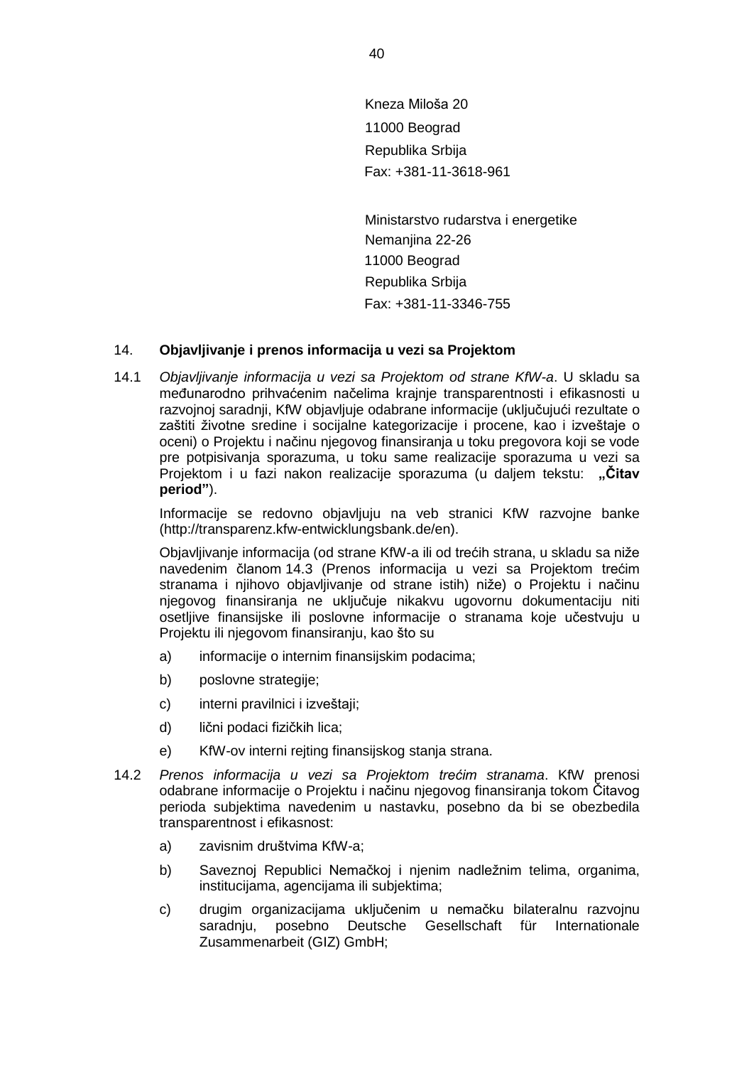Kneza Miloša 20
11000 Beograd
Republika Srbija
Fax: +381-11-3618-961

Ministarstvo rudarstva i energetike
Nemanjina 22-26
11000 Beograd
Republika Srbija
Fax: +381-11-3346-755

14. **Objavljivanje i prenos informacija u vezi sa Projektom**

14.1 *Objavljivanje informacija u vezi sa Projektom od strane KfW-a*. U skladu sa međunarodno prihvaćenim načelima krajnje transparentnosti i efikasnosti u razvojnoj saradnji, KfW objavljuje odabrane informacije (uključujući rezultate o zaštiti životne sredine i socijalne kategorizacije i procene, kao i izveštaje o oceni) o Projektu i načinu njegovog finansiranja u toku pregovora koji se vode pre potpisivanja sporazuma, u toku same realizacije sporazuma u vezi sa Projektom i u fazi nakon realizacije sporazuma (u daljem tekstu: **„Čitav period"**).

Informacije se redovno objavljuju na veb stranici KfW razvojne banke (http://transparenz.kfw-entwicklungsbank.de/en).

Objavljivanje informacija (od strane KfW-a ili od trećih strana, u skladu sa niže navedenim članom 14.3 (Prenos informacija u vezi sa Projektom trećim stranama i njihovo objavljivanje od strane istih) niže) o Projektu i načinu njegovog finansiranja ne uključuje nikakvu ugovornu dokumentaciju niti osetljive finansijske ili poslovne informacije o stranama koje učestvuju u Projektu ili njegovom finansiranju, kao što su

a) informacije o internim finansijskim podacima;
b) poslovne strategije;
c) interni pravilnici i izveštaji;
d) lični podaci fizičkih lica;
e) KfW-ov interni rejting finansijskog stanja strana.

14.2 *Prenos informacija u vezi sa Projektom trećim stranama*. KfW prenosi odabrane informacije o Projektu i načinu njegovog finansiranja tokom Čitavog perioda subjektima navedenim u nastavku, posebno da bi se obezbedila transparentnost i efikasnost:

a) zavisnim društvima KfW-a;
b) Saveznoj Republici Nemačkoj i njenim nadležnim telima, organima, institucijama, agencijama ili subjektima;
c) drugim organizacijama uključenim u nemačku bilateralnu razvojnu saradnju, posebno Deutsche Gesellschaft für Internationale Zusammenarbeit (GIZ) GmbH;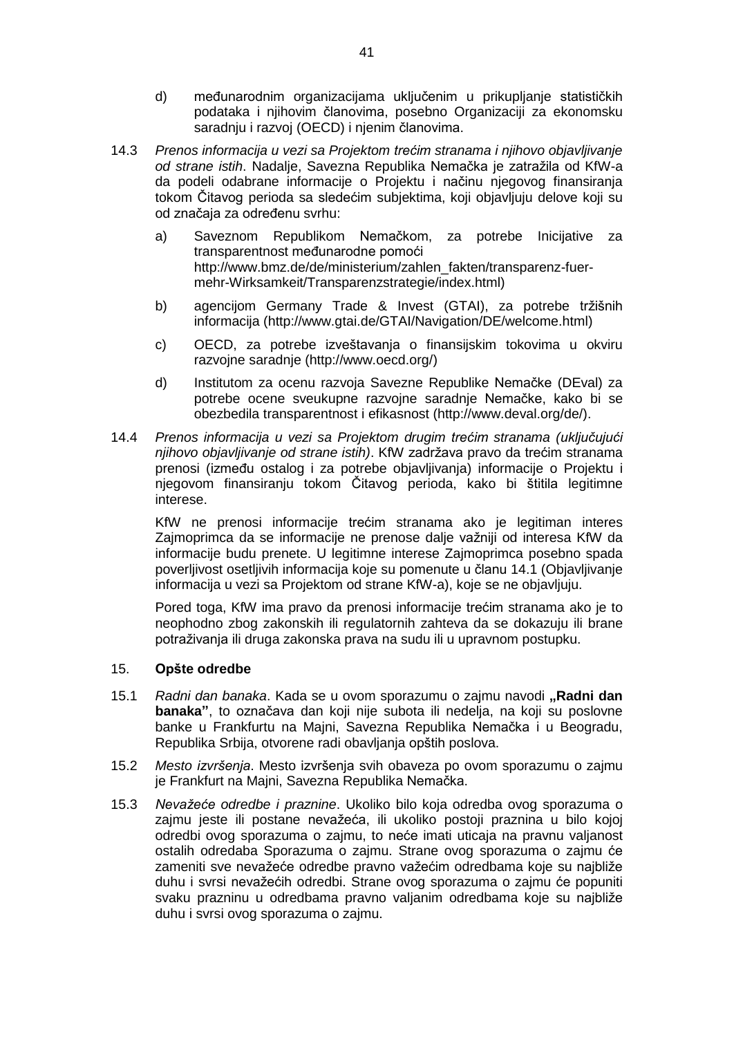d) međunarodnim organizacijama uključenim u prikupljanje statističkih podataka i njihovim članovima, posebno Organizaciji za ekonomsku saradnju i razvoj (OECD) i njenim članovima.

14.3 *Prenos informacija u vezi sa Projektom trećim stranama i njihovo objavljivanje od strane istih*. Nadalje, Savezna Republika Nemačka je zatražila od KfW-a da podeli odabrane informacije o Projektu i načinu njegovog finansiranja tokom Čitavog perioda sa sledećim subjektima, koji objavljuju delove koji su od značaja za određenu svrhu:

a) Saveznom Republikom Nemačkom, za potrebe Inicijative za transparentnost međunarodne pomoći http://www.bmz.de/de/ministerium/zahlen_fakten/transparenz-fuer-mehr-Wirksamkeit/Transparenzstrategie/index.html)

b) agencijom Germany Trade & Invest (GTAI), za potrebe tržišnih informacija (http://www.gtai.de/GTAI/Navigation/DE/welcome.html)

c) OECD, za potrebe izveštavanja o finansijskim tokovima u okviru razvojne saradnje (http://www.oecd.org/)

d) Institutom za ocenu razvoja Savezne Republike Nemačke (DEval) za potrebe ocene sveukupne razvojne saradnje Nemačke, kako bi se obezbedila transparentnost i efikasnost (http://www.deval.org/de/).

14.4 *Prenos informacija u vezi sa Projektom drugim trećim stranama (uključujući njihovo objavljivanje od strane istih)*. KfW zadržava pravo da trećim stranama prenosi (između ostalog i za potrebe objavljivanja) informacije o Projektu i njegovom finansiranju tokom Čitavog perioda, kako bi štitila legitimne interese.

KfW ne prenosi informacije trećim stranama ako je legitiman interes Zajmoprimca da se informacije ne prenose dalje važniji od interesa KfW da informacije budu prenete. U legitimne interese Zajmoprimca posebno spada poverljivost osetljivih informacija koje su pomenute u članu 14.1 (Objavljivanje informacija u vezi sa Projektom od strane KfW-a), koje se ne objavljuju.

Pored toga, KfW ima pravo da prenosi informacije trećim stranama ako je to neophodno zbog zakonskih ili regulatornih zahteva da se dokazuju ili brane potraživanja ili druga zakonska prava na sudu ili u upravnom postupku.

## 15. Opšte odredbe

15.1 *Radni dan banaka*. Kada se u ovom sporazumu o zajmu navodi **„Radni dan banaka"**, to označava dan koji nije subota ili nedelja, na koji su poslovne banke u Frankfurtu na Majni, Savezna Republika Nemačka i u Beogradu, Republika Srbija, otvorene radi obavljanja opštih poslova.

15.2 *Mesto izvršenja*. Mesto izvršenja svih obaveza po ovom sporazumu o zajmu je Frankfurt na Majni, Savezna Republika Nemačka.

15.3 *Nevažeće odredbe i praznine*. Ukoliko bilo koja odredba ovog sporazuma o zajmu jeste ili postane nevažeća, ili ukoliko postoji praznina u bilo kojoj odredbi ovog sporazuma o zajmu, to neće imati uticaja na pravnu valjanost ostalih odredaba Sporazuma o zajmu. Strane ovog sporazuma o zajmu će zameniti sve nevažeće odredbe pravno važećim odredbama koje su najbliže duhu i svrsi nevažećih odredbi. Strane ovog sporazuma o zajmu će popuniti svaku prazninu u odredbama pravno valjanim odredbama koje su najbliže duhu i svrsi ovog sporazuma o zajmu.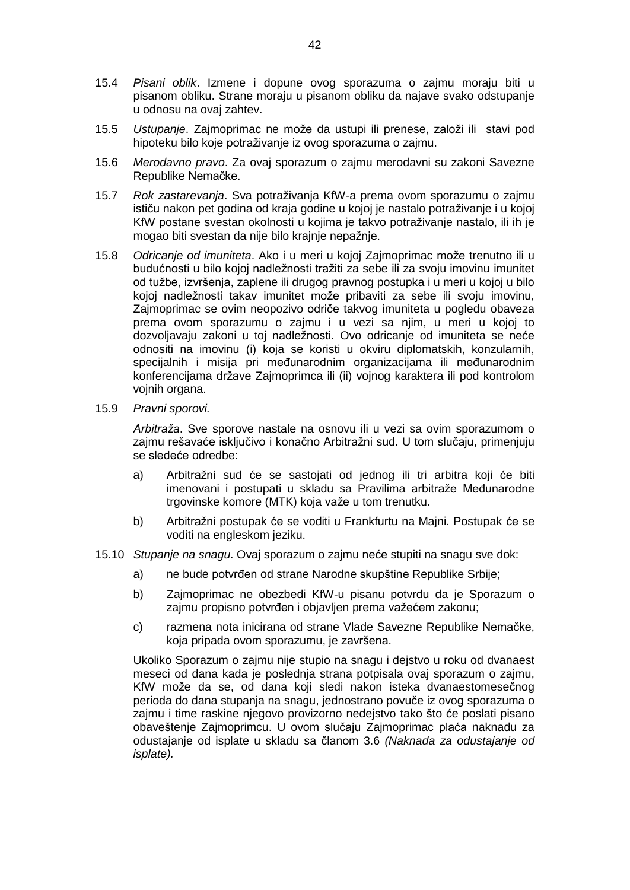15.4 *Pisani oblik*. Izmene i dopune ovog sporazuma o zajmu moraju biti u pisanom obliku. Strane moraju u pisanom obliku da najave svako odstupanje u odnosu na ovaj zahtev.

15.5 *Ustupanje*. Zajmoprimac ne može da ustupi ili prenese, založi ili stavi pod hipoteku bilo koje potraživanje iz ovog sporazuma o zajmu.

15.6 *Merodavno pravo*. Za ovaj sporazum o zajmu merodavni su zakoni Savezne Republike Nemačke.

15.7 *Rok zastarevanja*. Sva potraživanja KfW-a prema ovom sporazumu o zajmu ističu nakon pet godina od kraja godine u kojoj je nastalo potraživanje i u kojoj KfW postane svestan okolnosti u kojima je takvo potraživanje nastalo, ili ih je mogao biti svestan da nije bilo krajnje nepažnje.

15.8 *Odricanje od imuniteta*. Ako i u meri u kojoj Zajmoprimac može trenutno ili u budućnosti u bilo kojoj nadležnosti tražiti za sebe ili za svoju imovinu imunitet od tužbe, izvršenja, zaplene ili drugog pravnog postupka i u meri u kojoj u bilo kojoj nadležnosti takav imunitet može pribaviti za sebe ili svoju imovinu, Zajmoprimac se ovim neopozivo odriče takvog imuniteta u pogledu obaveza prema ovom sporazumu o zajmu i u vezi sa njim, u meri u kojoj to dozvoljavaju zakoni u toj nadležnosti. Ovo odricanje od imuniteta se neće odnositi na imovinu (i) koja se koristi u okviru diplomatskih, konzularnih, specijalnih i misija pri međunarodnim organizacijama ili međunarodnim konferencijama države Zajmoprimca ili (ii) vojnog karaktera ili pod kontrolom vojnih organa.

15.9 *Pravni sporovi.*

*Arbitraža*. Sve sporove nastale na osnovu ili u vezi sa ovim sporazumom o zajmu rešavaće isključivo i konačno Arbitražni sud. U tom slučaju, primenjuju se sledeće odredbe:

a) Arbitražni sud će se sastojati od jednog ili tri arbitra koji će biti imenovani i postupati u skladu sa Pravilima arbitraže Međunarodne trgovinske komore (MTK) koja važe u tom trenutku.

b) Arbitražni postupak će se voditi u Frankfurtu na Majni. Postupak će se voditi na engleskom jeziku.

15.10 *Stupanje na snagu*. Ovaj sporazum o zajmu neće stupiti na snagu sve dok:

a) ne bude potvrđen od strane Narodne skupštine Republike Srbije;

b) Zajmoprimac ne obezbedi KfW-u pisanu potvrdu da je Sporazum o zajmu propisno potvrđen i objavljen prema važećem zakonu;

c) razmena nota inicirana od strane Vlade Savezne Republike Nemačke, koja pripada ovom sporazumu, je završena.

Ukoliko Sporazum o zajmu nije stupio na snagu i dejstvo u roku od dvanaest meseci od dana kada je poslednja strana potpisala ovaj sporazum o zajmu, KfW može da se, od dana koji sledi nakon isteka dvanaestomesečnog perioda do dana stupanja na snagu, jednostrano povuče iz ovog sporazuma o zajmu i time raskine njegovo provizorno nedejstvo tako što će poslati pisano obaveštenje Zajmoprimcu. U ovom slučaju Zajmoprimac plaća naknadu za odustajanje od isplate u skladu sa članom 3.6 *(Naknada za odustajanje od isplate).*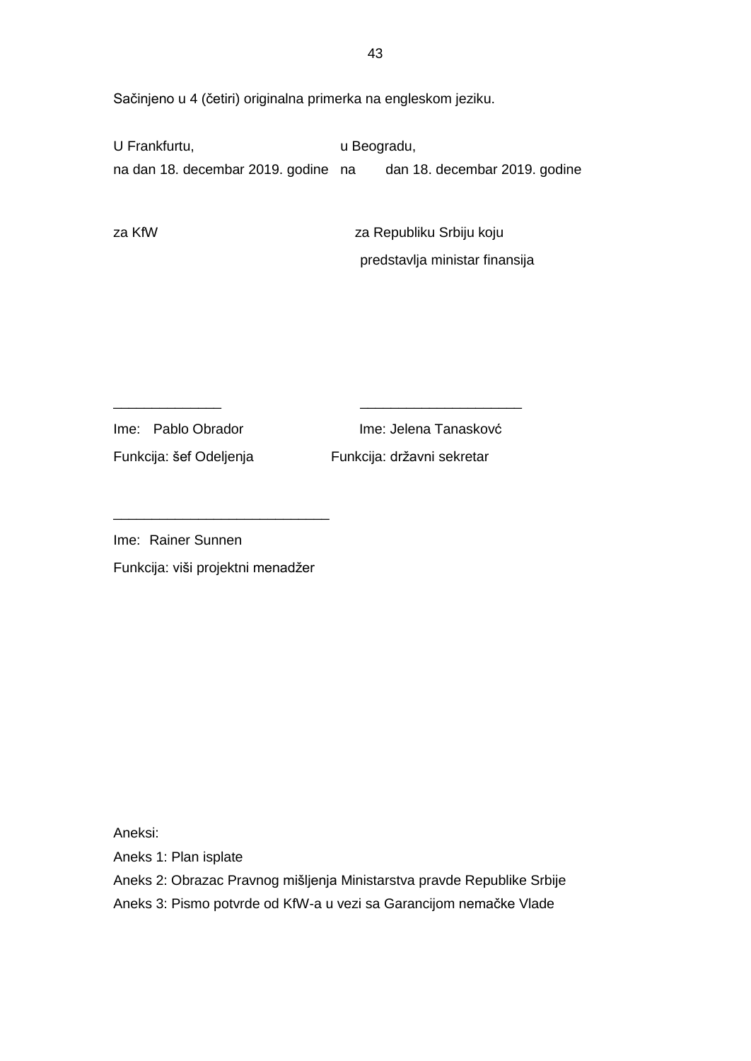Sačinjeno u 4 (četiri) originalna primerka na engleskom jeziku.

| U Frankfurtu, | u Beogradu, |
|---|---|
| na dan 18. decembar 2019. godine | na dan 18. decembar 2019. godine |
| | |
| za KfW | za Republiku Srbiju koju predstavlja ministar finansija |
| | |
| ______________ | _____________________ |
| Ime: Pablo Obrador | Ime: Jelena Tanaskovć |
| Funkcija: šef Odeljenja | Funkcija: državni sekretar |

____________________________

Ime: Rainer Sunnen

Funkcija: viši projektni menadžer

Aneksi:

Aneks 1: Plan isplate

Aneks 2: Obrazac Pravnog mišljenja Ministarstva pravde Republike Srbije

Aneks 3: Pismo potvrde od KfW-a u vezi sa Garancijom nemačke Vlade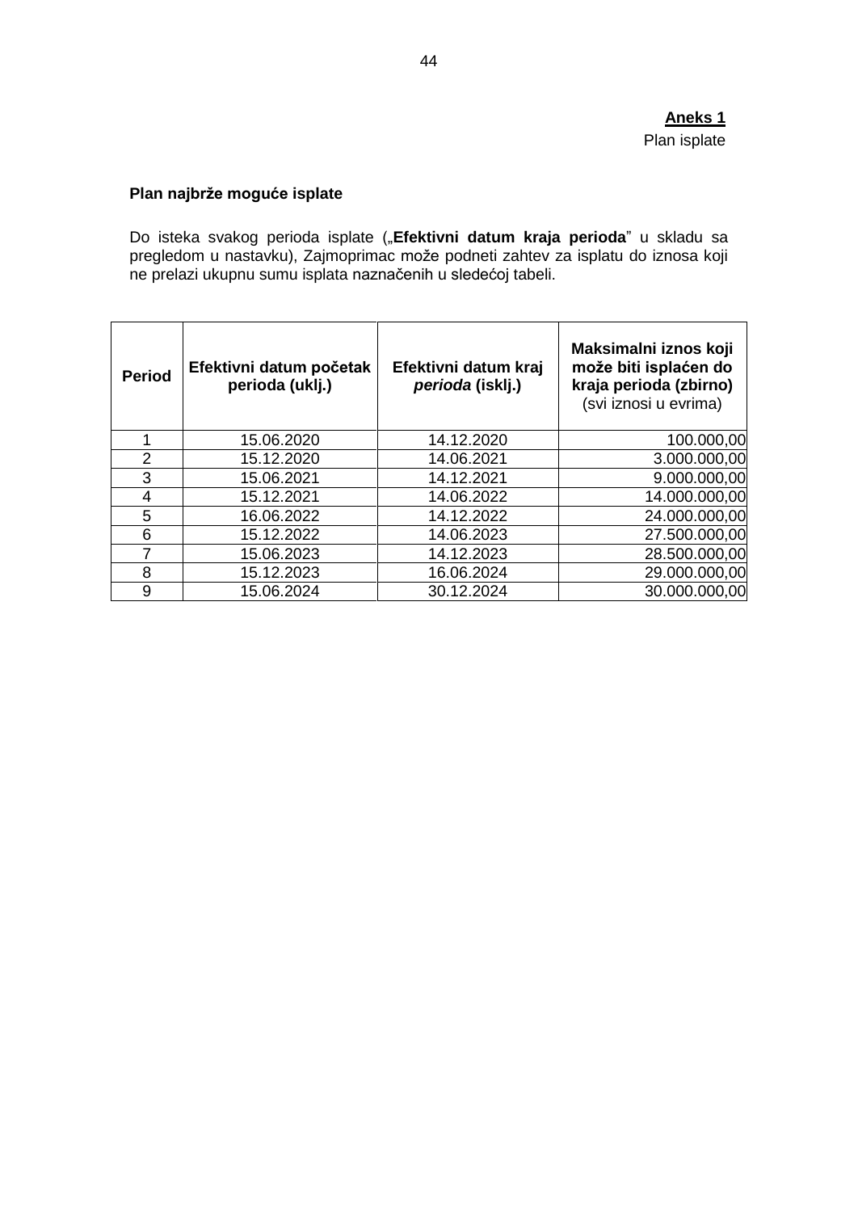**Aneks 1**

Plan isplate

**Plan najbrže moguće isplate**

Do isteka svakog perioda isplate („**Efektivni datum kraja perioda**" u skladu sa pregledom u nastavku), Zajmoprimac može podneti zahtev za isplatu do iznosa koji ne prelazi ukupnu sumu isplata naznačenih u sledećoj tabeli.

| **Period** | **Efektivni datum početak perioda (uklj.)** | **Efektivni datum kraj *perioda* (isklj.)** | **Maksimalni iznos koji može biti isplaćen do kraja perioda (zbirno)** (svi iznosi u evrima) |
|---|---|---|---|
| 1 | 15.06.2020 | 14.12.2020 | 100.000,00 |
| 2 | 15.12.2020 | 14.06.2021 | 3.000.000,00 |
| 3 | 15.06.2021 | 14.12.2021 | 9.000.000,00 |
| 4 | 15.12.2021 | 14.06.2022 | 14.000.000,00 |
| 5 | 16.06.2022 | 14.12.2022 | 24.000.000,00 |
| 6 | 15.12.2022 | 14.06.2023 | 27.500.000,00 |
| 7 | 15.06.2023 | 14.12.2023 | 28.500.000,00 |
| 8 | 15.12.2023 | 16.06.2024 | 29.000.000,00 |
| 9 | 15.06.2024 | 30.12.2024 | 30.000.000,00 |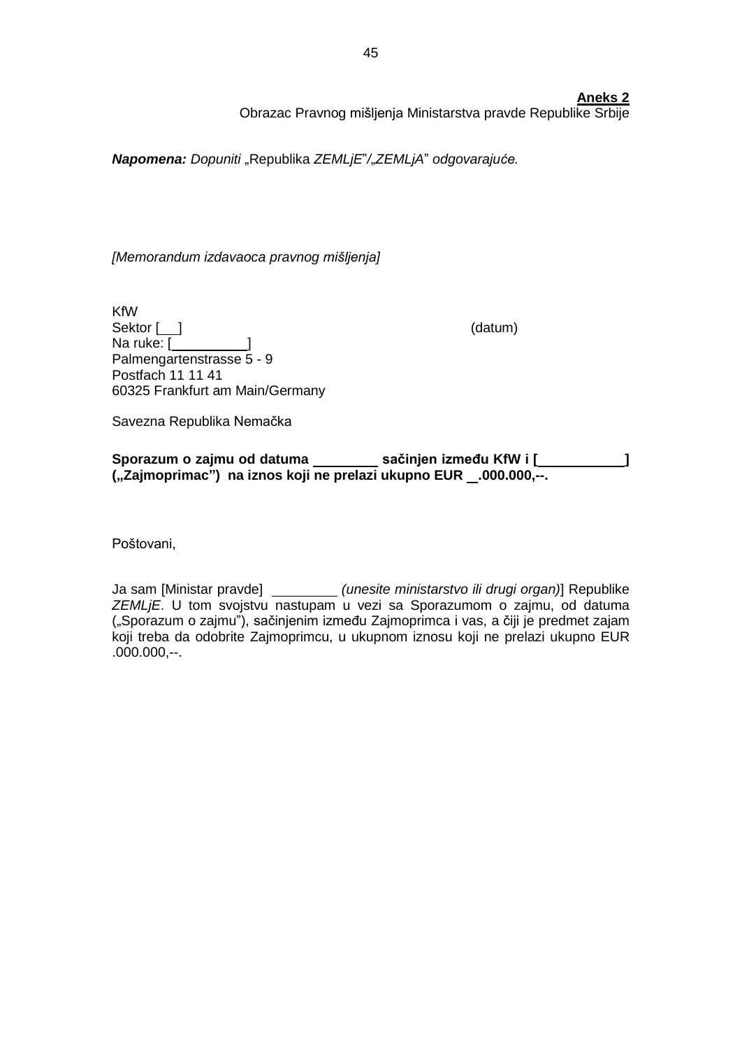**Aneks 2**
Obrazac Pravnog mišljenja Ministarstva pravde Republike Srbije

***Napomena:** Dopuniti* „Republika *ZEMLjE*"/„*ZEMLjA*" *odgovarajuće.*

*[Memorandum izdavaoca pravnog mišljenja]*

KfW
Sektor [ ] (datum)
Na ruke: [ ]
Palmengartenstrasse 5 - 9
Postfach 11 11 41
60325 Frankfurt am Main/Germany

Savezna Republika Nemačka

**Sporazum o zajmu od datuma \_\_\_\_\_\_\_\_ sačinjen između KfW i [ ] („Zajmoprimac") na iznos koji ne prelazi ukupno EUR \_\_.000.000,--.**

Poštovani,

Ja sam [Ministar pravde] \_\_\_\_\_\_\_\_ *(unesite ministarstvo ili drugi organ)*] Republike *ZEMLjE*. U tom svojstvu nastupam u vezi sa Sporazumom o zajmu, od datuma („Sporazum o zajmu"), sačinjenim između Zajmoprimca i vas, a čiji je predmet zajam koji treba da odobrite Zajmoprimcu, u ukupnom iznosu koji ne prelazi ukupno EUR .000.000,--.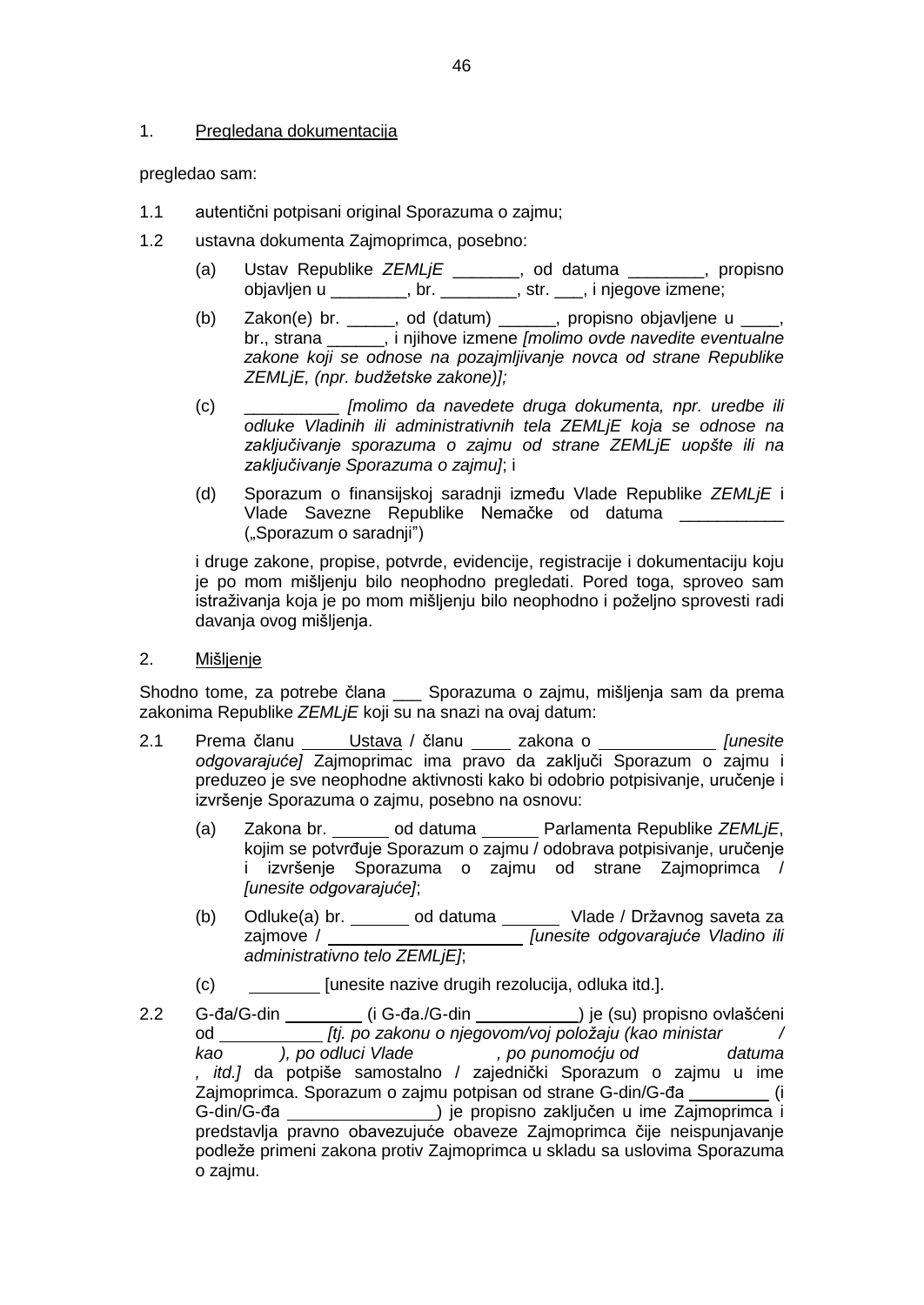1. Pregledana dokumentacija

pregledao sam:

1.1 autentični potpisani original Sporazuma o zajmu;

1.2 ustavna dokumenta Zajmoprimca, posebno:

(a) Ustav Republike *ZEMLjE* _______, od datuma ________, propisno objavljen u ________, br. ________, str. ___, i njegove izmene;

(b) Zakon(e) br. _____, od (datum) ______, propisno objavljene u ____, br., strana ______, i njihove izmene *[molimo ovde navedite eventualne zakone koji se odnose na pozajmljivanje novca od strane Republike ZEMLjE, (npr. budžetske zakone)];*

(c) __________ *[molimo da navedete druga dokumenta, npr. uredbe ili odluke Vladinih ili administrativnih tela ZEMLjE koja se odnose na zaključivanje sporazuma o zajmu od strane ZEMLjE uopšte ili na zaključivanje Sporazuma o zajmu]*; i

(d) Sporazum o finansijskoj saradnji između Vlade Republike *ZEMLjE* i Vlade Savezne Republike Nemačke od datuma ___________ („Sporazum o saradnji")

i druge zakone, propise, potvrde, evidencije, registracije i dokumentaciju koju je po mom mišljenju bilo neophodno pregledati. Pored toga, sproveo sam istraživanja koja je po mom mišljenju bilo neophodno i poželjno sprovesti radi davanja ovog mišljenja.

2. Mišljenje

Shodno tome, za potrebe člana ___ Sporazuma o zajmu, mišljenja sam da prema zakonima Republike *ZEMLjE* koji su na snazi na ovaj datum:

2.1 Prema članu _____Ustava / članu ____ zakona o ____________ *[unesite odgovarajuće]* Zajmoprimac ima pravo da zaključi Sporazum o zajmu i preduzeo je sve neophodne aktivnosti kako bi odobrio potpisivanje, uručenje i izvršenje Sporazuma o zajmu, posebno na osnovu:

(a) Zakona br. ______ od datuma ______ Parlamenta Republike *ZEMLjE*, kojim se potvrđuje Sporazum o zajmu / odobrava potpisivanje, uručenje i izvršenje Sporazuma o zajmu od strane Zajmoprimca / *[unesite odgovarajuće]*;

(b) Odluke(a) br. ______ od datuma ______ Vlade / Državnog saveta za zajmove / ____________________ *[unesite odgovarajuće Vladino ili administrativno telo ZEMLjE]*;

(c) _______ [unesite nazive drugih rezolucija, odluka itd.].

2.2 G-đa/G-din ________ (i G-đa./G-din ___________) je (su) propisno ovlašćeni od ___________ *[tj. po zakonu o njegovom/voj položaju (kao ministar / kao ), po odluci Vlade , po punomoćju od datuma , itd.]* da potpiše samostalno / zajednički Sporazum o zajmu u ime Zajmoprimca. Sporazum o zajmu potpisan od strane G-din/G-đa ________ (i G-din/G-đa ________________) je propisno zaključen u ime Zajmoprimca i predstavlja pravno obavezujuće obaveze Zajmoprimca čije neispunjavanje podleže primeni zakona protiv Zajmoprimca u skladu sa uslovima Sporazuma o zajmu.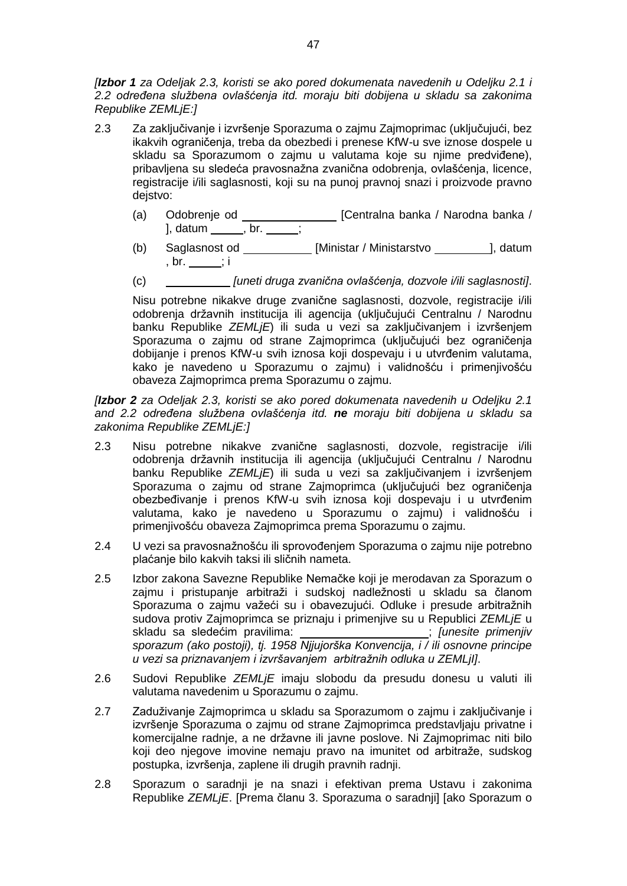*[**Izbor 1** za Odeljak 2.3, koristi se ako pored dokumenata navedenih u Odeljku 2.1 i 2.2 određena službena ovlašćenja itd. moraju biti dobijena u skladu sa zakonima Republike ZEMLjE:]*

2.3 Za zaključivanje i izvršenje Sporazuma o zajmu Zajmoprimac (uključujući, bez ikakvih ograničenja, treba da obezbedi i prenese KfW-u sve iznose dospele u skladu sa Sporazumom o zajmu u valutama koje su njime predviđene), pribavljena su sledeća pravosnažna zvanična odobrenja, ovlašćenja, licence, registracije i/ili saglasnosti, koji su na punoj pravnoj snazi i proizvode pravno dejstvo:

(a) Odobrenje od \_\_\_\_\_\_\_\_\_\_\_\_\_\_ [Centralna banka / Narodna banka / ], datum \_\_\_\_\_, br. \_\_\_\_\_;

(b) Saglasnost od \_\_\_\_\_\_\_\_\_\_ [Ministar / Ministarstvo \_\_\_\_\_\_\_\_], datum , br. \_\_\_\_\_; i

(c) \_\_\_\_\_\_\_\_\_\_ *[uneti druga zvanična ovlašćenja, dozvole i/ili saglasnosti]*.

Nisu potrebne nikakve druge zvanične saglasnosti, dozvole, registracije i/ili odobrenja državnih institucija ili agencija (uključujući Centralnu / Narodnu banku Republike *ZEMLjE*) ili suda u vezi sa zaključivanjem i izvršenjem Sporazuma o zajmu od strane Zajmoprimca (uključujući bez ograničenja dobijanje i prenos KfW-u svih iznosa koji dospevaju i u utvrđenim valutama, kako je navedeno u Sporazumu o zajmu) i validnošću i primenjivošću obaveza Zajmoprimca prema Sporazumu o zajmu.

*[**Izbor 2** za Odeljak 2.3, koristi se ako pored dokumenata navedenih u Odeljku 2.1 and 2.2 određena službena ovlašćenja itd. **ne** moraju biti dobijena u skladu sa zakonima Republike ZEMLjE:]*

2.3 Nisu potrebne nikakve zvanične saglasnosti, dozvole, registracije i/ili odobrenja državnih institucija ili agencija (uključujući Centralnu / Narodnu banku Republike *ZEMLjE*) ili suda u vezi sa zaključivanjem i izvršenjem Sporazuma o zajmu od strane Zajmoprimca (uključujući bez ograničenja obezbeđivanje i prenos KfW-u svih iznosa koji dospevaju i u utvrđenim valutama, kako je navedeno u Sporazumu o zajmu) i validnošću i primenjivošću obaveza Zajmoprimca prema Sporazumu o zajmu.

2.4 U vezi sa pravosnažnošću ili sprovođenjem Sporazuma o zajmu nije potrebno plaćanje bilo kakvih taksi ili sličnih nameta.

2.5 Izbor zakona Savezne Republike Nemačke koji je merodavan za Sporazum o zajmu i pristupanje arbitraži i sudskoj nadležnosti u skladu sa članom Sporazuma o zajmu važeći su i obavezujući. Odluke i presude arbitražnih sudova protiv Zajmoprimca se priznaju i primenjive su u Republici *ZEMLjE* u skladu sa sledećim pravilima: \_\_\_\_\_\_\_\_\_\_\_\_\_\_\_\_\_\_\_\_; *[unesite primenjiv sporazum (ako postoji), tj. 1958 Njjujorška Konvencija, i / ili osnovne principe u vezi sa priznavanjem i izvršavanjem arbitražnih odluka u ZEMLjI]*.

2.6 Sudovi Republike *ZEMLjE* imaju slobodu da presudu donesu u valuti ili valutama navedenim u Sporazumu o zajmu.

2.7 Zaduživanje Zajmoprimca u skladu sa Sporazumom o zajmu i zaključivanje i izvršenje Sporazuma o zajmu od strane Zajmoprimca predstavljaju privatne i komercijalne radnje, a ne državne ili javne poslove. Ni Zajmoprimac niti bilo koji deo njegove imovine nemaju pravo na imunitet od arbitraže, sudskog postupka, izvršenja, zaplene ili drugih pravnih radnji.

2.8 Sporazum o saradnji je na snazi i efektivan prema Ustavu i zakonima Republike *ZEMLjE*. [Prema članu 3. Sporazuma o saradnji] [ako Sporazum o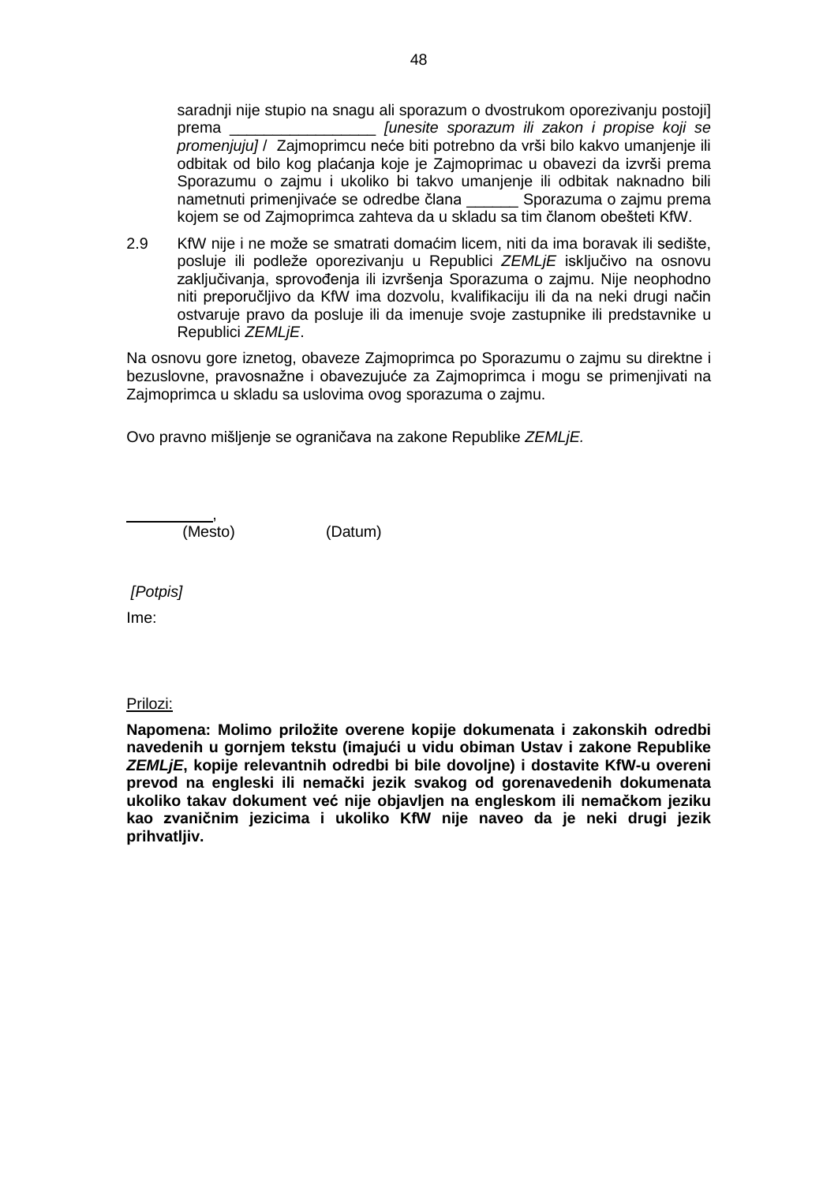saradnji nije stupio na snagu ali sporazum o dvostrukom oporezivanju postoji] prema _________________ *[unesite sporazum ili zakon i propise koji se promenjuju]* / Zajmoprimcu neće biti potrebno da vrši bilo kakvo umanjenje ili odbitak od bilo kog plaćanja koje je Zajmoprimac u obavezi da izvrši prema Sporazumu o zajmu i ukoliko bi takvo umanjenje ili odbitak naknadno bili nametnuti primenjivaće se odredbe člana ______ Sporazuma o zajmu prema kojem se od Zajmoprimca zahteva da u skladu sa tim članom obešteti KfW.

2.9 KfW nije i ne može se smatrati domaćim licem, niti da ima boravak ili sedište, posluje ili podleže oporezivanju u Republici *ZEMLjE* isključivo na osnovu zaključivanja, sprovođenja ili izvršenja Sporazuma o zajmu. Nije neophodno niti preporučljivo da KfW ima dozvolu, kvalifikaciju ili da na neki drugi način ostvaruje pravo da posluje ili da imenuje svoje zastupnike ili predstavnike u Republici *ZEMLjE*.

Na osnovu gore iznetog, obaveze Zajmoprimca po Sporazumu o zajmu su direktne i bezuslovne, pravosnažne i obavezujuće za Zajmoprimca i mogu se primenjivati na Zajmoprimca u skladu sa uslovima ovog sporazuma o zajmu.

Ovo pravno mišljenje se ograničava na zakone Republike *ZEMLjE.*

__________,
(Mesto) (Datum)

*[Potpis]*

Ime:

Prilozi:

**Napomena: Molimo priložite overene kopije dokumenata i zakonskih odredbi navedenih u gornjem tekstu (imajući u vidu obiman Ustav i zakone Republike *ZEMLjE*, kopije relevantnih odredbi bi bile dovoljne) i dostavite KfW-u overeni prevod na engleski ili nemački jezik svakog od gorenavedenih dokumenata ukoliko takav dokument već nije objavljen na engleskom ili nemačkom jeziku kao zvaničnim jezicima i ukoliko KfW nije naveo da je neki drugi jezik prihvatljiv.**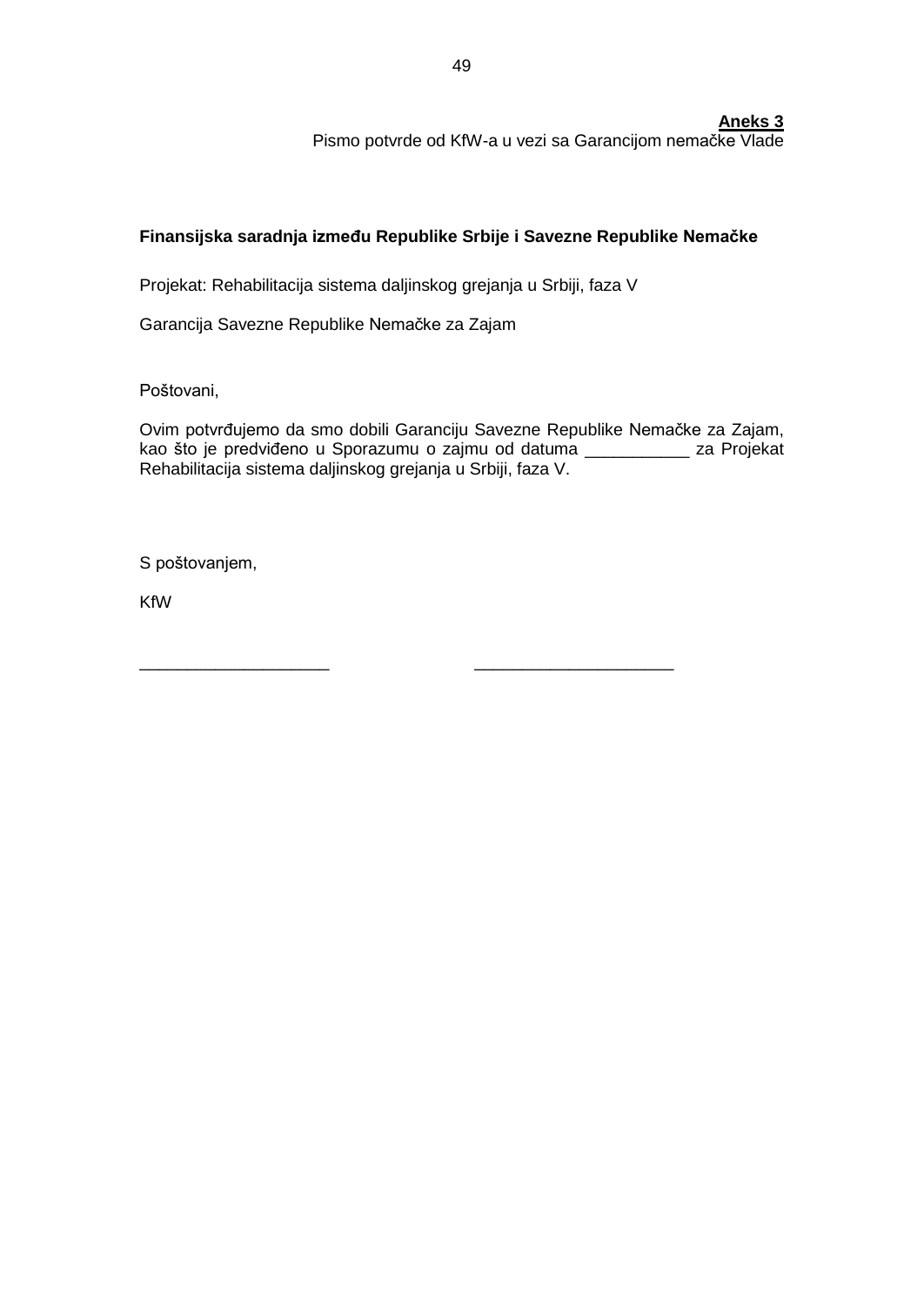**Aneks 3**
Pismo potvrde od KfW-a u vezi sa Garancijom nemačke Vlade

**Finansijska saradnja između Republike Srbije i Savezne Republike Nemačke**

Projekat: Rehabilitacija sistema daljinskog grejanja u Srbiji, faza V

Garancija Savezne Republike Nemačke za Zajam

Poštovani,

Ovim potvrđujemo da smo dobili Garanciju Savezne Republike Nemačke za Zajam, kao što je predviđeno u Sporazumu o zajmu od datuma ___________ za Projekat Rehabilitacija sistema daljinskog grejanja u Srbiji, faza V.

S poštovanjem,

KfW

____________________     _____________________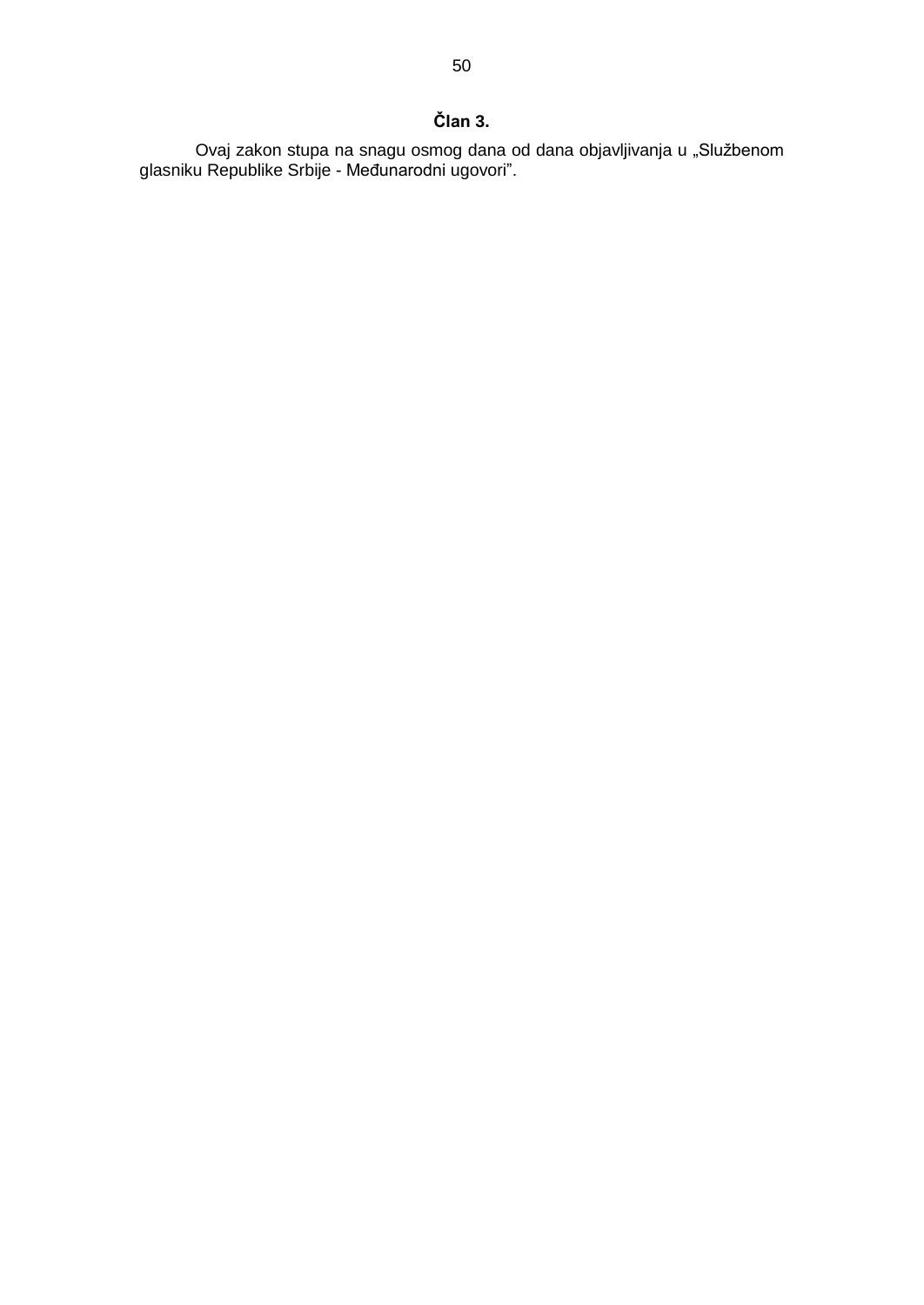**Član 3.**

Ovaj zakon stupa na snagu osmog dana od dana objavljivanja u „Službenom glasniku Republike Srbije - Međunarodni ugovori”.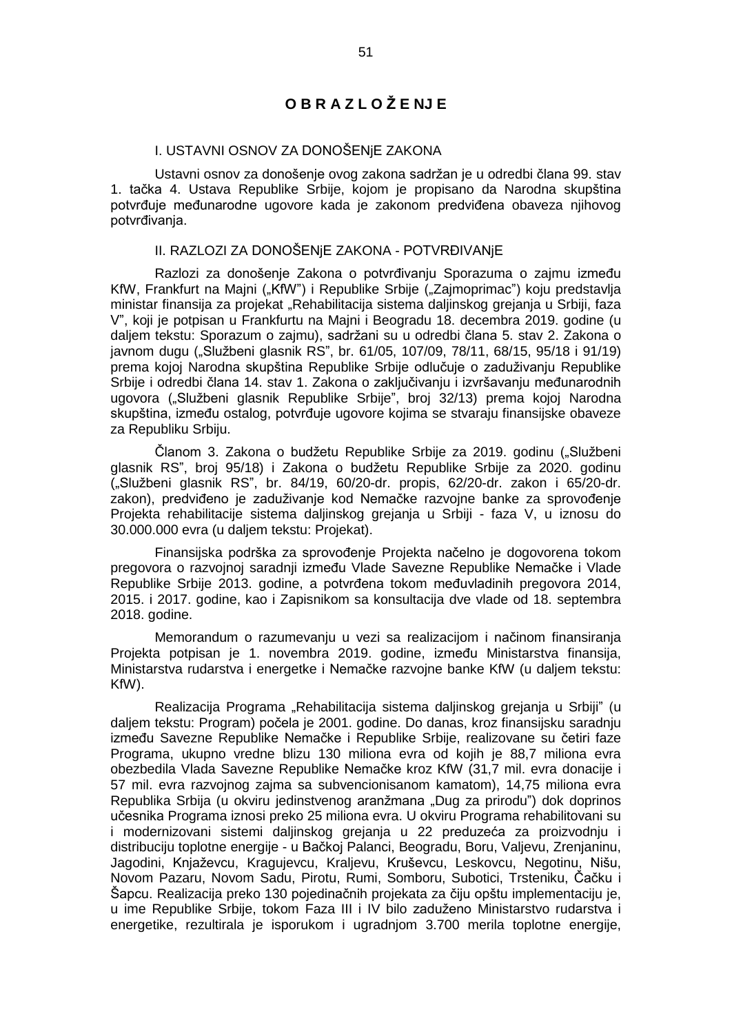# O B R A Z L O Ž E NJ E

## I. USTAVNI OSNOV ZA DONOŠENjE ZAKONA

Ustavni osnov za donošenje ovog zakona sadržan je u odredbi člana 99. stav 1. tačka 4. Ustava Republike Srbije, kojom je propisano da Narodna skupština potvrđuje međunarodne ugovore kada je zakonom predviđena obaveza njihovog potvrđivanja.

## II. RAZLOZI ZA DONOŠENjE ZAKONA - POTVRĐIVANjE

Razlozi za donošenje Zakona o potvrđivanju Sporazuma o zajmu između KfW, Frankfurt na Majni („KfW") i Republike Srbije („Zajmoprimac") koju predstavlja ministar finansija za projekat „Rehabilitacija sistema daljinskog grejanja u Srbiji, faza V", koji je potpisan u Frankfurtu na Majni i Beogradu 18. decembra 2019. godine (u daljem tekstu: Sporazum o zajmu), sadržani su u odredbi člana 5. stav 2. Zakona o javnom dugu („Službeni glasnik RS", br. 61/05, 107/09, 78/11, 68/15, 95/18 i 91/19) prema kojoj Narodna skupština Republike Srbije odlučuje o zaduživanju Republike Srbije i odredbi člana 14. stav 1. Zakona o zaključivanju i izvršavanju međunarodnih ugovora („Službeni glasnik Republike Srbije", broj 32/13) prema kojoj Narodna skupština, između ostalog, potvrđuje ugovore kojima se stvaraju finansijske obaveze za Republiku Srbiju.

Članom 3. Zakona o budžetu Republike Srbije za 2019. godinu („Službeni glasnik RS", broj 95/18) i Zakona o budžetu Republike Srbije za 2020. godinu („Službeni glasnik RS", br. 84/19, 60/20-dr. propis, 62/20-dr. zakon i 65/20-dr. zakon), predviđeno je zaduživanje kod Nemačke razvojne banke za sprovođenje Projekta rehabilitacije sistema daljinskog grejanja u Srbiji - faza V, u iznosu do 30.000.000 evra (u daljem tekstu: Projekat).

Finansijska podrška za sprovođenje Projekta načelno je dogovorena tokom pregovora o razvojnoj saradnji između Vlade Savezne Republike Nemačke i Vlade Republike Srbije 2013. godine, a potvrđena tokom međuvladinih pregovora 2014, 2015. i 2017. godine, kao i Zapisnikom sa konsultacija dve vlade od 18. septembra 2018. godine.

Memorandum o razumevanju u vezi sa realizacijom i načinom finansiranja Projekta potpisan je 1. novembra 2019. godine, između Ministarstva finansija, Ministarstva rudarstva i energetke i Nemačke razvojne banke KfW (u daljem tekstu: KfW).

Realizacija Programa „Rehabilitacija sistema daljinskog grejanja u Srbiji" (u daljem tekstu: Program) počela je 2001. godine. Do danas, kroz finansijsku saradnju između Savezne Republike Nemačke i Republike Srbije, realizovane su četiri faze Programa, ukupno vredne blizu 130 miliona evra od kojih je 88,7 miliona evra obezbedila Vlada Savezne Republike Nemačke kroz KfW (31,7 mil. evra donacije i 57 mil. evra razvojnog zajma sa subvencionisanom kamatom), 14,75 miliona evra Republika Srbija (u okviru jedinstvenog aranžmana „Dug za prirodu") dok doprinos učesnika Programa iznosi preko 25 miliona evra. U okviru Programa rehabilitovani su i modernizovani sistemi daljinskog grejanja u 22 preduzeća za proizvodnju i distribuciju toplotne energije - u Bačkoj Palanci, Beogradu, Boru, Valjevu, Zrenjaninu, Jagodini, Knjaževcu, Kragujevcu, Kraljevu, Kruševcu, Leskovcu, Negotinu, Nišu, Novom Pazaru, Novom Sadu, Pirotu, Rumi, Somboru, Subotici, Trsteniku, Čačku i Šapcu. Realizacija preko 130 pojedinačnih projekata za čiju opštu implementaciju je, u ime Republike Srbije, tokom Faza III i IV bilo zaduženo Ministarstvo rudarstva i energetike, rezultirala je isporukom i ugradnjom 3.700 merila toplotne energije,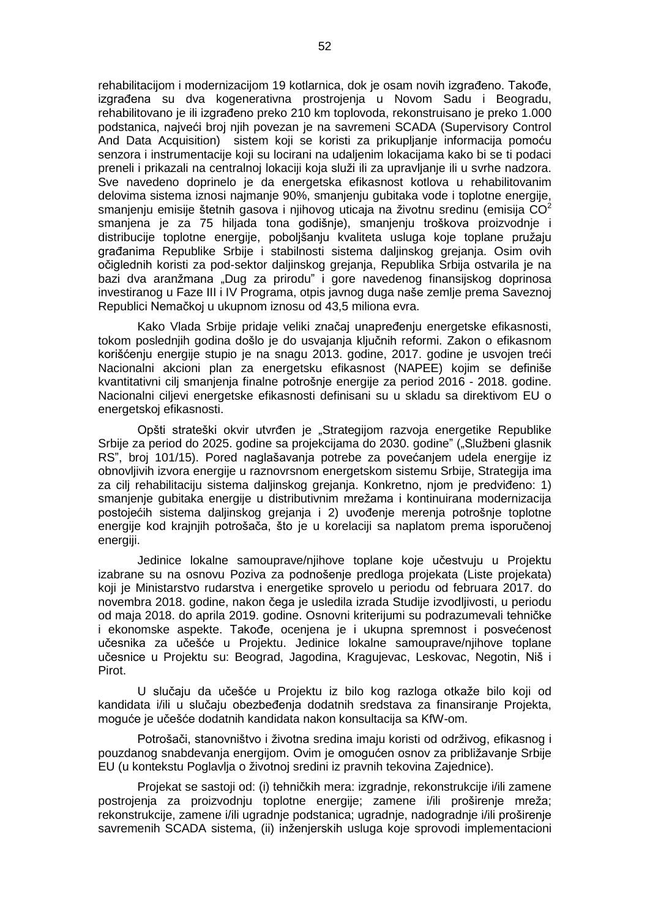rehabilitacijom i modernizacijom 19 kotlarnica, dok je osam novih izgrađeno. Takođe, izgrađena su dva kogenerativna prostrojenja u Novom Sadu i Beogradu, rehabilitovano je ili izgrađeno preko 210 km toplovoda, rekonstruisano je preko 1.000 podstanica, najveći broj njih povezan je na savremeni SCADA (Supervisory Control And Data Acquisition) sistem koji se koristi za prikupljanje informacija pomoću senzora i instrumentacije koji su locirani na udaljenim lokacijama kako bi se ti podaci preneli i prikazali na centralnoj lokaciji koja služi ili za upravljanje ili u svrhe nadzora. Sve navedeno doprinelo je da energetska efikasnost kotlova u rehabilitovanim delovima sistema iznosi najmanje 90%, smanjenju gubitaka vode i toplotne energije, smanjenju emisije štetnih gasova i njihovog uticaja na životnu sredinu (emisija $CO^2$ smanjena je za 75 hiljada tona godišnje), smanjenju troškova proizvodnje i distribucije toplotne energije, poboljšanju kvaliteta usluga koje toplane pružaju građanima Republike Srbije i stabilnosti sistema daljinskog grejanja. Osim ovih očiglednih koristi za pod-sektor daljinskog grejanja, Republika Srbija ostvarila je na bazi dva aranžmana „Dug za prirodu" i gore navedenog finansijskog doprinosa investiranog u Faze III i IV Programa, otpis javnog duga naše zemlje prema Saveznoj Republici Nemačkoj u ukupnom iznosu od 43,5 miliona evra.

Kako Vlada Srbije pridaje veliki značaj unapređenju energetske efikasnosti, tokom poslednjih godina došlo je do usvajanja ključnih reformi. Zakon o efikasnom korišćenju energije stupio je na snagu 2013. godine, 2017. godine je usvojen treći Nacionalni akcioni plan za energetsku efikasnost (NAPEE) kojim se definiše kvantitativni cilj smanjenja finalne potrošnje energije za period 2016 - 2018. godine. Nacionalni ciljevi energetske efikasnosti definisani su u skladu sa direktivom EU o energetskoj efikasnosti.

Opšti strateški okvir utvrđen je „Strategijom razvoja energetike Republike Srbije za period do 2025. godine sa projekcijama do 2030. godine" („Službeni glasnik RS", broj 101/15). Pored naglašavanja potrebe za povećanjem udela energije iz obnovljivih izvora energije u raznovrsnom energetskom sistemu Srbije, Strategija ima za cilj rehabilitaciju sistema daljinskog grejanja. Konkretno, njom je predviđeno: 1) smanjenje gubitaka energije u distributivnim mrežama i kontinuirana modernizacija postojećih sistema daljinskog grejanja i 2) uvođenje merenja potrošnje toplotne energije kod krajnjih potrošača, što je u korelaciji sa naplatom prema isporučenoj energiji.

Jedinice lokalne samouprave/njihove toplane koje učestvuju u Projektu izabrane su na osnovu Poziva za podnošenje predloga projekata (Liste projekata) koji je Ministarstvo rudarstva i energetike sprovelo u periodu od februara 2017. do novembra 2018. godine, nakon čega je usledila izrada Studije izvodljivosti, u periodu od maja 2018. do aprila 2019. godine. Osnovni kriterijumi su podrazumevali tehničke i ekonomske aspekte. Takođe, ocenjena je i ukupna spremnost i posvećenost učesnika za učešće u Projektu. Jedinice lokalne samouprave/njihove toplane učesnice u Projektu su: Beograd, Jagodina, Kragujevac, Leskovac, Negotin, Niš i Pirot.

U slučaju da učešće u Projektu iz bilo kog razloga otkaže bilo koji od kandidata i/ili u slučaju obezbeđenja dodatnih sredstava za finansiranje Projekta, moguće je učešće dodatnih kandidata nakon konsultacija sa KfW-om.

Potrošači, stanovništvo i životna sredina imaju koristi od održivog, efikasnog i pouzdanog snabdevanja energijom. Ovim je omogućen osnov za približavanje Srbije EU (u kontekstu Poglavlja o životnoj sredini iz pravnih tekovina Zajednice).

Projekat se sastoji od: (i) tehničkih mera: izgradnje, rekonstrukcije i/ili zamene postrojenja za proizvodnju toplotne energije; zamene i/ili proširenje mreža; rekonstrukcije, zamene i/ili ugradnje podstanica; ugradnje, nadogradnje i/ili proširenje savremenih SCADA sistema, (ii) inženjerskih usluga koje sprovodi implementacioni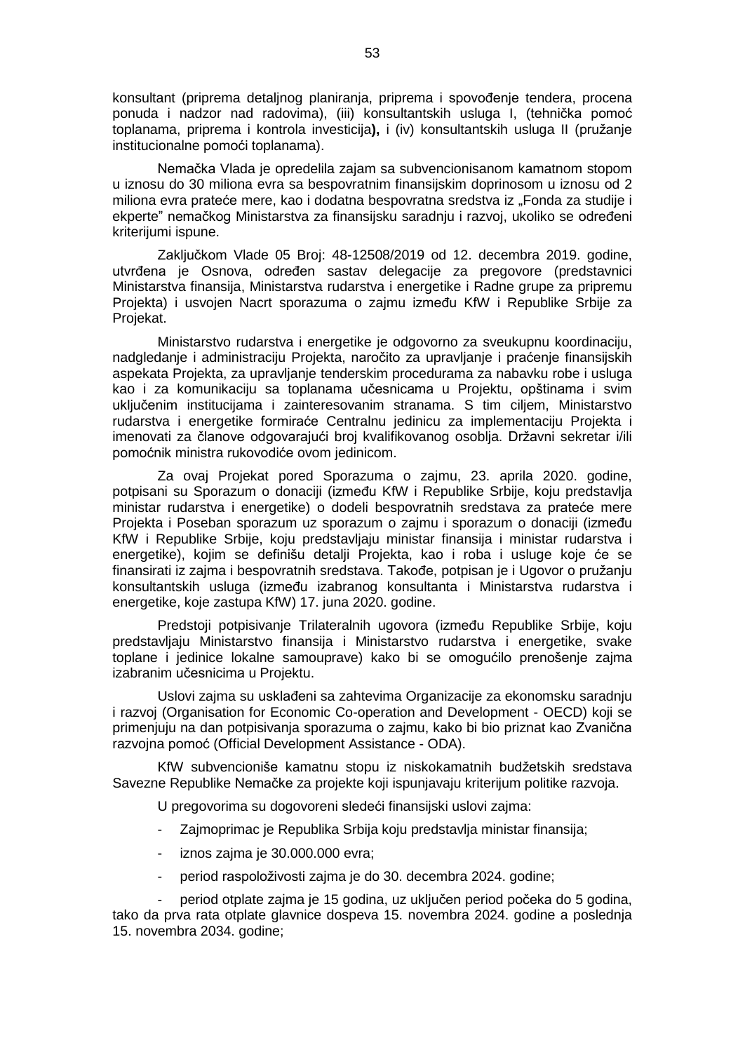konsultant (priprema detaljnog planiranja, priprema i spovođenje tendera, procena ponuda i nadzor nad radovima), (iii) konsultantskih usluga I, (tehnička pomoć toplanama, priprema i kontrola investicija**),** i (iv) konsultantskih usluga II (pružanje institucionalne pomoći toplanama).

Nemačka Vlada je opredelila zajam sa subvencionisanom kamatnom stopom u iznosu do 30 miliona evra sa bespovratnim finansijskim doprinosom u iznosu od 2 miliona evra prateće mere, kao i dodatna bespovratna sredstva iz „Fonda za studije i ekperte" nemačkog Ministarstva za finansijsku saradnju i razvoj, ukoliko se određeni kriterijumi ispune.

Zaključkom Vlade 05 Broj: 48-12508/2019 od 12. decembra 2019. godine, utvrđena je Osnova, određen sastav delegacije za pregovore (predstavnici Ministarstva finansija, Ministarstva rudarstva i energetike i Radne grupe za pripremu Projekta) i usvojen Nacrt sporazuma o zajmu između KfW i Republike Srbije za Projekat.

Ministarstvo rudarstva i energetike je odgovorno za sveukupnu koordinaciju, nadgledanje i administraciju Projekta, naročito za upravljanje i praćenje finansijskih aspekata Projekta, za upravljanje tenderskim procedurama za nabavku robe i usluga kao i za komunikaciju sa toplanama učesnicama u Projektu, opštinama i svim uključenim institucijama i zainteresovanim stranama. S tim ciljem, Ministarstvo rudarstva i energetike formiraće Centralnu jedinicu za implementaciju Projekta i imenovati za članove odgovarajući broj kvalifikovanog osoblja. Državni sekretar i/ili pomoćnik ministra rukovodiće ovom jedinicom.

Za ovaj Projekat pored Sporazuma o zajmu, 23. aprila 2020. godine, potpisani su Sporazum o donaciji (između KfW i Republike Srbije, koju predstavlja ministar rudarstva i energetike) o dodeli bespovratnih sredstava za prateće mere Projekta i Poseban sporazum uz sporazum o zajmu i sporazum o donaciji (između KfW i Republike Srbije, koju predstavljaju ministar finansija i ministar rudarstva i energetike), kojim se definišu detalji Projekta, kao i roba i usluge koje će se finansirati iz zajma i bespovratnih sredstava. Takođe, potpisan je i Ugovor o pružanju konsultantskih usluga (između izabranog konsultanta i Ministarstva rudarstva i energetike, koje zastupa KfW) 17. juna 2020. godine.

Predstoji potpisivanje Trilateralnih ugovora (između Republike Srbije, koju predstavljaju Ministarstvo finansija i Ministarstvo rudarstva i energetike, svake toplane i jedinice lokalne samouprave) kako bi se omogućilo prenošenje zajma izabranim učesnicima u Projektu.

Uslovi zajma su usklađeni sa zahtevima Organizacije za ekonomsku saradnju i razvoj (Organisation for Economic Co-operation and Development - OECD) koji se primenjuju na dan potpisivanja sporazuma o zajmu, kako bi bio priznat kao Zvanična razvojna pomoć (Official Development Assistance - ODA).

KfW subvencioniše kamatnu stopu iz niskokamatnih budžetskih sredstava Savezne Republike Nemačke za projekte koji ispunjavaju kriterijum politike razvoja.

U pregovorima su dogovoreni sledeći finansijski uslovi zajma:

- Zajmoprimac je Republika Srbija koju predstavlja ministar finansija;
- iznos zajma je 30.000.000 evra;
- period raspoloživosti zajma je do 30. decembra 2024. godine;
- period otplate zajma je 15 godina, uz uključen period počeka do 5 godina, tako da prva rata otplate glavnice dospeva 15. novembra 2024. godine a poslednja 15. novembra 2034. godine;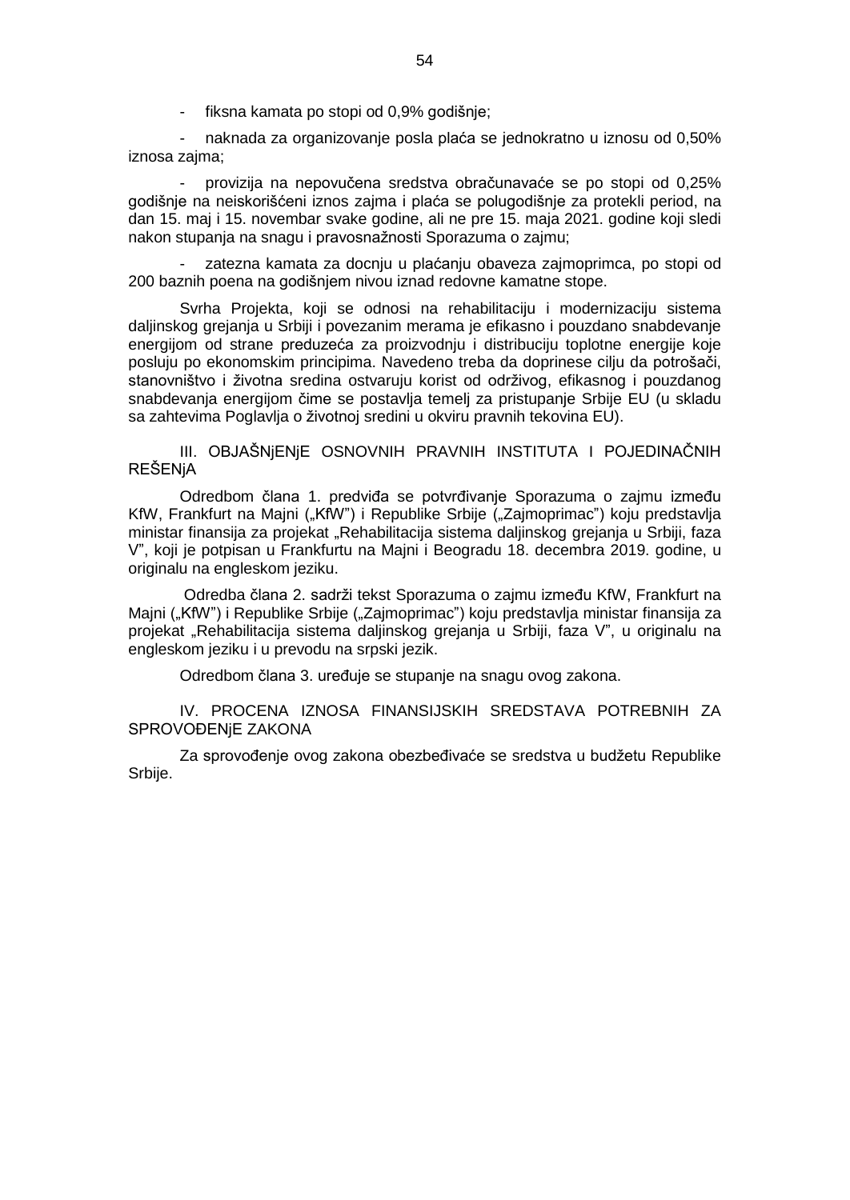- fiksna kamata po stopi od 0,9% godišnje;

- naknada za organizovanje posla plaća se jednokratno u iznosu od 0,50% iznosa zajma;

- provizija na nepovučena sredstva obračunavaće se po stopi od 0,25% godišnje na neiskorišćeni iznos zajma i plaća se polugodišnje za protekli period, na dan 15. maj i 15. novembar svake godine, ali ne pre 15. maja 2021. godine koji sledi nakon stupanja na snagu i pravosnažnosti Sporazuma o zajmu;

- zatezna kamata za docnju u plaćanju obaveza zajmoprimca, po stopi od 200 baznih poena na godišnjem nivou iznad redovne kamatne stope.

Svrha Projekta, koji se odnosi na rehabilitaciju i modernizaciju sistema daljinskog grejanja u Srbiji i povezanim merama je efikasno i pouzdano snabdevanje energijom od strane preduzeća za proizvodnju i distribuciju toplotne energije koje posluju po ekonomskim principima. Navedeno treba da doprinese cilju da potrošači, stanovništvo i životna sredina ostvaruju korist od održivog, efikasnog i pouzdanog snabdevanja energijom čime se postavlja temelj za pristupanje Srbije EU (u skladu sa zahtevima Poglavlja o životnoj sredini u okviru pravnih tekovina EU).

## III. OBJAŠNjENjE OSNOVNIH PRAVNIH INSTITUTA I POJEDINAČNIH REŠENjA

Odredbom člana 1. predviđa se potvrđivanje Sporazuma o zajmu između KfW, Frankfurt na Majni („KfW") i Republike Srbije („Zajmoprimac") koju predstavlja ministar finansija za projekat „Rehabilitacija sistema daljinskog grejanja u Srbiji, faza V", koji je potpisan u Frankfurtu na Majni i Beogradu 18. decembra 2019. godine, u originalu na engleskom jeziku.

Odredba člana 2. sadrži tekst Sporazuma o zajmu između KfW, Frankfurt na Majni („KfW") i Republike Srbije („Zajmoprimac") koju predstavlja ministar finansija za projekat „Rehabilitacija sistema daljinskog grejanja u Srbiji, faza V", u originalu na engleskom jeziku i u prevodu na srpski jezik.

Odredbom člana 3. uređuje se stupanje na snagu ovog zakona.

## IV. PROCENA IZNOSA FINANSIJSKIH SREDSTAVA POTREBNIH ZA SPROVOĐENjE ZAKONA

Za sprovođenje ovog zakona obezbeđivaće se sredstva u budžetu Republike Srbije.